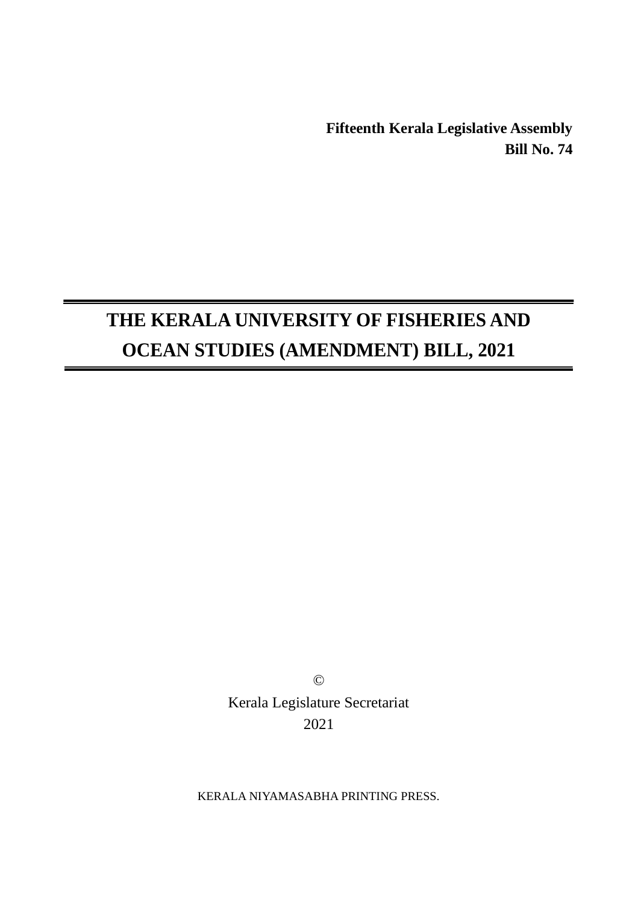**Fifteenth Kerala Legislative Assembly**
**Bill No. 74**

---

# THE KERALA UNIVERSITY OF FISHERIES AND OCEAN STUDIES (AMENDMENT) BILL, 2021

---

©
Kerala Legislature Secretariat
2021

KERALA NIYAMASABHA PRINTING PRESS.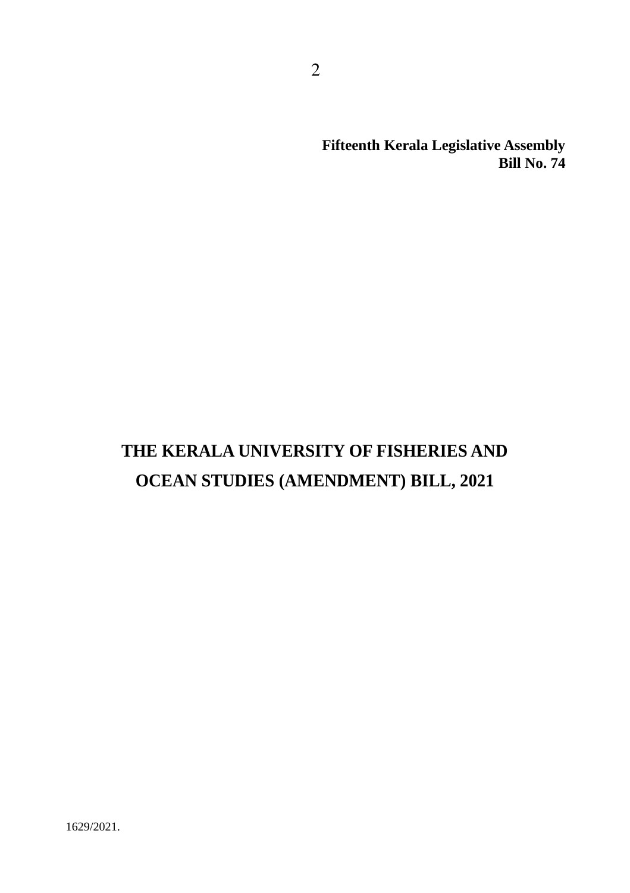**Fifteenth Kerala Legislative Assembly**
**Bill No. 74**

# THE KERALA UNIVERSITY OF FISHERIES AND OCEAN STUDIES (AMENDMENT) BILL, 2021

1629/2021.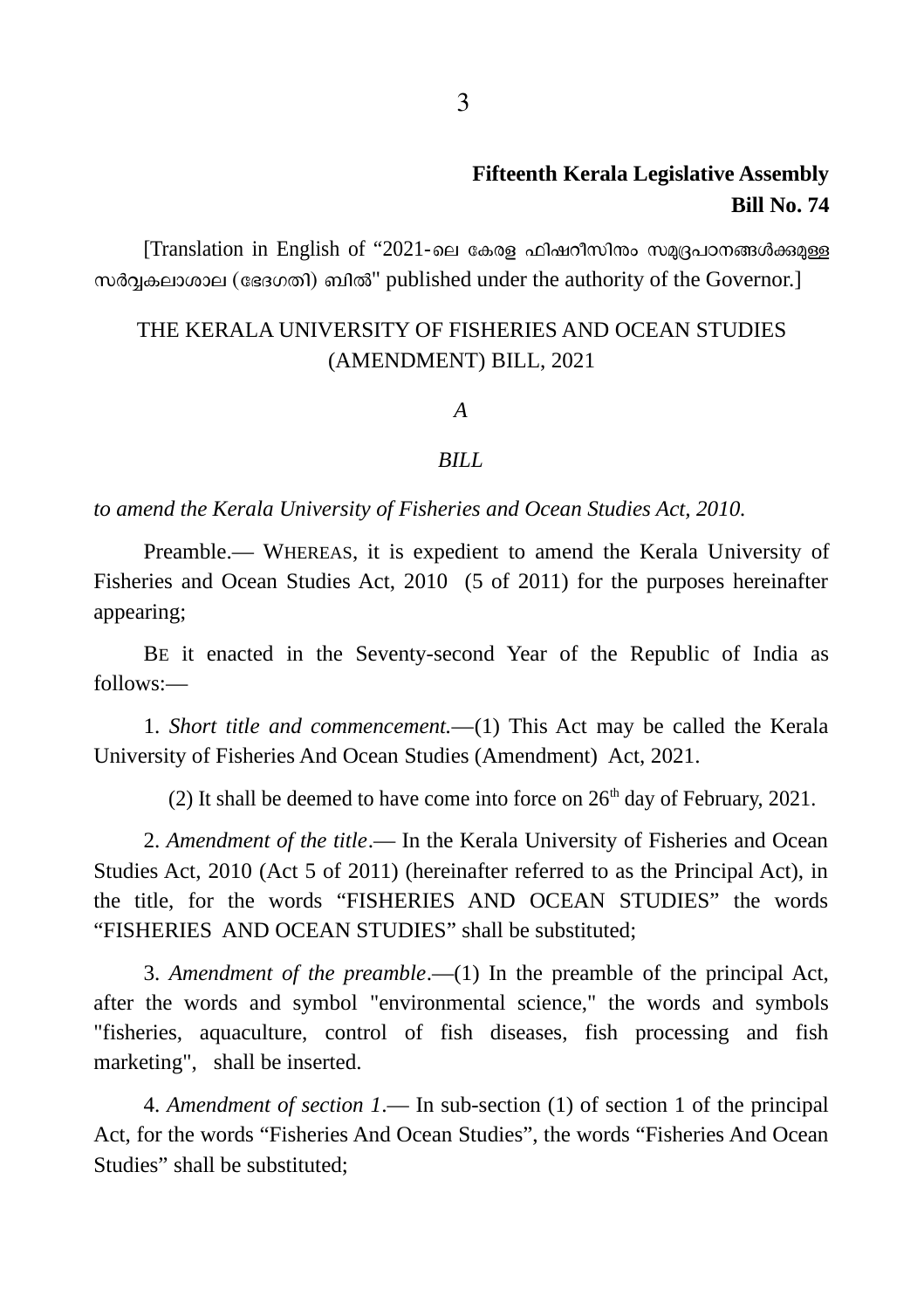**Fifteenth Kerala Legislative Assembly**
**Bill No. 74**

[Translation in English of “2021-ലെ കേരള ഫിഷറീസിനും സമുദ്രപഠനങ്ങൾക്കുമുള്ള സർവ്വകലാശാല (ഭേദഗതി) ബിൽ" published under the authority of the Governor.]

# THE KERALA UNIVERSITY OF FISHERIES AND OCEAN STUDIES (AMENDMENT) BILL, 2021

*A*

*BILL*

*to amend the Kerala University of Fisheries and Ocean Studies Act, 2010.*

Preamble.— WHEREAS, it is expedient to amend the Kerala University of Fisheries and Ocean Studies Act, 2010 (5 of 2011) for the purposes hereinafter appearing;

BE it enacted in the Seventy-second Year of the Republic of India as follows:—

1. *Short title and commencement.*—(1) This Act may be called the Kerala University of Fisheries And Ocean Studies (Amendment) Act, 2021.

(2) It shall be deemed to have come into force on 26th day of February, 2021.

2. *Amendment of the title*.— In the Kerala University of Fisheries and Ocean Studies Act, 2010 (Act 5 of 2011) (hereinafter referred to as the Principal Act), in the title, for the words “FISHERIES AND OCEAN STUDIES” the words “FISHERIES AND OCEAN STUDIES” shall be substituted;

3. *Amendment of the preamble*.—(1) In the preamble of the principal Act, after the words and symbol "environmental science," the words and symbols "fisheries, aquaculture, control of fish diseases, fish processing and fish marketing", shall be inserted.

4. *Amendment of section 1*.— In sub-section (1) of section 1 of the principal Act, for the words “Fisheries And Ocean Studies”, the words “Fisheries And Ocean Studies” shall be substituted;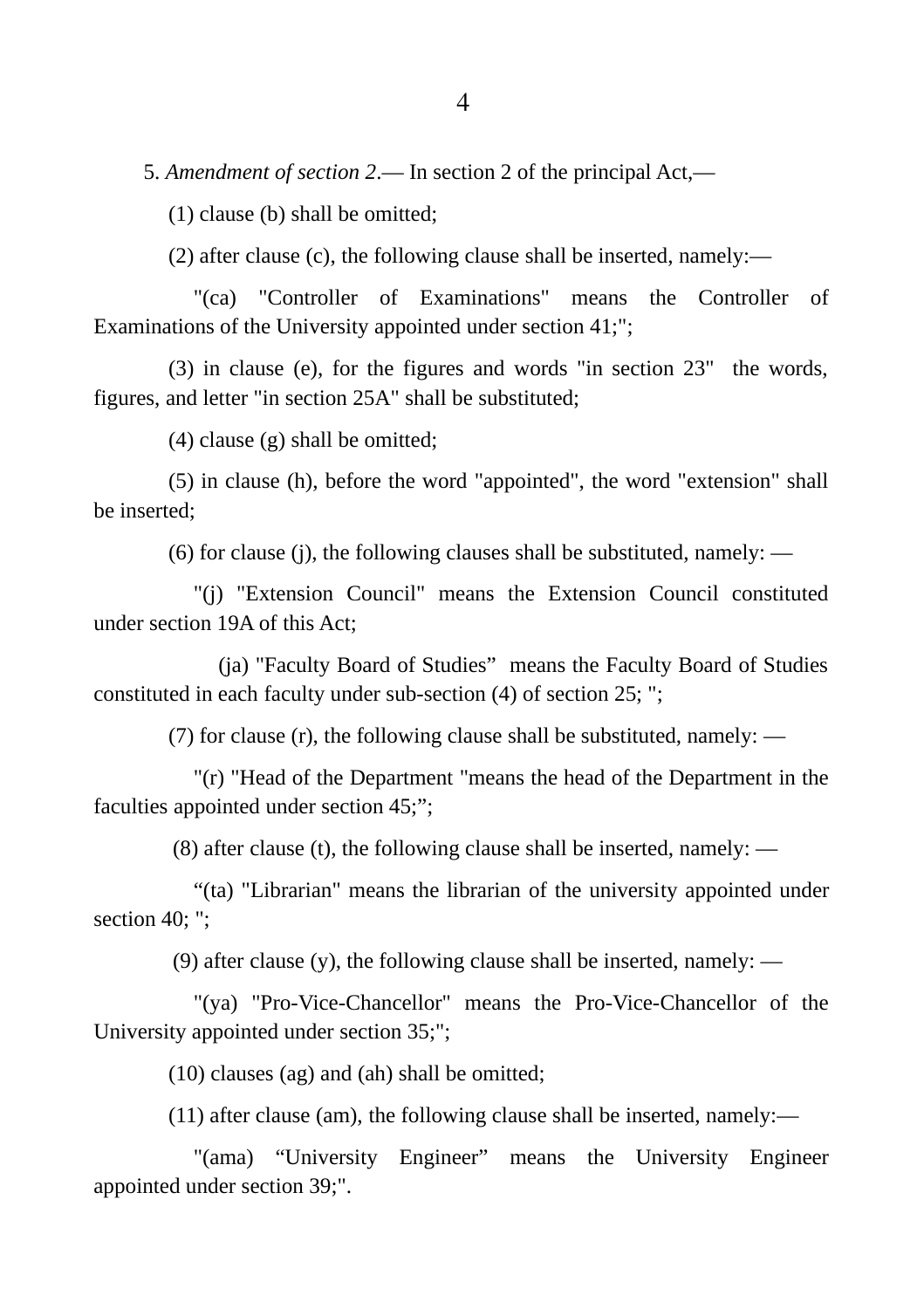5. *Amendment of section 2*.— In section 2 of the principal Act,—

(1) clause (b) shall be omitted;

(2) after clause (c), the following clause shall be inserted, namely:—

"(ca) "Controller of Examinations" means the Controller of Examinations of the University appointed under section 41;";

(3) in clause (e), for the figures and words "in section 23" the words, figures, and letter "in section 25A" shall be substituted;

(4) clause (g) shall be omitted;

(5) in clause (h), before the word "appointed", the word "extension" shall be inserted;

(6) for clause (j), the following clauses shall be substituted, namely: —

"(j) "Extension Council" means the Extension Council constituted under section 19A of this Act;

(ja) "Faculty Board of Studies" means the Faculty Board of Studies constituted in each faculty under sub-section (4) of section 25; ";

(7) for clause (r), the following clause shall be substituted, namely: —

"(r) "Head of the Department "means the head of the Department in the faculties appointed under section 45;";

(8) after clause (t), the following clause shall be inserted, namely: —

"(ta) "Librarian" means the librarian of the university appointed under section 40; ";

(9) after clause (y), the following clause shall be inserted, namely: —

"(ya) "Pro-Vice-Chancellor" means the Pro-Vice-Chancellor of the University appointed under section 35;";

(10) clauses (ag) and (ah) shall be omitted;

(11) after clause (am), the following clause shall be inserted, namely:—

"(ama) "University Engineer" means the University Engineer appointed under section 39;".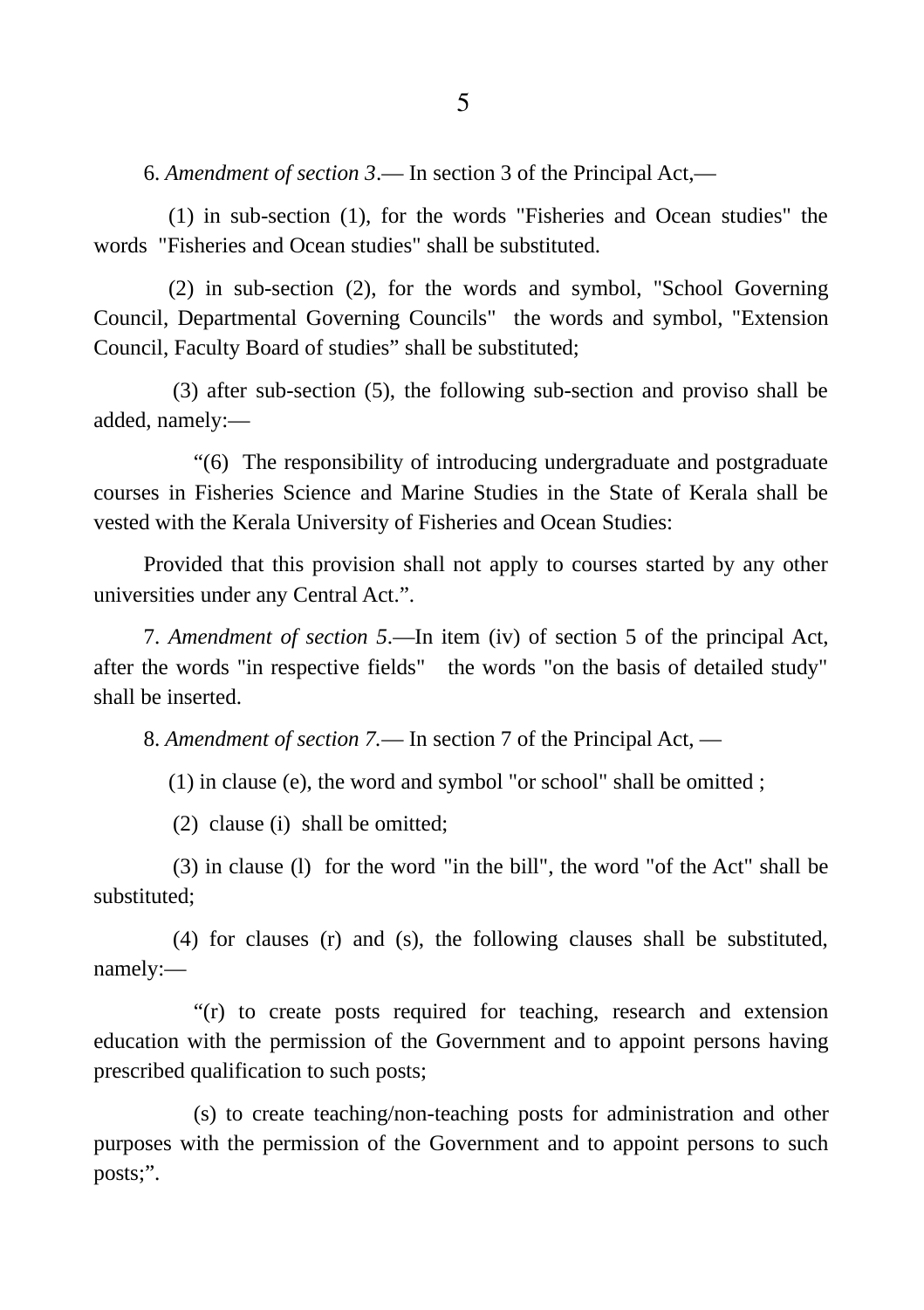6. *Amendment of section 3*.— In section 3 of the Principal Act,—

(1) in sub-section (1), for the words "Fisheries and Ocean studies" the words "Fisheries and Ocean studies" shall be substituted.

(2) in sub-section (2), for the words and symbol, "School Governing Council, Departmental Governing Councils" the words and symbol, "Extension Council, Faculty Board of studies" shall be substituted;

(3) after sub-section (5), the following sub-section and proviso shall be added, namely:—

"(6) The responsibility of introducing undergraduate and postgraduate courses in Fisheries Science and Marine Studies in the State of Kerala shall be vested with the Kerala University of Fisheries and Ocean Studies:

Provided that this provision shall not apply to courses started by any other universities under any Central Act.".

7. *Amendment of section 5*.—In item (iv) of section 5 of the principal Act, after the words "in respective fields" the words "on the basis of detailed study" shall be inserted.

8. *Amendment of section 7*.— In section 7 of the Principal Act, —

(1) in clause (e), the word and symbol "or school" shall be omitted ;

(2) clause (i) shall be omitted;

(3) in clause (l) for the word "in the bill", the word "of the Act" shall be substituted;

(4) for clauses (r) and (s), the following clauses shall be substituted, namely:—

"(r) to create posts required for teaching, research and extension education with the permission of the Government and to appoint persons having prescribed qualification to such posts;

(s) to create teaching/non-teaching posts for administration and other purposes with the permission of the Government and to appoint persons to such posts;".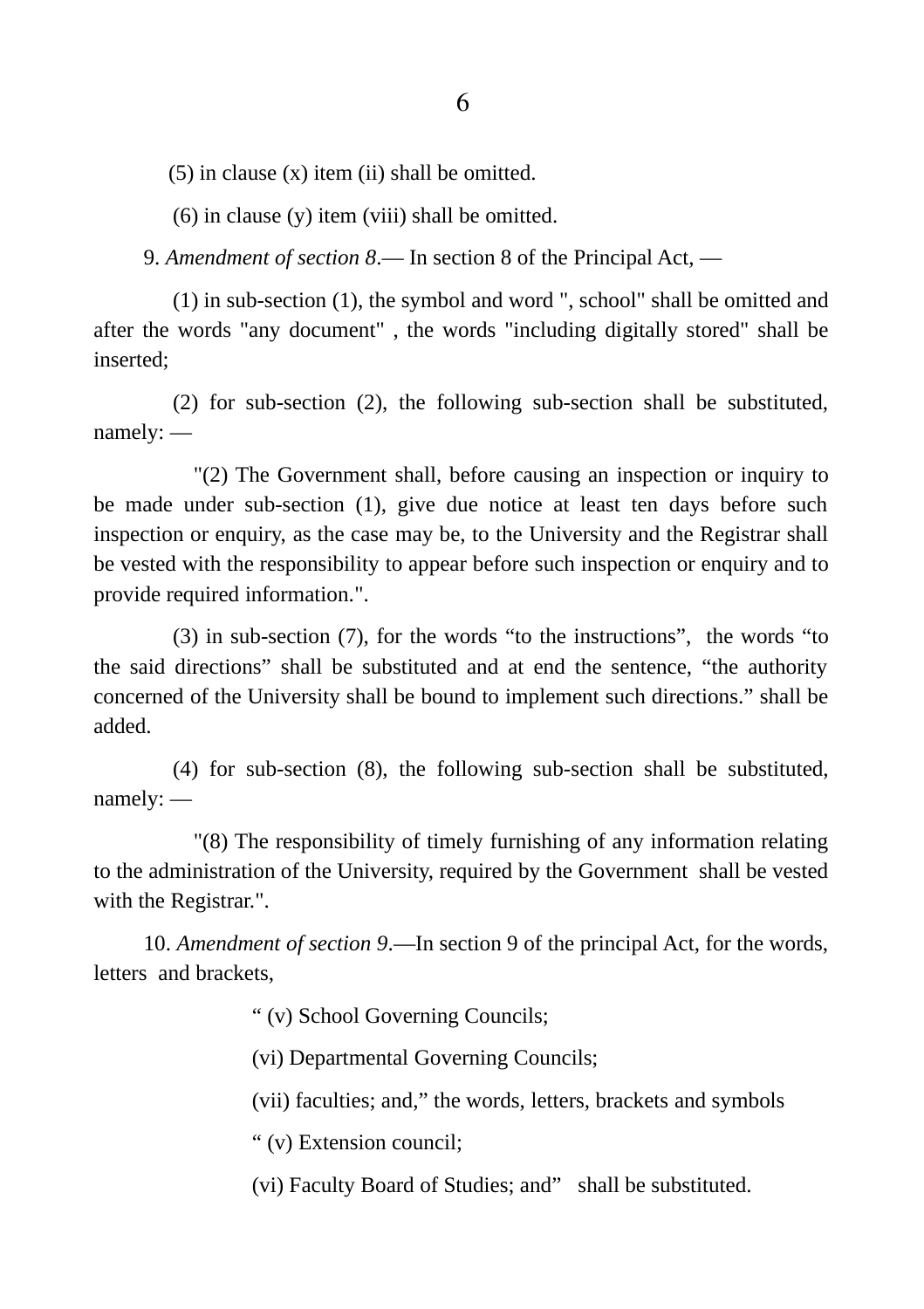(5) in clause (x) item (ii) shall be omitted.

(6) in clause (y) item (viii) shall be omitted.

9. *Amendment of section 8*.— In section 8 of the Principal Act, —

(1) in sub-section (1), the symbol and word ", school" shall be omitted and after the words "any document" , the words "including digitally stored" shall be inserted;

(2) for sub-section (2), the following sub-section shall be substituted, namely: —

"(2) The Government shall, before causing an inspection or inquiry to be made under sub-section (1), give due notice at least ten days before such inspection or enquiry, as the case may be, to the University and the Registrar shall be vested with the responsibility to appear before such inspection or enquiry and to provide required information.".

(3) in sub-section (7), for the words "to the instructions", the words "to the said directions" shall be substituted and at end the sentence, "the authority concerned of the University shall be bound to implement such directions." shall be added.

(4) for sub-section (8), the following sub-section shall be substituted, namely: —

"(8) The responsibility of timely furnishing of any information relating to the administration of the University, required by the Government shall be vested with the Registrar.".

10. *Amendment of section 9*.—In section 9 of the principal Act, for the words, letters and brackets,

" (v) School Governing Councils;

(vi) Departmental Governing Councils;

(vii) faculties; and," the words, letters, brackets and symbols

" (v) Extension council;

(vi) Faculty Board of Studies; and" shall be substituted.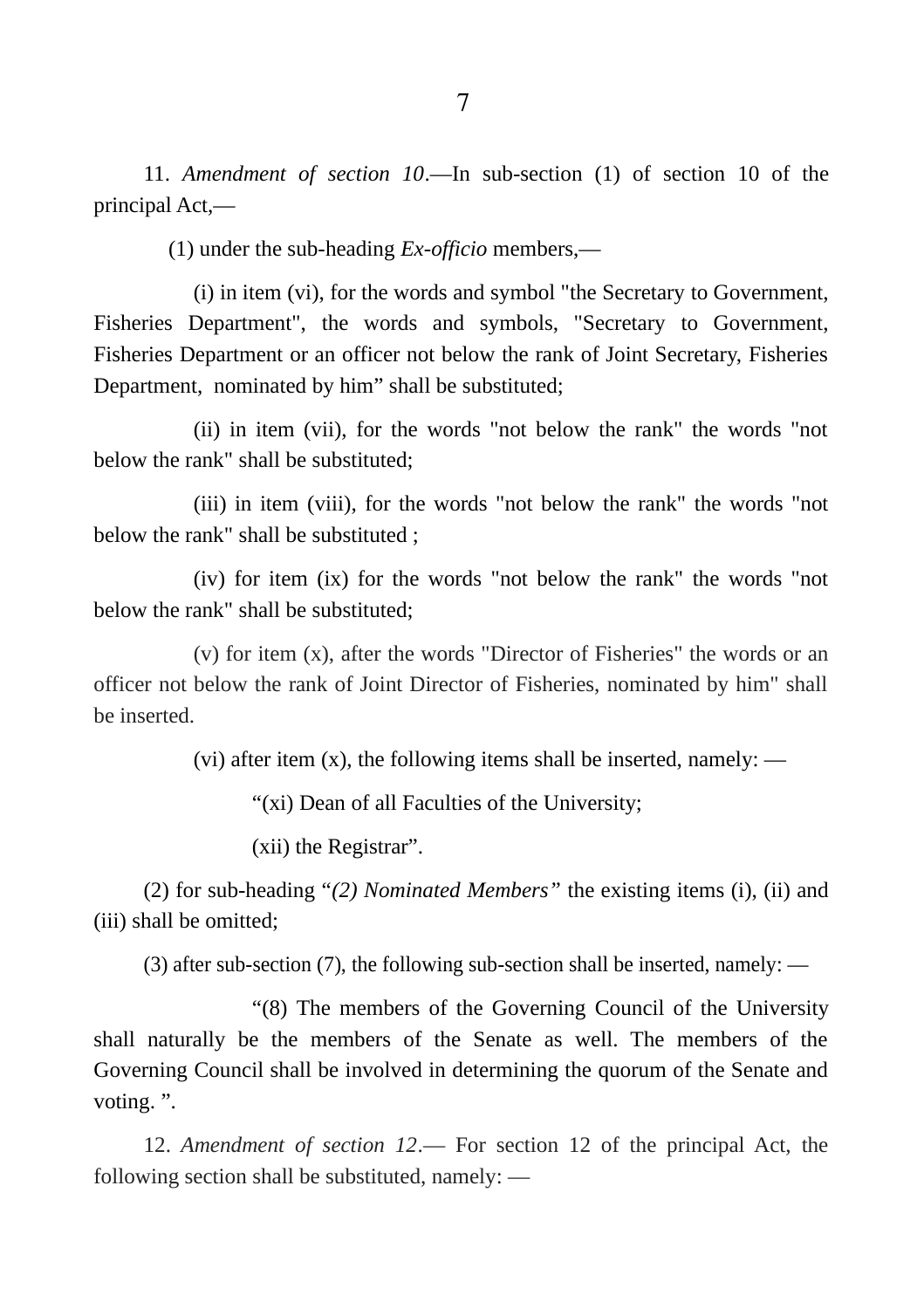11. *Amendment of section 10*.—In sub-section (1) of section 10 of the principal Act,—

(1) under the sub-heading *Ex-officio* members,—

(i) in item (vi), for the words and symbol "the Secretary to Government, Fisheries Department", the words and symbols, "Secretary to Government, Fisheries Department or an officer not below the rank of Joint Secretary, Fisheries Department, nominated by him" shall be substituted;

(ii) in item (vii), for the words "not below the rank" the words "not below the rank" shall be substituted;

(iii) in item (viii), for the words "not below the rank" the words "not below the rank" shall be substituted ;

(iv) for item (ix) for the words "not below the rank" the words "not below the rank" shall be substituted;

(v) for item (x), after the words "Director of Fisheries" the words or an officer not below the rank of Joint Director of Fisheries, nominated by him" shall be inserted.

(vi) after item (x), the following items shall be inserted, namely: —

"(xi) Dean of all Faculties of the University;

(xii) the Registrar".

(2) for sub-heading "*(2) Nominated Members*" the existing items (i), (ii) and (iii) shall be omitted;

(3) after sub-section (7), the following sub-section shall be inserted, namely: —

"(8) The members of the Governing Council of the University shall naturally be the members of the Senate as well. The members of the Governing Council shall be involved in determining the quorum of the Senate and voting. ".

12. *Amendment of section 12*.— For section 12 of the principal Act, the following section shall be substituted, namely: —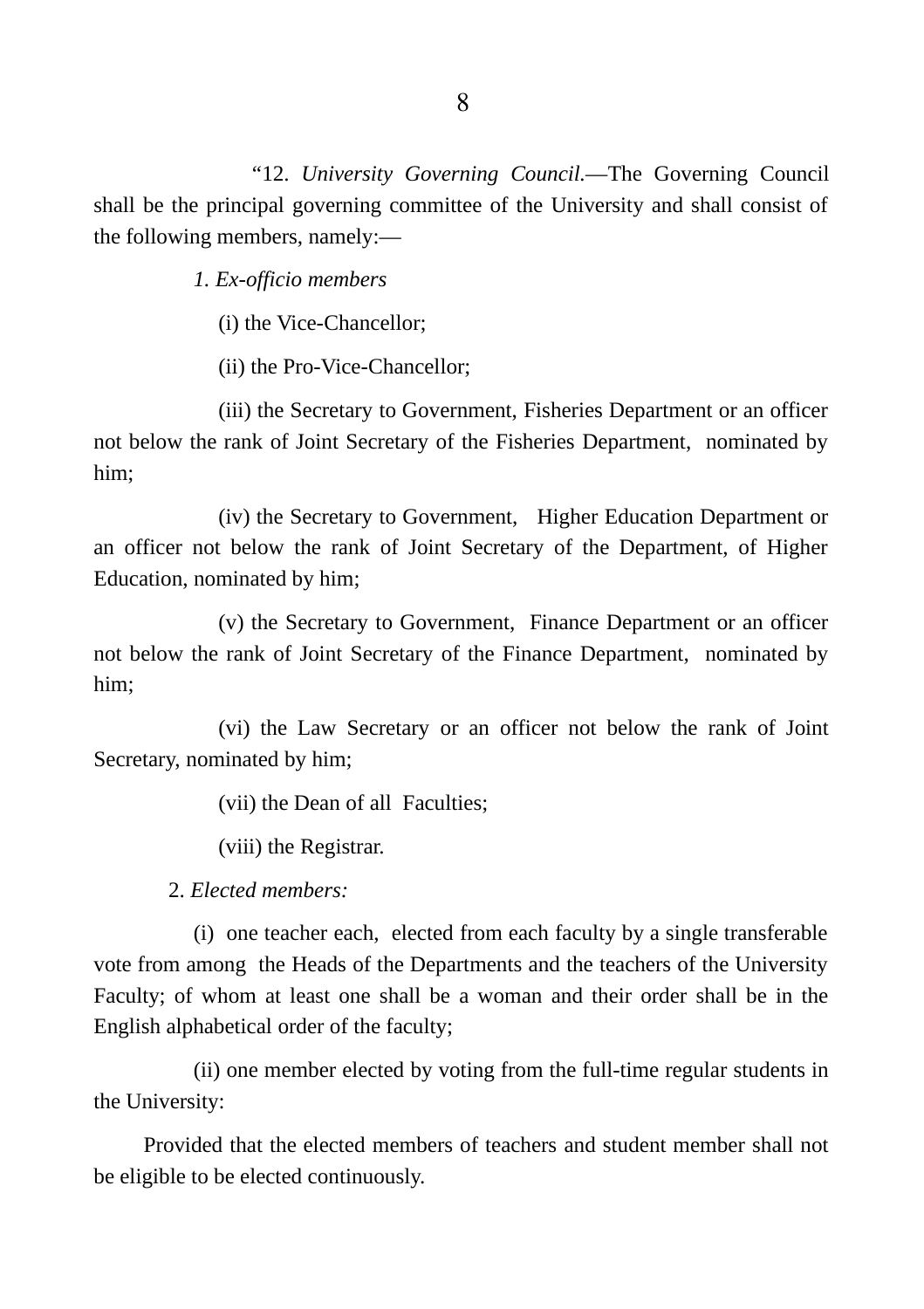"12. *University Governing Council.*—The Governing Council shall be the principal governing committee of the University and shall consist of the following members, namely:—

*1. Ex-officio members*

(i) the Vice-Chancellor;

(ii) the Pro-Vice-Chancellor;

(iii) the Secretary to Government, Fisheries Department or an officer not below the rank of Joint Secretary of the Fisheries Department, nominated by him;

(iv) the Secretary to Government, Higher Education Department or an officer not below the rank of Joint Secretary of the Department, of Higher Education, nominated by him;

(v) the Secretary to Government, Finance Department or an officer not below the rank of Joint Secretary of the Finance Department, nominated by him;

(vi) the Law Secretary or an officer not below the rank of Joint Secretary, nominated by him;

(vii) the Dean of all Faculties;

(viii) the Registrar.

2. *Elected members:*

(i) one teacher each, elected from each faculty by a single transferable vote from among the Heads of the Departments and the teachers of the University Faculty; of whom at least one shall be a woman and their order shall be in the English alphabetical order of the faculty;

(ii) one member elected by voting from the full-time regular students in the University:

Provided that the elected members of teachers and student member shall not be eligible to be elected continuously.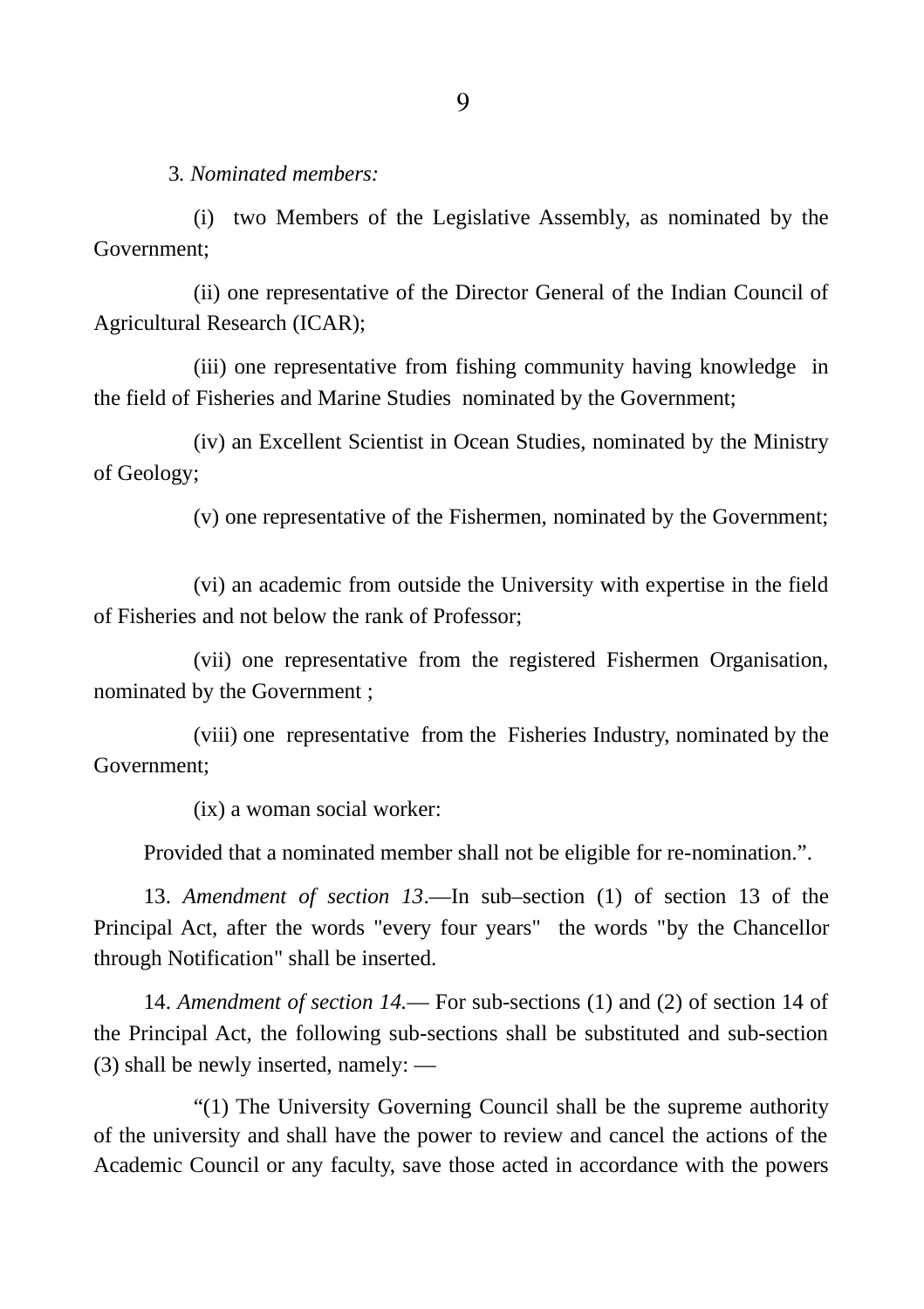3. *Nominated members:*

(i) two Members of the Legislative Assembly, as nominated by the Government;

(ii) one representative of the Director General of the Indian Council of Agricultural Research (ICAR);

(iii) one representative from fishing community having knowledge in the field of Fisheries and Marine Studies nominated by the Government;

(iv) an Excellent Scientist in Ocean Studies, nominated by the Ministry of Geology;

(v) one representative of the Fishermen, nominated by the Government;

(vi) an academic from outside the University with expertise in the field of Fisheries and not below the rank of Professor;

(vii) one representative from the registered Fishermen Organisation, nominated by the Government ;

(viii) one representative from the Fisheries Industry, nominated by the Government;

(ix) a woman social worker:

Provided that a nominated member shall not be eligible for re-nomination.".

13. *Amendment of section 13*.—In sub–section (1) of section 13 of the Principal Act, after the words "every four years" the words "by the Chancellor through Notification" shall be inserted.

14. *Amendment of section 14.*— For sub-sections (1) and (2) of section 14 of the Principal Act, the following sub-sections shall be substituted and sub-section (3) shall be newly inserted, namely: —

"(1) The University Governing Council shall be the supreme authority of the university and shall have the power to review and cancel the actions of the Academic Council or any faculty, save those acted in accordance with the powers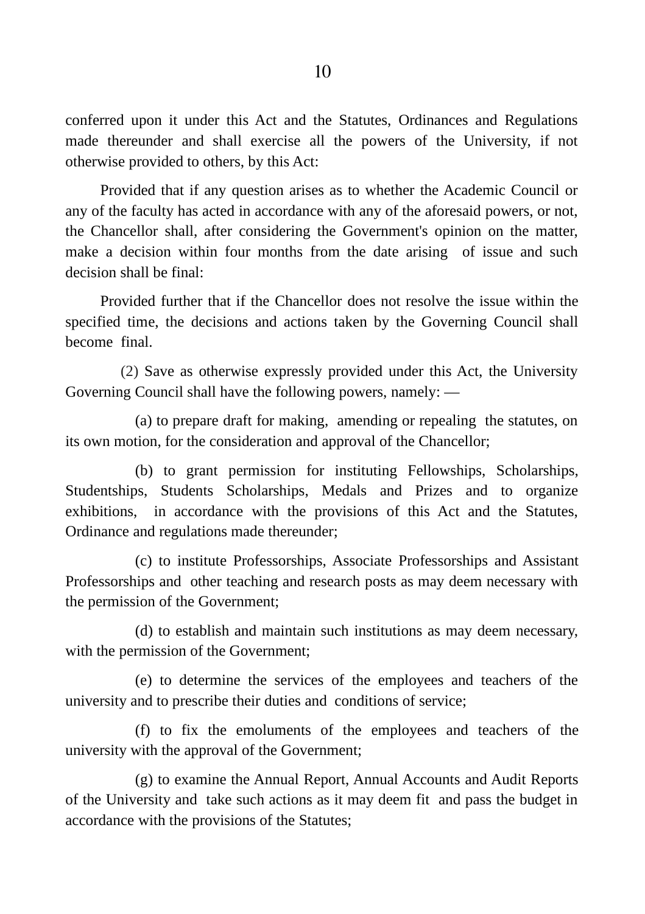conferred upon it under this Act and the Statutes, Ordinances and Regulations made thereunder and shall exercise all the powers of the University, if not otherwise provided to others, by this Act:

Provided that if any question arises as to whether the Academic Council or any of the faculty has acted in accordance with any of the aforesaid powers, or not, the Chancellor shall, after considering the Government's opinion on the matter, make a decision within four months from the date arising of issue and such decision shall be final:

Provided further that if the Chancellor does not resolve the issue within the specified time, the decisions and actions taken by the Governing Council shall become final.

(2) Save as otherwise expressly provided under this Act, the University Governing Council shall have the following powers, namely: —

(a) to prepare draft for making, amending or repealing the statutes, on its own motion, for the consideration and approval of the Chancellor;

(b) to grant permission for instituting Fellowships, Scholarships, Studentships, Students Scholarships, Medals and Prizes and to organize exhibitions, in accordance with the provisions of this Act and the Statutes, Ordinance and regulations made thereunder;

(c) to institute Professorships, Associate Professorships and Assistant Professorships and other teaching and research posts as may deem necessary with the permission of the Government;

(d) to establish and maintain such institutions as may deem necessary, with the permission of the Government;

(e) to determine the services of the employees and teachers of the university and to prescribe their duties and conditions of service;

(f) to fix the emoluments of the employees and teachers of the university with the approval of the Government;

(g) to examine the Annual Report, Annual Accounts and Audit Reports of the University and take such actions as it may deem fit and pass the budget in accordance with the provisions of the Statutes;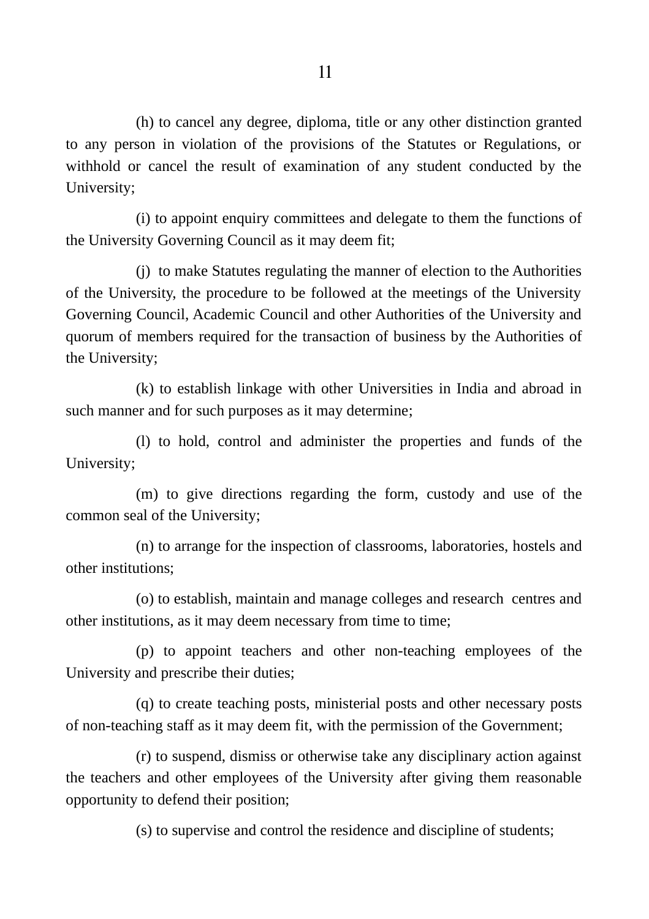(h) to cancel any degree, diploma, title or any other distinction granted to any person in violation of the provisions of the Statutes or Regulations, or withhold or cancel the result of examination of any student conducted by the University;

(i) to appoint enquiry committees and delegate to them the functions of the University Governing Council as it may deem fit;

(j) to make Statutes regulating the manner of election to the Authorities of the University, the procedure to be followed at the meetings of the University Governing Council, Academic Council and other Authorities of the University and quorum of members required for the transaction of business by the Authorities of the University;

(k) to establish linkage with other Universities in India and abroad in such manner and for such purposes as it may determine;

(l) to hold, control and administer the properties and funds of the University;

(m) to give directions regarding the form, custody and use of the common seal of the University;

(n) to arrange for the inspection of classrooms, laboratories, hostels and other institutions;

(o) to establish, maintain and manage colleges and research centres and other institutions, as it may deem necessary from time to time;

(p) to appoint teachers and other non-teaching employees of the University and prescribe their duties;

(q) to create teaching posts, ministerial posts and other necessary posts of non-teaching staff as it may deem fit, with the permission of the Government;

(r) to suspend, dismiss or otherwise take any disciplinary action against the teachers and other employees of the University after giving them reasonable opportunity to defend their position;

(s) to supervise and control the residence and discipline of students;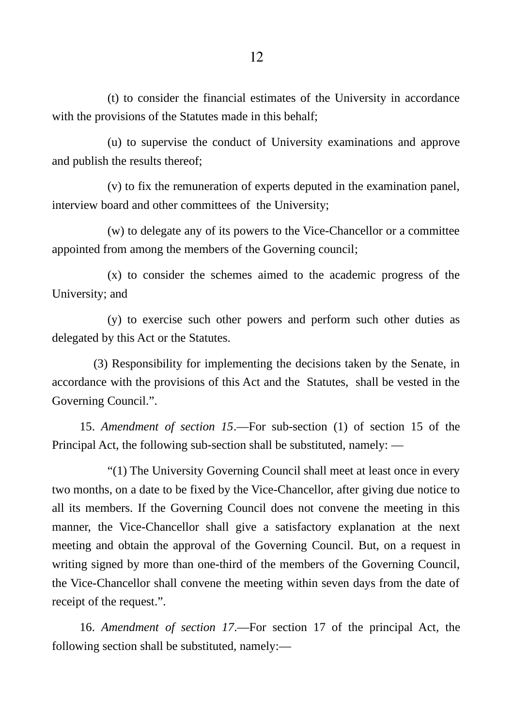(t) to consider the financial estimates of the University in accordance with the provisions of the Statutes made in this behalf;

(u) to supervise the conduct of University examinations and approve and publish the results thereof;

(v) to fix the remuneration of experts deputed in the examination panel, interview board and other committees of the University;

(w) to delegate any of its powers to the Vice-Chancellor or a committee appointed from among the members of the Governing council;

(x) to consider the schemes aimed to the academic progress of the University; and

(y) to exercise such other powers and perform such other duties as delegated by this Act or the Statutes.

(3) Responsibility for implementing the decisions taken by the Senate, in accordance with the provisions of this Act and the Statutes, shall be vested in the Governing Council.".

15. *Amendment of section 15*.—For sub-section (1) of section 15 of the Principal Act, the following sub-section shall be substituted, namely: —

"(1) The University Governing Council shall meet at least once in every two months, on a date to be fixed by the Vice-Chancellor, after giving due notice to all its members. If the Governing Council does not convene the meeting in this manner, the Vice-Chancellor shall give a satisfactory explanation at the next meeting and obtain the approval of the Governing Council. But, on a request in writing signed by more than one-third of the members of the Governing Council, the Vice-Chancellor shall convene the meeting within seven days from the date of receipt of the request.".

16. *Amendment of section 17*.—For section 17 of the principal Act, the following section shall be substituted, namely:—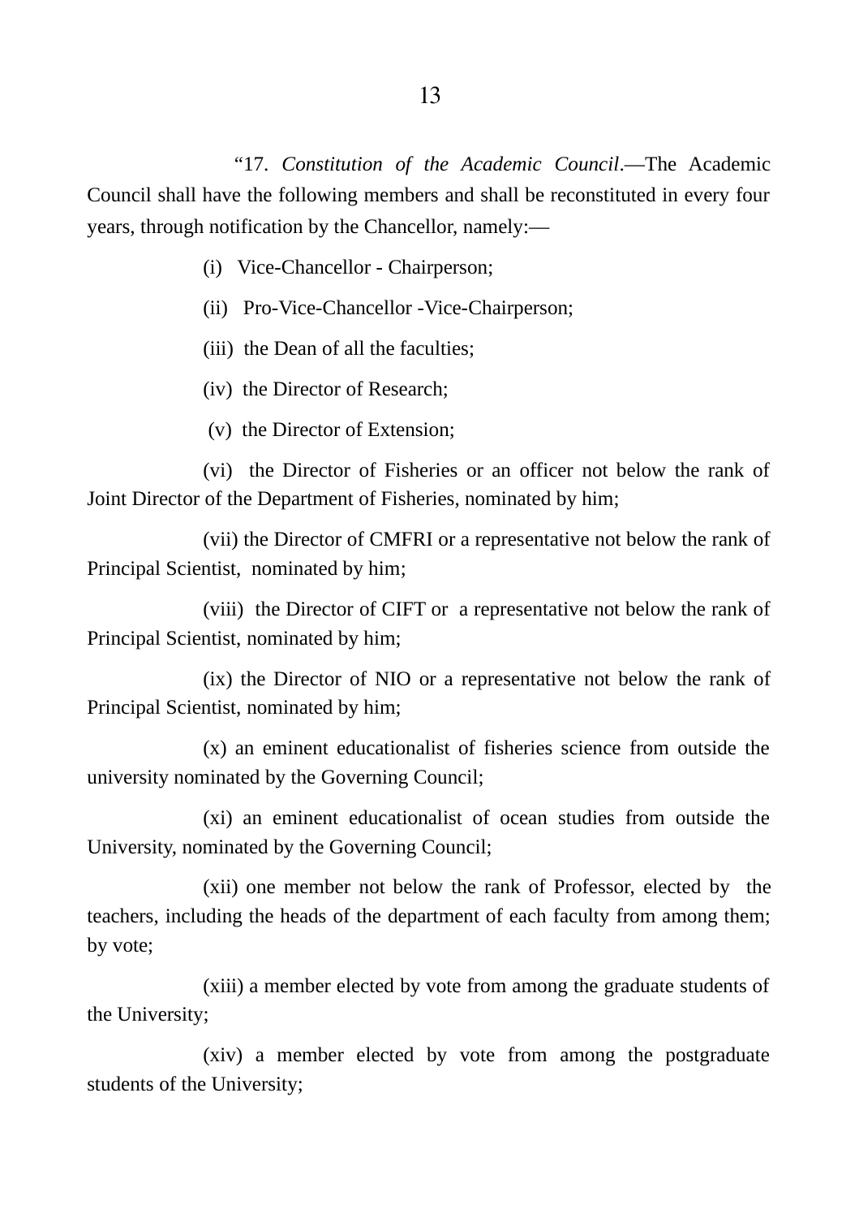"17. *Constitution of the Academic Council*.—The Academic Council shall have the following members and shall be reconstituted in every four years, through notification by the Chancellor, namely:—

(i) Vice-Chancellor - Chairperson;

(ii) Pro-Vice-Chancellor -Vice-Chairperson;

(iii) the Dean of all the faculties;

(iv) the Director of Research;

(v) the Director of Extension;

(vi) the Director of Fisheries or an officer not below the rank of Joint Director of the Department of Fisheries, nominated by him;

(vii) the Director of CMFRI or a representative not below the rank of Principal Scientist, nominated by him;

(viii) the Director of CIFT or a representative not below the rank of Principal Scientist, nominated by him;

(ix) the Director of NIO or a representative not below the rank of Principal Scientist, nominated by him;

(x) an eminent educationalist of fisheries science from outside the university nominated by the Governing Council;

(xi) an eminent educationalist of ocean studies from outside the University, nominated by the Governing Council;

(xii) one member not below the rank of Professor, elected by the teachers, including the heads of the department of each faculty from among them; by vote;

(xiii) a member elected by vote from among the graduate students of the University;

(xiv) a member elected by vote from among the postgraduate students of the University;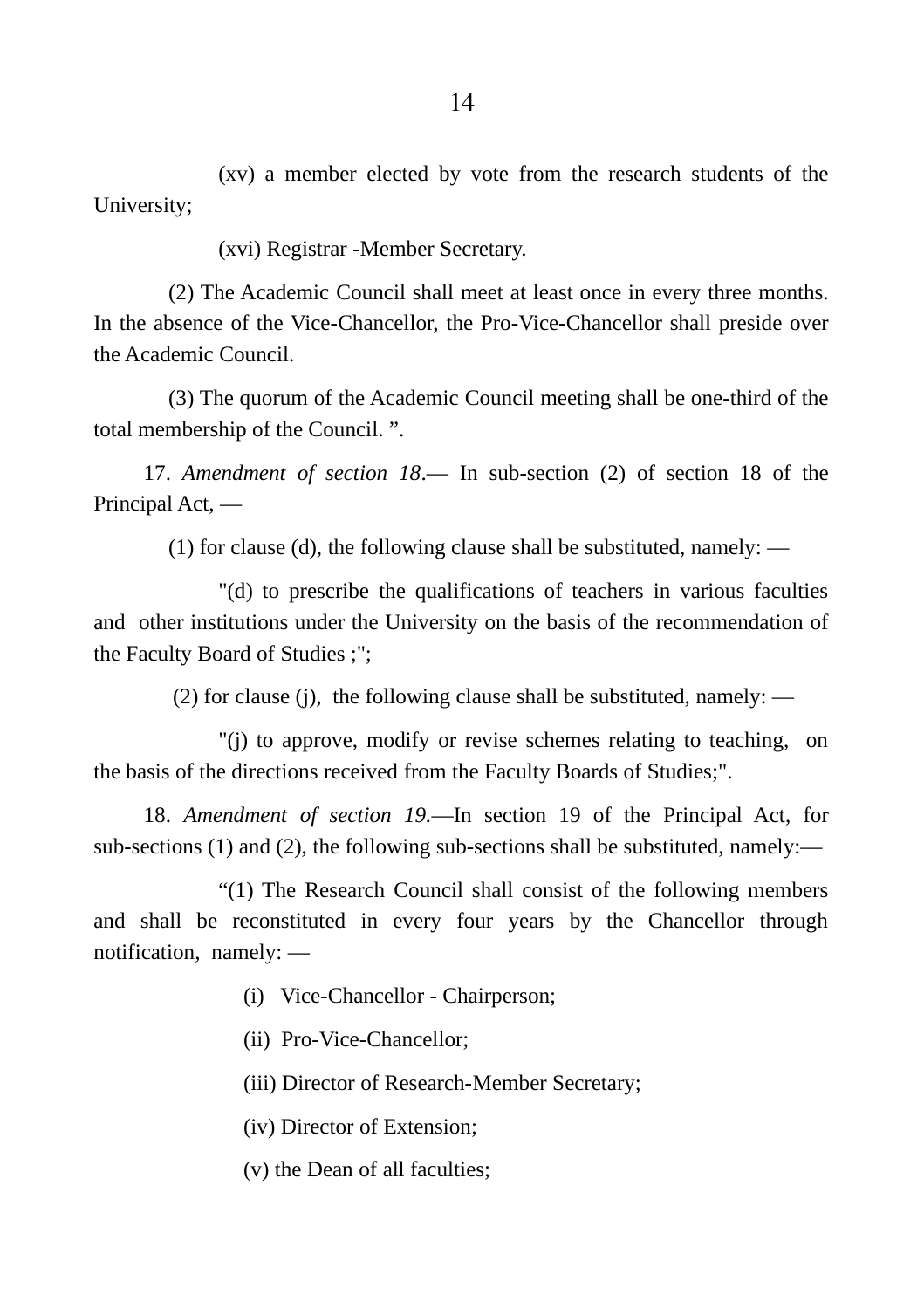(xv) a member elected by vote from the research students of the University;

(xvi) Registrar -Member Secretary.

(2) The Academic Council shall meet at least once in every three months. In the absence of the Vice-Chancellor, the Pro-Vice-Chancellor shall preside over the Academic Council.

(3) The quorum of the Academic Council meeting shall be one-third of the total membership of the Council. ".

17. *Amendment of section 18*.— In sub-section (2) of section 18 of the Principal Act, —

(1) for clause (d), the following clause shall be substituted, namely: —

"(d) to prescribe the qualifications of teachers in various faculties and other institutions under the University on the basis of the recommendation of the Faculty Board of Studies ;";

(2) for clause (j), the following clause shall be substituted, namely: —

"(j) to approve, modify or revise schemes relating to teaching, on the basis of the directions received from the Faculty Boards of Studies;".

18. *Amendment of section 19.*—In section 19 of the Principal Act, for sub-sections (1) and (2), the following sub-sections shall be substituted, namely:—

"(1) The Research Council shall consist of the following members and shall be reconstituted in every four years by the Chancellor through notification, namely: —

(i) Vice-Chancellor - Chairperson;

(ii) Pro-Vice-Chancellor;

(iii) Director of Research-Member Secretary;

(iv) Director of Extension;

(v) the Dean of all faculties;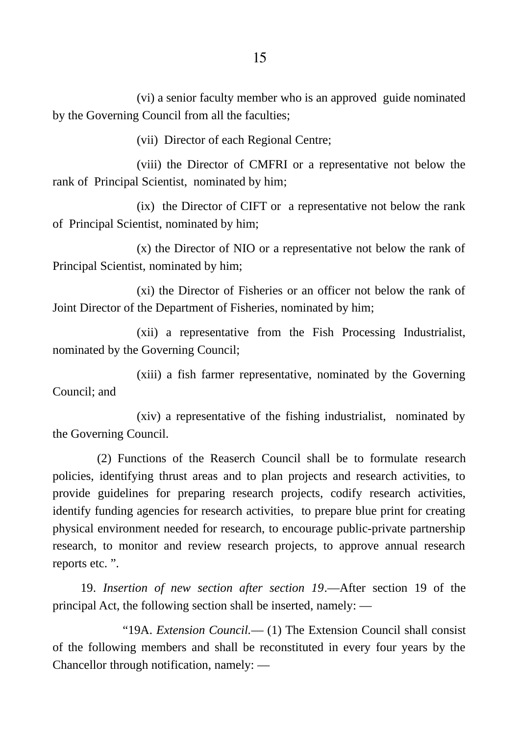(vi) a senior faculty member who is an approved guide nominated by the Governing Council from all the faculties;

(vii) Director of each Regional Centre;

(viii) the Director of CMFRI or a representative not below the rank of Principal Scientist, nominated by him;

(ix) the Director of CIFT or a representative not below the rank of Principal Scientist, nominated by him;

(x) the Director of NIO or a representative not below the rank of Principal Scientist, nominated by him;

(xi) the Director of Fisheries or an officer not below the rank of Joint Director of the Department of Fisheries, nominated by him;

(xii) a representative from the Fish Processing Industrialist, nominated by the Governing Council;

(xiii) a fish farmer representative, nominated by the Governing Council; and

(xiv) a representative of the fishing industrialist, nominated by the Governing Council.

(2) Functions of the Reaserch Council shall be to formulate research policies, identifying thrust areas and to plan projects and research activities, to provide guidelines for preparing research projects, codify research activities, identify funding agencies for research activities, to prepare blue print for creating physical environment needed for research, to encourage public-private partnership research, to monitor and review research projects, to approve annual research reports etc. ".

19. *Insertion of new section after section 19*.—After section 19 of the principal Act, the following section shall be inserted, namely: —

"19A. *Extension Council.*— (1) The Extension Council shall consist of the following members and shall be reconstituted in every four years by the Chancellor through notification, namely: —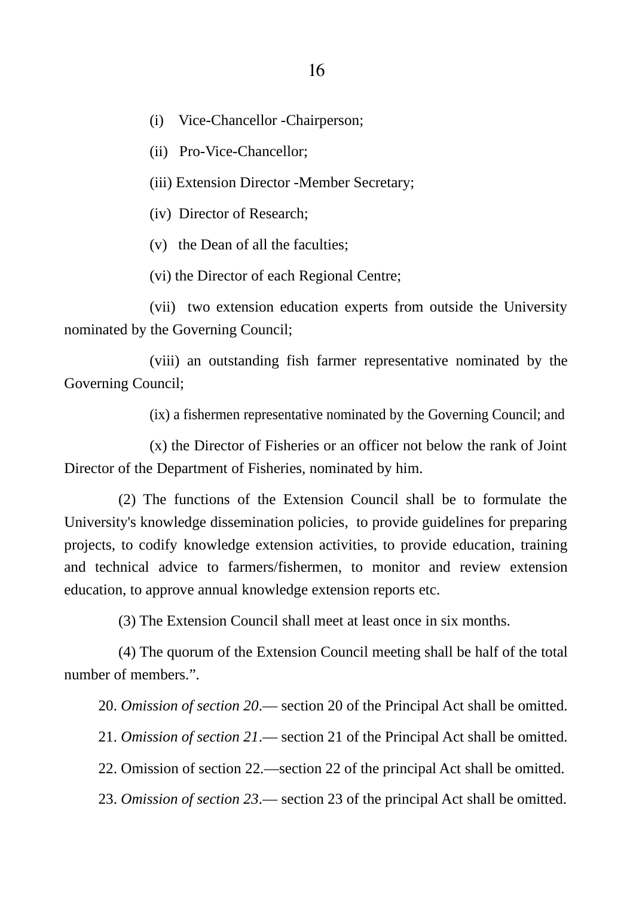(i) Vice-Chancellor -Chairperson;

(ii) Pro-Vice-Chancellor;

(iii) Extension Director -Member Secretary;

(iv) Director of Research;

(v) the Dean of all the faculties;

(vi) the Director of each Regional Centre;

(vii) two extension education experts from outside the University nominated by the Governing Council;

(viii) an outstanding fish farmer representative nominated by the Governing Council;

(ix) a fishermen representative nominated by the Governing Council; and

(x) the Director of Fisheries or an officer not below the rank of Joint Director of the Department of Fisheries, nominated by him.

(2) The functions of the Extension Council shall be to formulate the University's knowledge dissemination policies, to provide guidelines for preparing projects, to codify knowledge extension activities, to provide education, training and technical advice to farmers/fishermen, to monitor and review extension education, to approve annual knowledge extension reports etc.

(3) The Extension Council shall meet at least once in six months.

(4) The quorum of the Extension Council meeting shall be half of the total number of members.".

20. *Omission of section 20*.— section 20 of the Principal Act shall be omitted.

21. *Omission of section 21*.— section 21 of the Principal Act shall be omitted.

22. Omission of section 22.—section 22 of the principal Act shall be omitted.

23. *Omission of section 23*.— section 23 of the principal Act shall be omitted.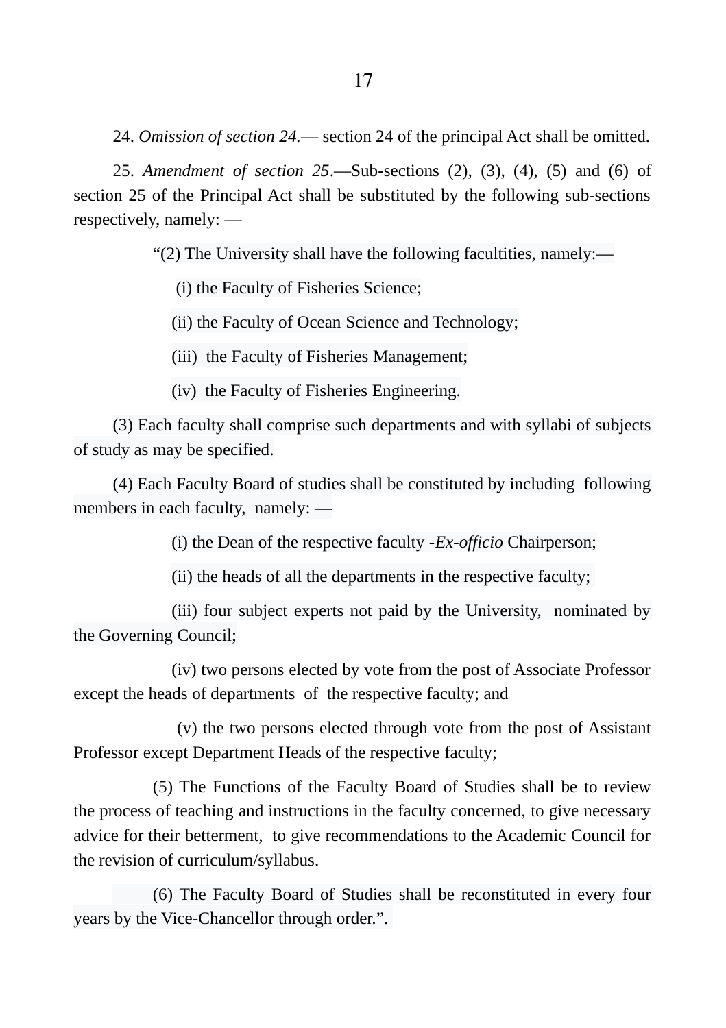24. *Omission of section 24.*— section 24 of the principal Act shall be omitted.

25. *Amendment of section 25*.—Sub-sections (2), (3), (4), (5) and (6) of section 25 of the Principal Act shall be substituted by the following sub-sections respectively, namely: —

"(2) The University shall have the following facultities, namely:—

(i) the Faculty of Fisheries Science;

(ii) the Faculty of Ocean Science and Technology;

(iii) the Faculty of Fisheries Management;

(iv) the Faculty of Fisheries Engineering.

(3) Each faculty shall comprise such departments and with syllabi of subjects of study as may be specified.

(4) Each Faculty Board of studies shall be constituted by including following members in each faculty, namely: —

(i) the Dean of the respective faculty -*Ex-officio* Chairperson;

(ii) the heads of all the departments in the respective faculty;

(iii) four subject experts not paid by the University, nominated by the Governing Council;

(iv) two persons elected by vote from the post of Associate Professor except the heads of departments of the respective faculty; and

(v) the two persons elected through vote from the post of Assistant Professor except Department Heads of the respective faculty;

(5) The Functions of the Faculty Board of Studies shall be to review the process of teaching and instructions in the faculty concerned, to give necessary advice for their betterment, to give recommendations to the Academic Council for the revision of curriculum/syllabus.

(6) The Faculty Board of Studies shall be reconstituted in every four years by the Vice-Chancellor through order.".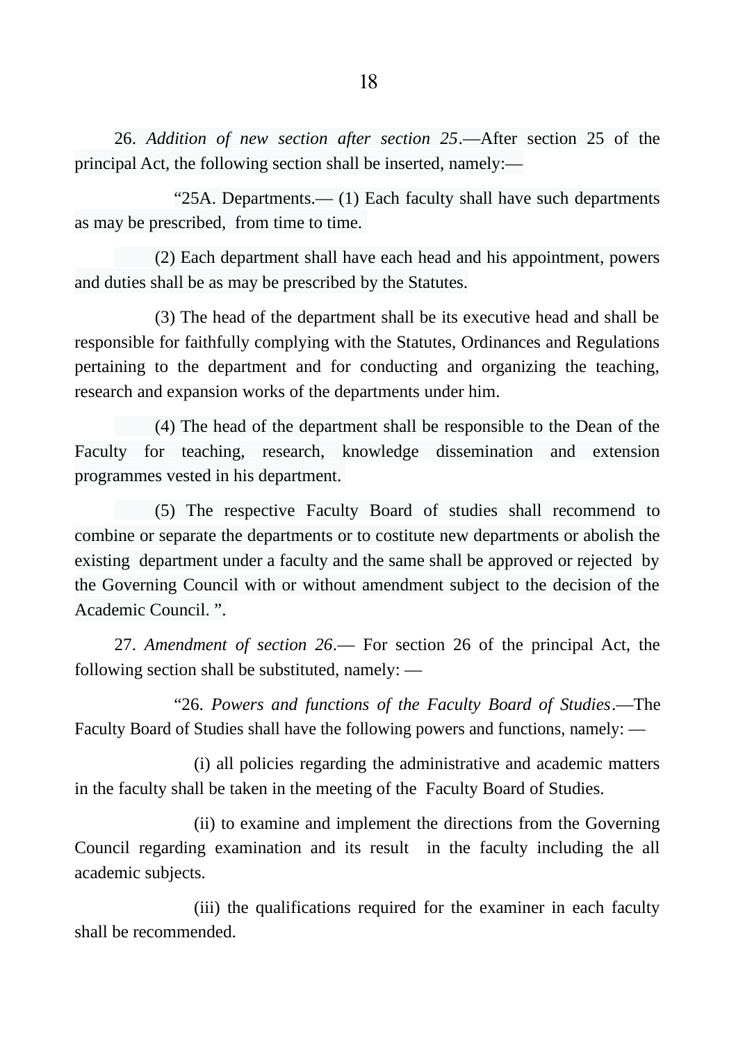26. *Addition of new section after section 25*.—After section 25 of the principal Act, the following section shall be inserted, namely:—

"25A. Departments.— (1) Each faculty shall have such departments as may be prescribed, from time to time.

(2) Each department shall have each head and his appointment, powers and duties shall be as may be prescribed by the Statutes.

(3) The head of the department shall be its executive head and shall be responsible for faithfully complying with the Statutes, Ordinances and Regulations pertaining to the department and for conducting and organizing the teaching, research and expansion works of the departments under him.

(4) The head of the department shall be responsible to the Dean of the Faculty for teaching, research, knowledge dissemination and extension programmes vested in his department.

(5) The respective Faculty Board of studies shall recommend to combine or separate the departments or to costitute new departments or abolish the existing department under a faculty and the same shall be approved or rejected by the Governing Council with or without amendment subject to the decision of the Academic Council. ".

27. *Amendment of section 26*.— For section 26 of the principal Act, the following section shall be substituted, namely: —

"26. *Powers and functions of the Faculty Board of Studies*.—The Faculty Board of Studies shall have the following powers and functions, namely: —

(i) all policies regarding the administrative and academic matters in the faculty shall be taken in the meeting of the Faculty Board of Studies.

(ii) to examine and implement the directions from the Governing Council regarding examination and its result in the faculty including the all academic subjects.

(iii) the qualifications required for the examiner in each faculty shall be recommended.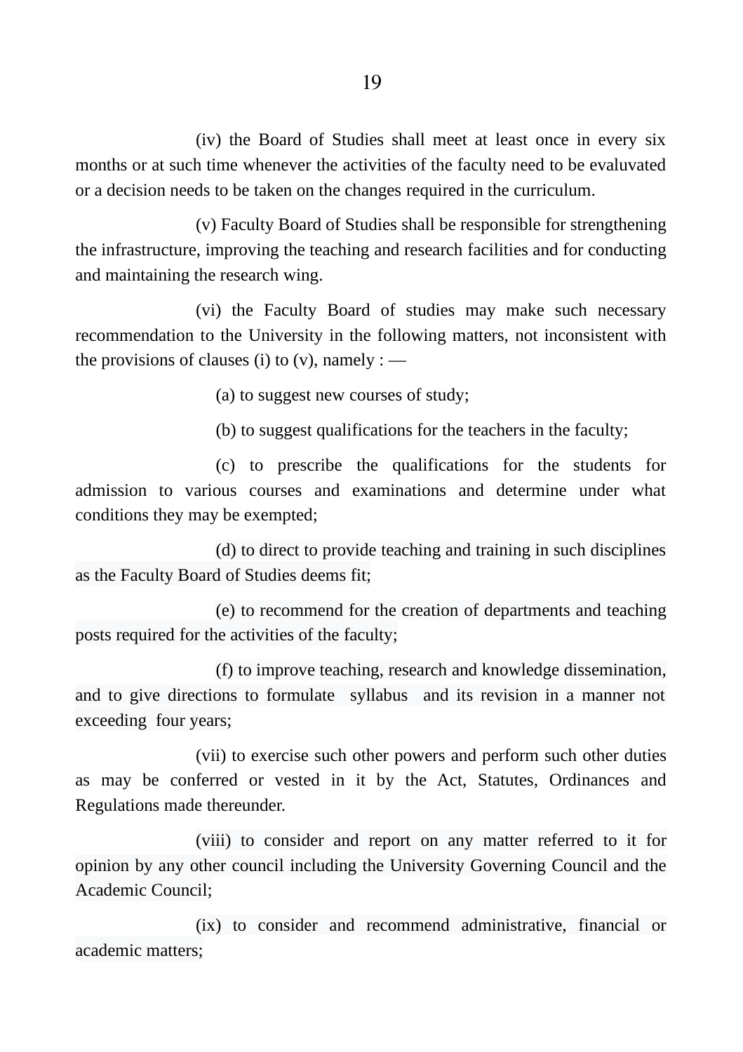(iv) the Board of Studies shall meet at least once in every six months or at such time whenever the activities of the faculty need to be evaluvated or a decision needs to be taken on the changes required in the curriculum.

(v) Faculty Board of Studies shall be responsible for strengthening the infrastructure, improving the teaching and research facilities and for conducting and maintaining the research wing.

(vi) the Faculty Board of studies may make such necessary recommendation to the University in the following matters, not inconsistent with the provisions of clauses (i) to (v), namely : —

(a) to suggest new courses of study;

(b) to suggest qualifications for the teachers in the faculty;

(c) to prescribe the qualifications for the students for admission to various courses and examinations and determine under what conditions they may be exempted;

(d) to direct to provide teaching and training in such disciplines as the Faculty Board of Studies deems fit;

(e) to recommend for the creation of departments and teaching posts required for the activities of the faculty;

(f) to improve teaching, research and knowledge dissemination, and to give directions to formulate syllabus and its revision in a manner not exceeding four years;

(vii) to exercise such other powers and perform such other duties as may be conferred or vested in it by the Act, Statutes, Ordinances and Regulations made thereunder.

(viii) to consider and report on any matter referred to it for opinion by any other council including the University Governing Council and the Academic Council;

(ix) to consider and recommend administrative, financial or academic matters;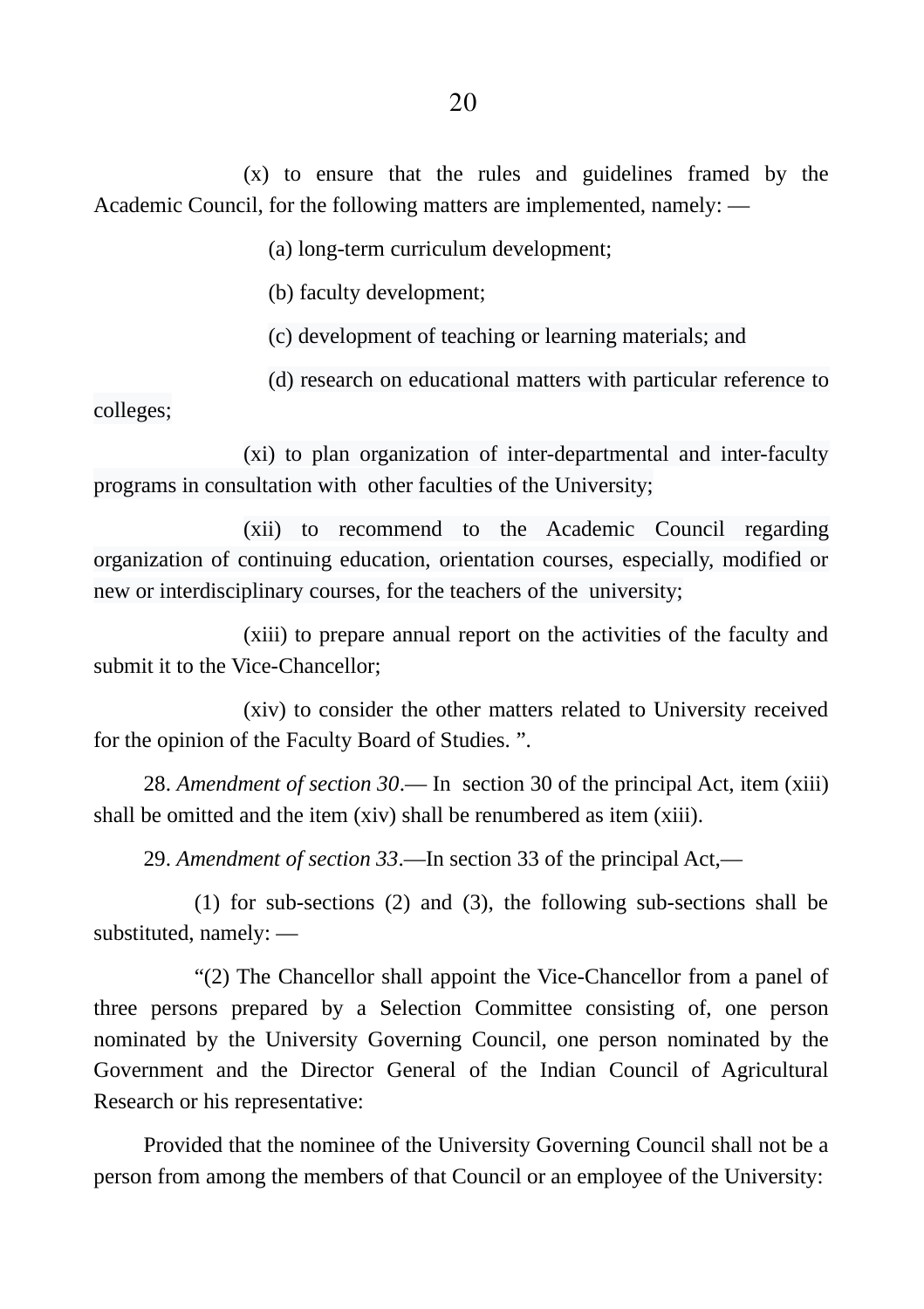(x) to ensure that the rules and guidelines framed by the Academic Council, for the following matters are implemented, namely: —

(a) long-term curriculum development;

(b) faculty development;

(c) development of teaching or learning materials; and

(d) research on educational matters with particular reference to colleges;

(xi) to plan organization of inter-departmental and inter-faculty programs in consultation with other faculties of the University;

(xii) to recommend to the Academic Council regarding organization of continuing education, orientation courses, especially, modified or new or interdisciplinary courses, for the teachers of the university;

(xiii) to prepare annual report on the activities of the faculty and submit it to the Vice-Chancellor;

(xiv) to consider the other matters related to University received for the opinion of the Faculty Board of Studies. ".

28. *Amendment of section 30*.— In section 30 of the principal Act, item (xiii) shall be omitted and the item (xiv) shall be renumbered as item (xiii).

29. *Amendment of section 33*.—In section 33 of the principal Act,—

(1) for sub-sections (2) and (3), the following sub-sections shall be substituted, namely: —

"(2) The Chancellor shall appoint the Vice-Chancellor from a panel of three persons prepared by a Selection Committee consisting of, one person nominated by the University Governing Council, one person nominated by the Government and the Director General of the Indian Council of Agricultural Research or his representative:

Provided that the nominee of the University Governing Council shall not be a person from among the members of that Council or an employee of the University: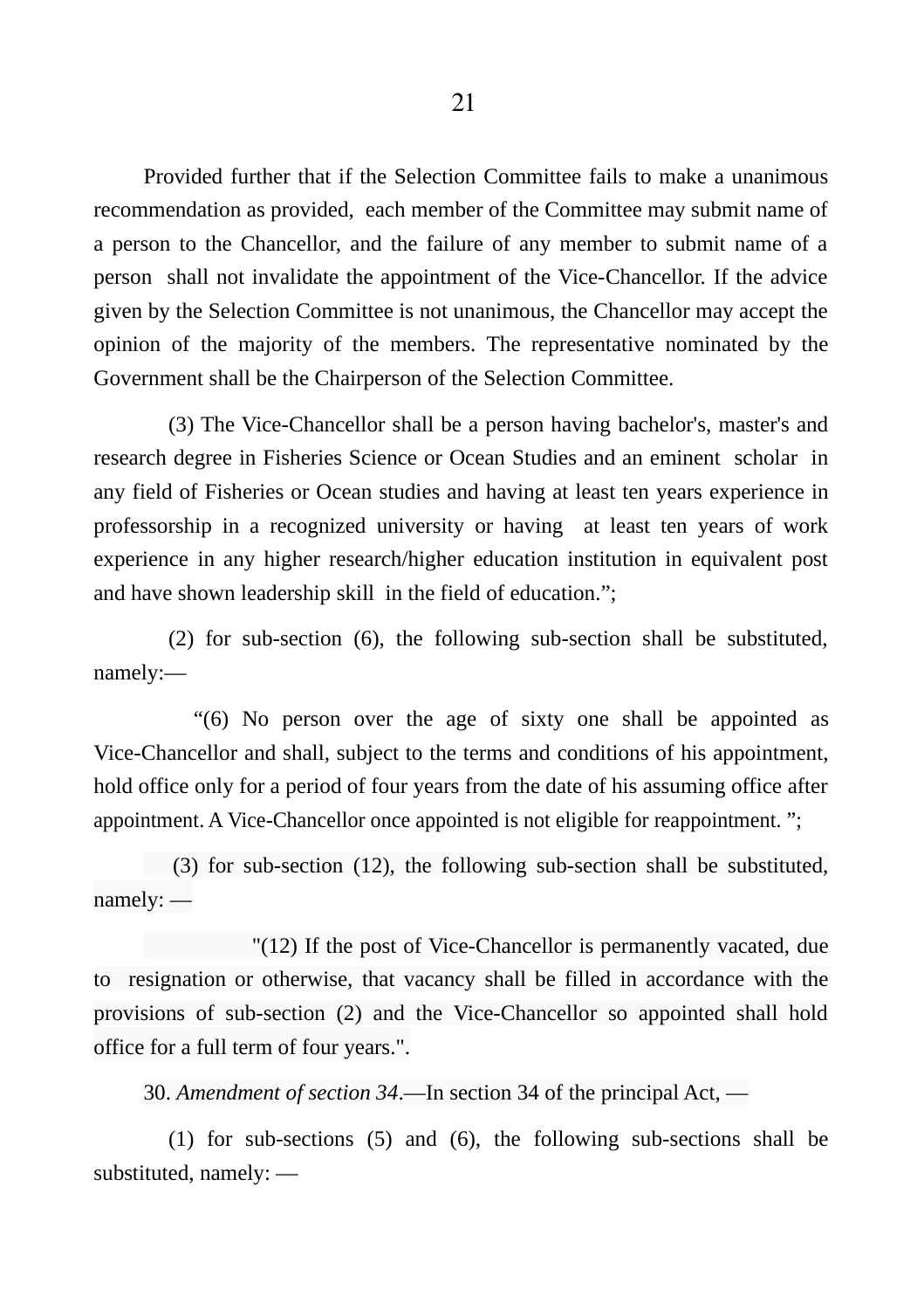Provided further that if the Selection Committee fails to make a unanimous recommendation as provided, each member of the Committee may submit name of a person to the Chancellor, and the failure of any member to submit name of a person shall not invalidate the appointment of the Vice-Chancellor. If the advice given by the Selection Committee is not unanimous, the Chancellor may accept the opinion of the majority of the members. The representative nominated by the Government shall be the Chairperson of the Selection Committee.

(3) The Vice-Chancellor shall be a person having bachelor's, master's and research degree in Fisheries Science or Ocean Studies and an eminent scholar in any field of Fisheries or Ocean studies and having at least ten years experience in professorship in a recognized university or having at least ten years of work experience in any higher research/higher education institution in equivalent post and have shown leadership skill in the field of education.";

(2) for sub-section (6), the following sub-section shall be substituted, namely:—

"(6) No person over the age of sixty one shall be appointed as Vice-Chancellor and shall, subject to the terms and conditions of his appointment, hold office only for a period of four years from the date of his assuming office after appointment. A Vice-Chancellor once appointed is not eligible for reappointment. ";

(3) for sub-section (12), the following sub-section shall be substituted, namely: —

"(12) If the post of Vice-Chancellor is permanently vacated, due to resignation or otherwise, that vacancy shall be filled in accordance with the provisions of sub-section (2) and the Vice-Chancellor so appointed shall hold office for a full term of four years.".

30. *Amendment of section 34*.—In section 34 of the principal Act, —

(1) for sub-sections (5) and (6), the following sub-sections shall be substituted, namely: —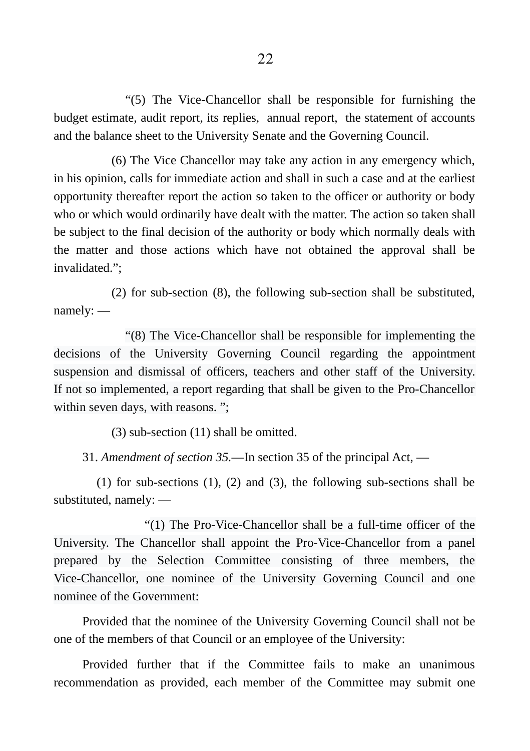"(5) The Vice-Chancellor shall be responsible for furnishing the budget estimate, audit report, its replies, annual report, the statement of accounts and the balance sheet to the University Senate and the Governing Council.

(6) The Vice Chancellor may take any action in any emergency which, in his opinion, calls for immediate action and shall in such a case and at the earliest opportunity thereafter report the action so taken to the officer or authority or body who or which would ordinarily have dealt with the matter. The action so taken shall be subject to the final decision of the authority or body which normally deals with the matter and those actions which have not obtained the approval shall be invalidated.";

(2) for sub-section (8), the following sub-section shall be substituted, namely: —

"(8) The Vice-Chancellor shall be responsible for implementing the decisions of the University Governing Council regarding the appointment suspension and dismissal of officers, teachers and other staff of the University. If not so implemented, a report regarding that shall be given to the Pro-Chancellor within seven days, with reasons. ";

(3) sub-section (11) shall be omitted.

31. *Amendment of section 35.*—In section 35 of the principal Act, —

(1) for sub-sections (1), (2) and (3), the following sub-sections shall be substituted, namely: —

"(1) The Pro-Vice-Chancellor shall be a full-time officer of the University. The Chancellor shall appoint the Pro-Vice-Chancellor from a panel prepared by the Selection Committee consisting of three members, the Vice-Chancellor, one nominee of the University Governing Council and one nominee of the Government:

Provided that the nominee of the University Governing Council shall not be one of the members of that Council or an employee of the University:

Provided further that if the Committee fails to make an unanimous recommendation as provided, each member of the Committee may submit one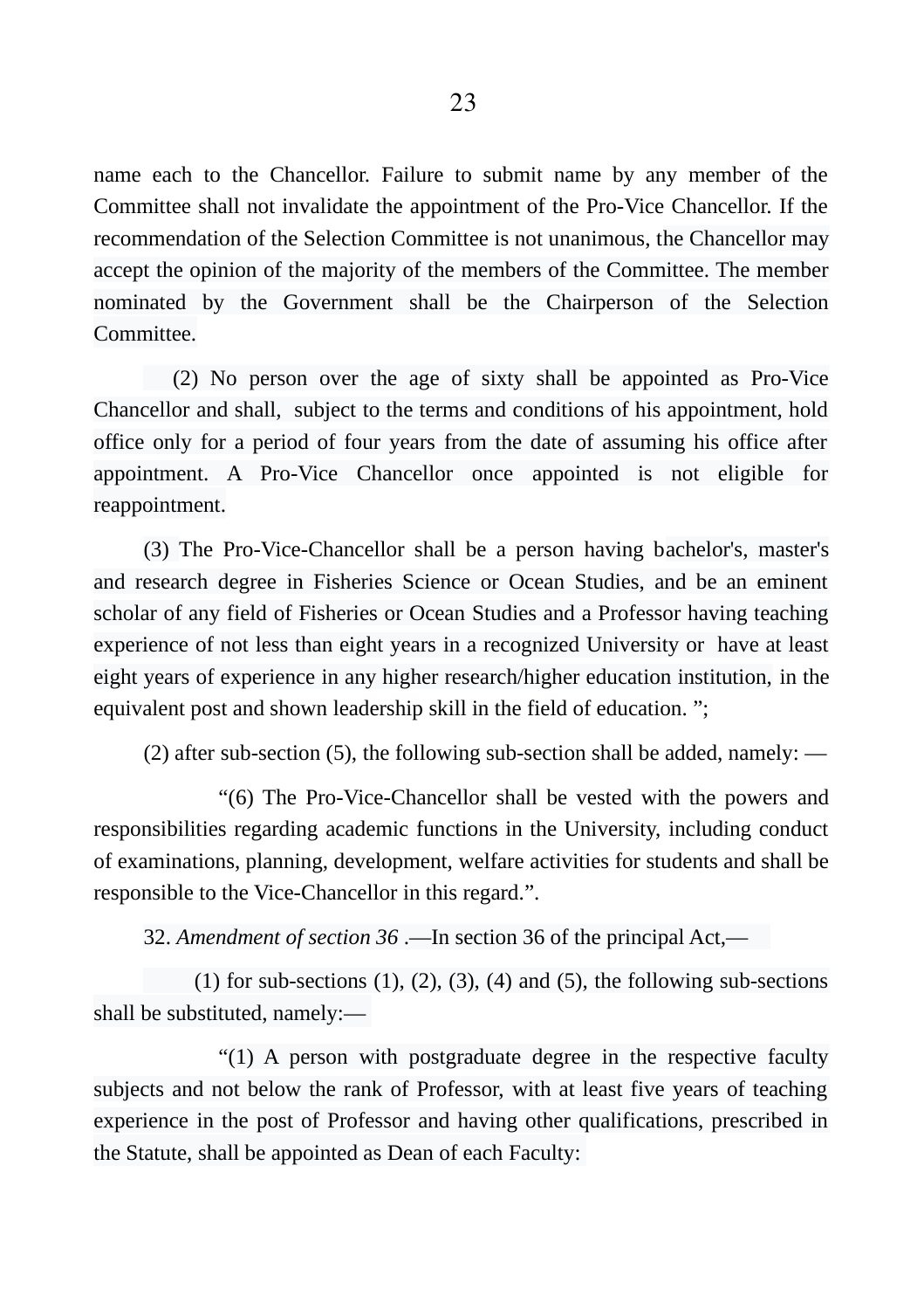name each to the Chancellor. Failure to submit name by any member of the Committee shall not invalidate the appointment of the Pro-Vice Chancellor. If the recommendation of the Selection Committee is not unanimous, the Chancellor may accept the opinion of the majority of the members of the Committee. The member nominated by the Government shall be the Chairperson of the Selection Committee.

(2) No person over the age of sixty shall be appointed as Pro-Vice Chancellor and shall, subject to the terms and conditions of his appointment, hold office only for a period of four years from the date of assuming his office after appointment. A Pro-Vice Chancellor once appointed is not eligible for reappointment.

(3) The Pro-Vice-Chancellor shall be a person having bachelor's, master's and research degree in Fisheries Science or Ocean Studies, and be an eminent scholar of any field of Fisheries or Ocean Studies and a Professor having teaching experience of not less than eight years in a recognized University or have at least eight years of experience in any higher research/higher education institution, in the equivalent post and shown leadership skill in the field of education. ";

(2) after sub-section (5), the following sub-section shall be added, namely: —

"(6) The Pro-Vice-Chancellor shall be vested with the powers and responsibilities regarding academic functions in the University, including conduct of examinations, planning, development, welfare activities for students and shall be responsible to the Vice-Chancellor in this regard.".

32. *Amendment of section 36* .—In section 36 of the principal Act,—

(1) for sub-sections (1), (2), (3), (4) and (5), the following sub-sections shall be substituted, namely:—

"(1) A person with postgraduate degree in the respective faculty subjects and not below the rank of Professor, with at least five years of teaching experience in the post of Professor and having other qualifications, prescribed in the Statute, shall be appointed as Dean of each Faculty: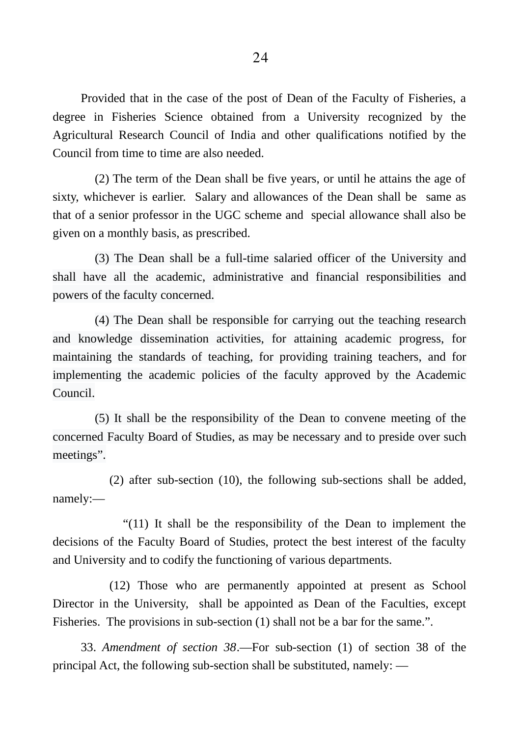Provided that in the case of the post of Dean of the Faculty of Fisheries, a degree in Fisheries Science obtained from a University recognized by the Agricultural Research Council of India and other qualifications notified by the Council from time to time are also needed.

(2) The term of the Dean shall be five years, or until he attains the age of sixty, whichever is earlier. Salary and allowances of the Dean shall be same as that of a senior professor in the UGC scheme and special allowance shall also be given on a monthly basis, as prescribed.

(3) The Dean shall be a full-time salaried officer of the University and shall have all the academic, administrative and financial responsibilities and powers of the faculty concerned.

(4) The Dean shall be responsible for carrying out the teaching research and knowledge dissemination activities, for attaining academic progress, for maintaining the standards of teaching, for providing training teachers, and for implementing the academic policies of the faculty approved by the Academic Council.

(5) It shall be the responsibility of the Dean to convene meeting of the concerned Faculty Board of Studies, as may be necessary and to preside over such meetings".

(2) after sub-section (10), the following sub-sections shall be added, namely:—

"(11) It shall be the responsibility of the Dean to implement the decisions of the Faculty Board of Studies, protect the best interest of the faculty and University and to codify the functioning of various departments.

(12) Those who are permanently appointed at present as School Director in the University, shall be appointed as Dean of the Faculties, except Fisheries. The provisions in sub-section (1) shall not be a bar for the same.".

33. *Amendment of section 38*.—For sub-section (1) of section 38 of the principal Act, the following sub-section shall be substituted, namely: —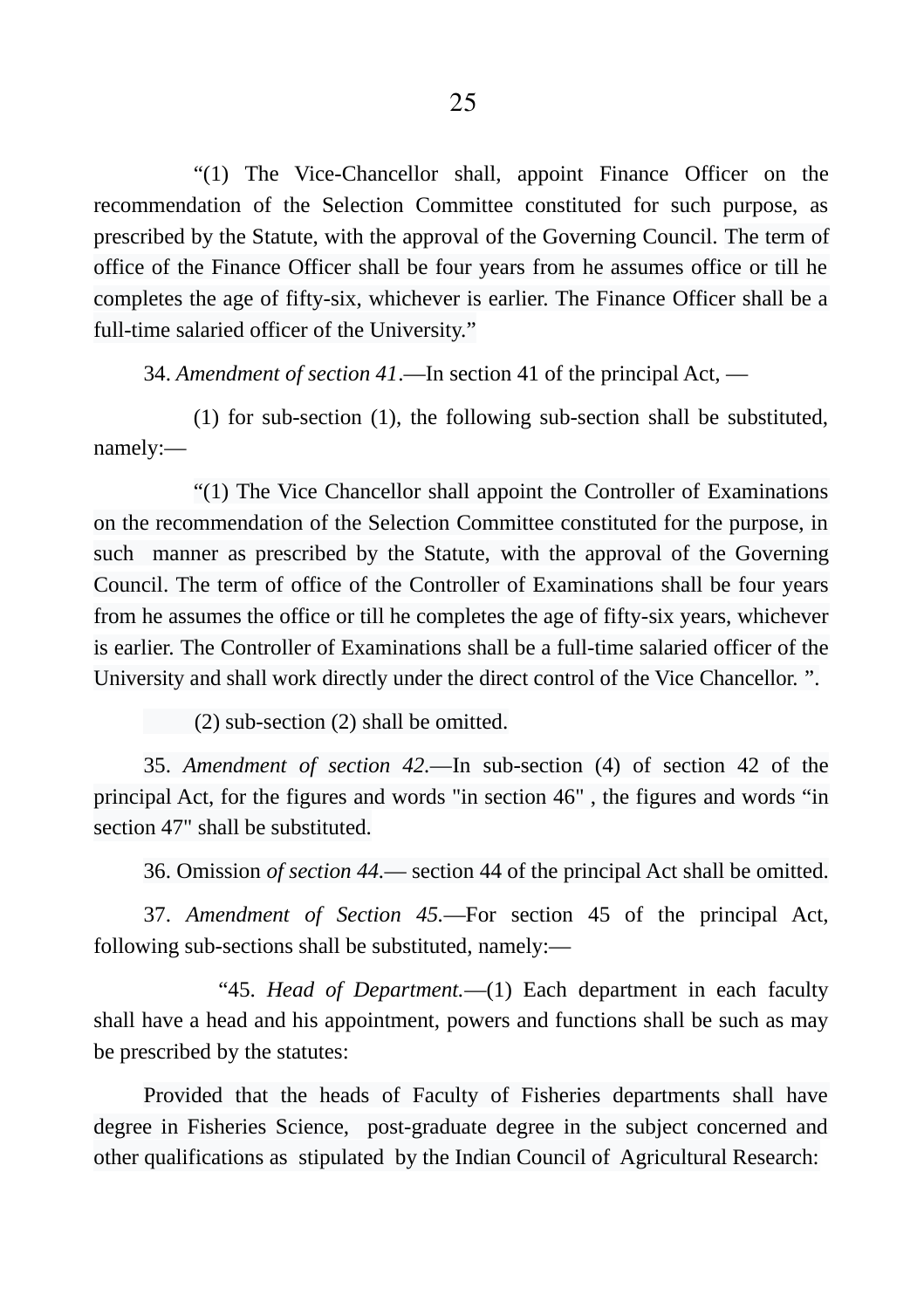"(1) The Vice-Chancellor shall, appoint Finance Officer on the recommendation of the Selection Committee constituted for such purpose, as prescribed by the Statute, with the approval of the Governing Council. The term of office of the Finance Officer shall be four years from he assumes office or till he completes the age of fifty-six, whichever is earlier. The Finance Officer shall be a full-time salaried officer of the University."

34. *Amendment of section 41*.—In section 41 of the principal Act, —

(1) for sub-section (1), the following sub-section shall be substituted, namely:—

"(1) The Vice Chancellor shall appoint the Controller of Examinations on the recommendation of the Selection Committee constituted for the purpose, in such manner as prescribed by the Statute, with the approval of the Governing Council. The term of office of the Controller of Examinations shall be four years from he assumes the office or till he completes the age of fifty-six years, whichever is earlier. The Controller of Examinations shall be a full-time salaried officer of the University and shall work directly under the direct control of the Vice Chancellor. ".

(2) sub-section (2) shall be omitted.

35. *Amendment of section 42*.—In sub-section (4) of section 42 of the principal Act, for the figures and words "in section 46" , the figures and words "in section 47" shall be substituted.

36. Omission *of section 44*.— section 44 of the principal Act shall be omitted.

37. *Amendment of Section 45*.—For section 45 of the principal Act, following sub-sections shall be substituted, namely:—

"45. *Head of Department*.—(1) Each department in each faculty shall have a head and his appointment, powers and functions shall be such as may be prescribed by the statutes:

Provided that the heads of Faculty of Fisheries departments shall have degree in Fisheries Science, post-graduate degree in the subject concerned and other qualifications as stipulated by the Indian Council of Agricultural Research: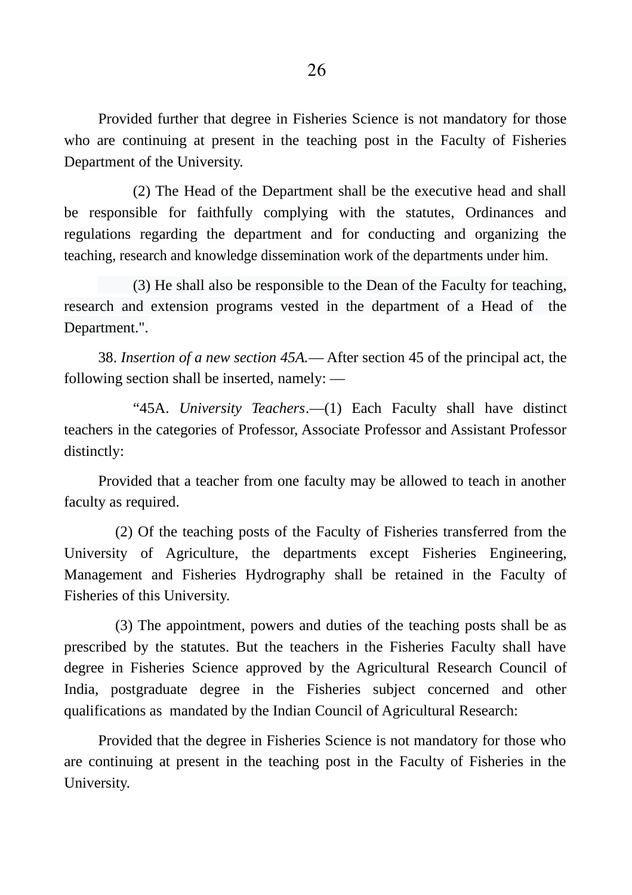Provided further that degree in Fisheries Science is not mandatory for those who are continuing at present in the teaching post in the Faculty of Fisheries Department of the University.

(2) The Head of the Department shall be the executive head and shall be responsible for faithfully complying with the statutes, Ordinances and regulations regarding the department and for conducting and organizing the teaching, research and knowledge dissemination work of the departments under him.

(3) He shall also be responsible to the Dean of the Faculty for teaching, research and extension programs vested in the department of a Head of the Department.".

38. *Insertion of a new section 45A.*— After section 45 of the principal act, the following section shall be inserted, namely: —

"45A. *University Teachers*.—(1) Each Faculty shall have distinct teachers in the categories of Professor, Associate Professor and Assistant Professor distinctly:

Provided that a teacher from one faculty may be allowed to teach in another faculty as required.

(2) Of the teaching posts of the Faculty of Fisheries transferred from the University of Agriculture, the departments except Fisheries Engineering, Management and Fisheries Hydrography shall be retained in the Faculty of Fisheries of this University.

(3) The appointment, powers and duties of the teaching posts shall be as prescribed by the statutes. But the teachers in the Fisheries Faculty shall have degree in Fisheries Science approved by the Agricultural Research Council of India, postgraduate degree in the Fisheries subject concerned and other qualifications as mandated by the Indian Council of Agricultural Research:

Provided that the degree in Fisheries Science is not mandatory for those who are continuing at present in the teaching post in the Faculty of Fisheries in the University.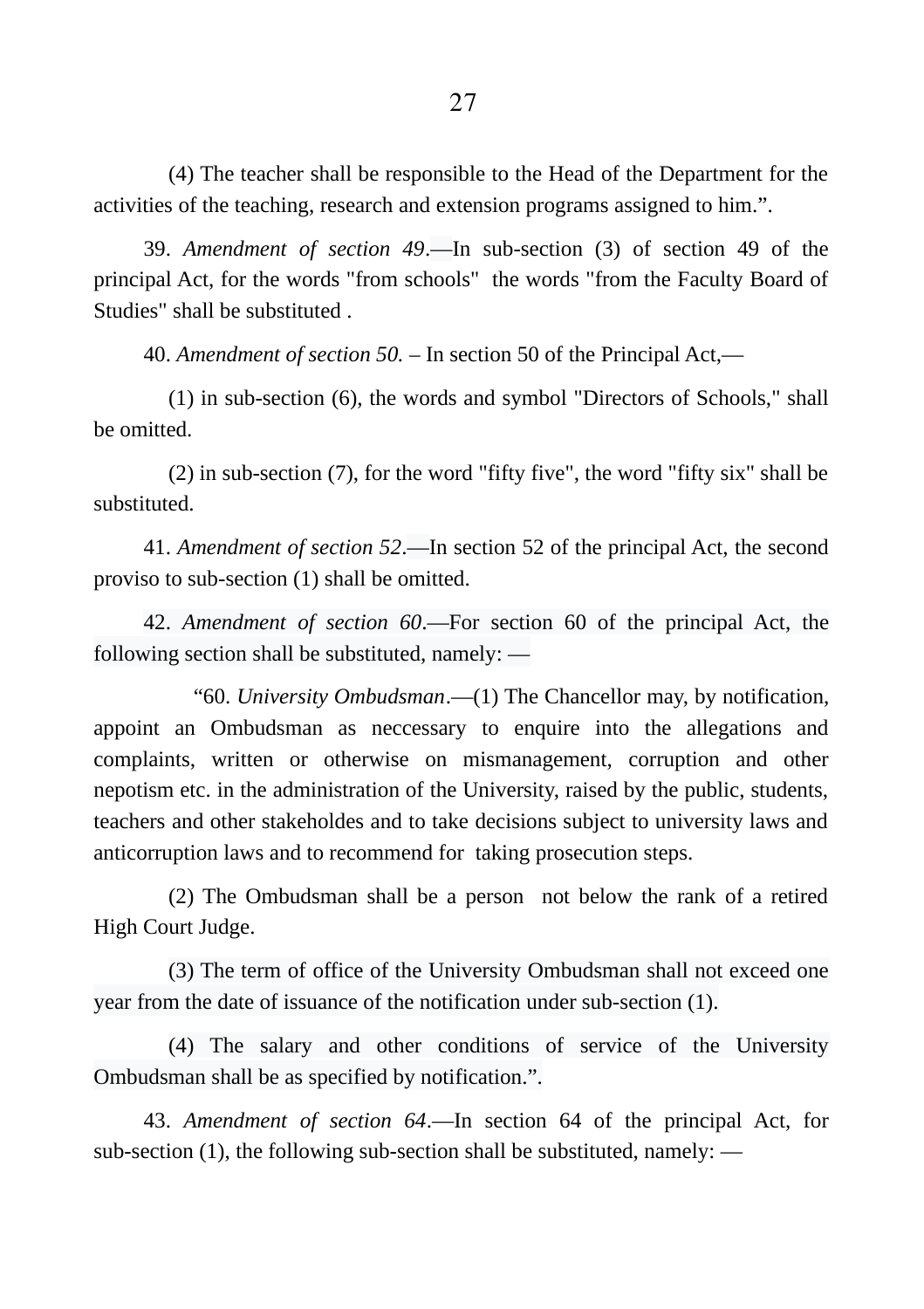(4) The teacher shall be responsible to the Head of the Department for the activities of the teaching, research and extension programs assigned to him.”.

39. *Amendment of section 49*.—In sub-section (3) of section 49 of the principal Act, for the words "from schools" the words "from the Faculty Board of Studies" shall be substituted .

40. *Amendment of section 50.* – In section 50 of the Principal Act,—

(1) in sub-section (6), the words and symbol "Directors of Schools," shall be omitted.

(2) in sub-section (7), for the word "fifty five", the word "fifty six" shall be substituted.

41. *Amendment of section 52*.—In section 52 of the principal Act, the second proviso to sub-section (1) shall be omitted.

42. *Amendment of section 60*.—For section 60 of the principal Act, the following section shall be substituted, namely: —

“60. *University Ombudsman*.—(1) The Chancellor may, by notification, appoint an Ombudsman as neccessary to enquire into the allegations and complaints, written or otherwise on mismanagement, corruption and other nepotism etc. in the administration of the University, raised by the public, students, teachers and other stakeholdes and to take decisions subject to university laws and anticorruption laws and to recommend for taking prosecution steps.

(2) The Ombudsman shall be a person not below the rank of a retired High Court Judge.

(3) The term of office of the University Ombudsman shall not exceed one year from the date of issuance of the notification under sub-section (1).

(4) The salary and other conditions of service of the University Ombudsman shall be as specified by notification.”.

43. *Amendment of section 64*.—In section 64 of the principal Act, for sub-section (1), the following sub-section shall be substituted, namely: —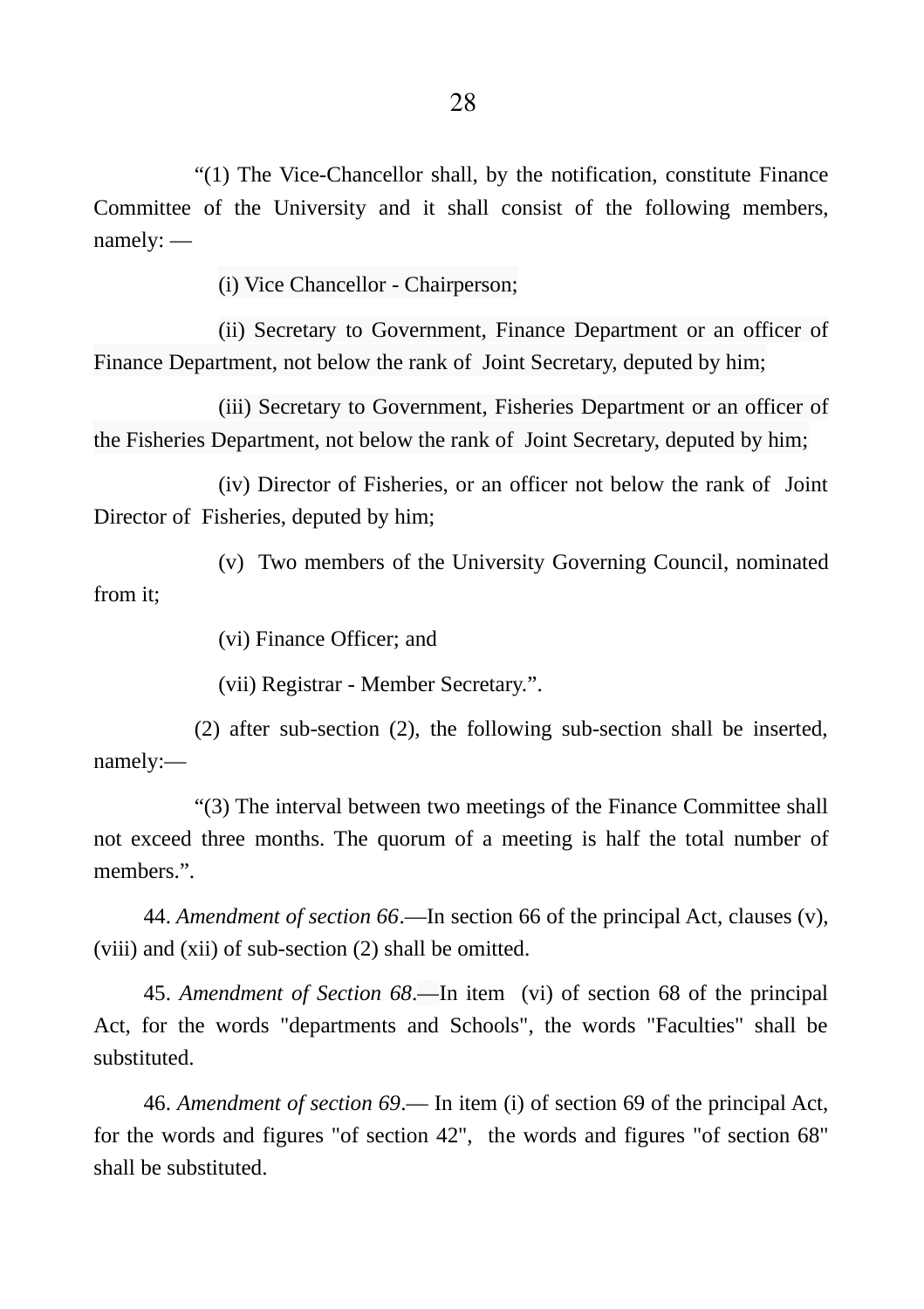"(1) The Vice-Chancellor shall, by the notification, constitute Finance Committee of the University and it shall consist of the following members, namely: —

(i) Vice Chancellor - Chairperson;

(ii) Secretary to Government, Finance Department or an officer of Finance Department, not below the rank of Joint Secretary, deputed by him;

(iii) Secretary to Government, Fisheries Department or an officer of the Fisheries Department, not below the rank of Joint Secretary, deputed by him;

(iv) Director of Fisheries, or an officer not below the rank of Joint Director of Fisheries, deputed by him;

(v) Two members of the University Governing Council, nominated from it;

(vi) Finance Officer; and

(vii) Registrar - Member Secretary.".

(2) after sub-section (2), the following sub-section shall be inserted, namely:—

"(3) The interval between two meetings of the Finance Committee shall not exceed three months. The quorum of a meeting is half the total number of members.".

44. *Amendment of section 66*.—In section 66 of the principal Act, clauses (v), (viii) and (xii) of sub-section (2) shall be omitted.

45. *Amendment of Section 68*.—In item (vi) of section 68 of the principal Act, for the words "departments and Schools", the words "Faculties" shall be substituted.

46. *Amendment of section 69*.— In item (i) of section 69 of the principal Act, for the words and figures "of section 42", the words and figures "of section 68" shall be substituted.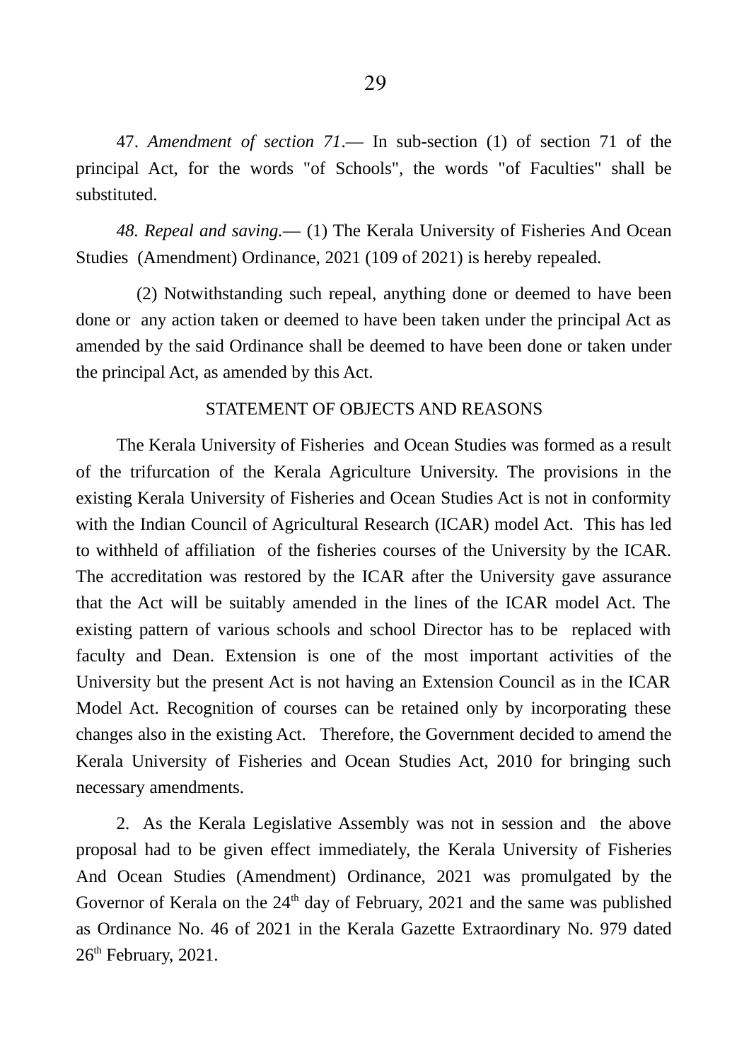47. *Amendment of section 71*.— In sub-section (1) of section 71 of the principal Act, for the words "of Schools", the words "of Faculties" shall be substituted.

*48. Repeal and saving.*— (1) The Kerala University of Fisheries And Ocean Studies (Amendment) Ordinance, 2021 (109 of 2021) is hereby repealed.

(2) Notwithstanding such repeal, anything done or deemed to have been done or any action taken or deemed to have been taken under the principal Act as amended by the said Ordinance shall be deemed to have been done or taken under the principal Act, as amended by this Act.

## STATEMENT OF OBJECTS AND REASONS

The Kerala University of Fisheries and Ocean Studies was formed as a result of the trifurcation of the Kerala Agriculture University. The provisions in the existing Kerala University of Fisheries and Ocean Studies Act is not in conformity with the Indian Council of Agricultural Research (ICAR) model Act. This has led to withheld of affiliation of the fisheries courses of the University by the ICAR. The accreditation was restored by the ICAR after the University gave assurance that the Act will be suitably amended in the lines of the ICAR model Act. The existing pattern of various schools and school Director has to be replaced with faculty and Dean. Extension is one of the most important activities of the University but the present Act is not having an Extension Council as in the ICAR Model Act. Recognition of courses can be retained only by incorporating these changes also in the existing Act. Therefore, the Government decided to amend the Kerala University of Fisheries and Ocean Studies Act, 2010 for bringing such necessary amendments.

2. As the Kerala Legislative Assembly was not in session and the above proposal had to be given effect immediately, the Kerala University of Fisheries And Ocean Studies (Amendment) Ordinance, 2021 was promulgated by the Governor of Kerala on the 24th day of February, 2021 and the same was published as Ordinance No. 46 of 2021 in the Kerala Gazette Extraordinary No. 979 dated 26th February, 2021.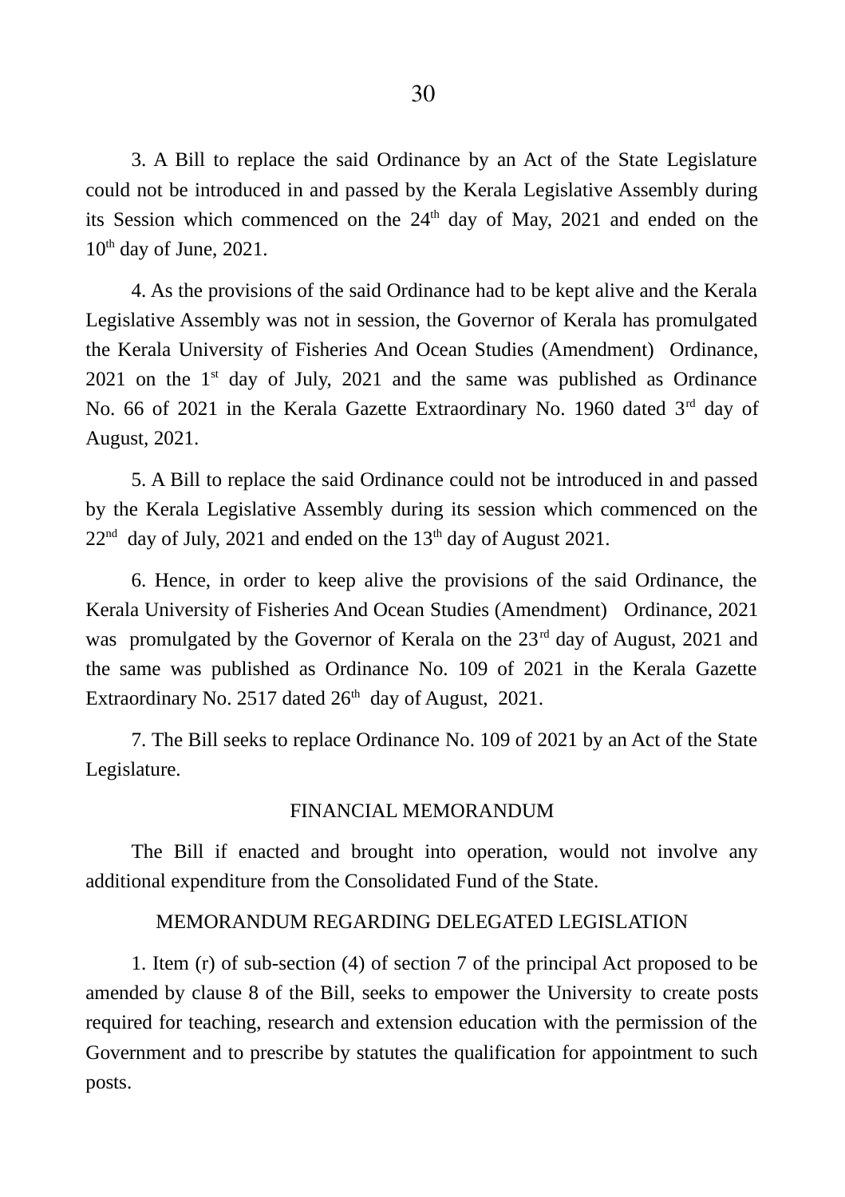3. A Bill to replace the said Ordinance by an Act of the State Legislature could not be introduced in and passed by the Kerala Legislative Assembly during its Session which commenced on the 24th day of May, 2021 and ended on the 10th day of June, 2021.

4. As the provisions of the said Ordinance had to be kept alive and the Kerala Legislative Assembly was not in session, the Governor of Kerala has promulgated the Kerala University of Fisheries And Ocean Studies (Amendment) Ordinance, 2021 on the 1st day of July, 2021 and the same was published as Ordinance No. 66 of 2021 in the Kerala Gazette Extraordinary No. 1960 dated 3rd day of August, 2021.

5. A Bill to replace the said Ordinance could not be introduced in and passed by the Kerala Legislative Assembly during its session which commenced on the 22nd day of July, 2021 and ended on the 13th day of August 2021.

6. Hence, in order to keep alive the provisions of the said Ordinance, the Kerala University of Fisheries And Ocean Studies (Amendment) Ordinance, 2021 was promulgated by the Governor of Kerala on the 23rd day of August, 2021 and the same was published as Ordinance No. 109 of 2021 in the Kerala Gazette Extraordinary No. 2517 dated 26th day of August, 2021.

7. The Bill seeks to replace Ordinance No. 109 of 2021 by an Act of the State Legislature.

## FINANCIAL MEMORANDUM

The Bill if enacted and brought into operation, would not involve any additional expenditure from the Consolidated Fund of the State.

## MEMORANDUM REGARDING DELEGATED LEGISLATION

1. Item (r) of sub-section (4) of section 7 of the principal Act proposed to be amended by clause 8 of the Bill, seeks to empower the University to create posts required for teaching, research and extension education with the permission of the Government and to prescribe by statutes the qualification for appointment to such posts.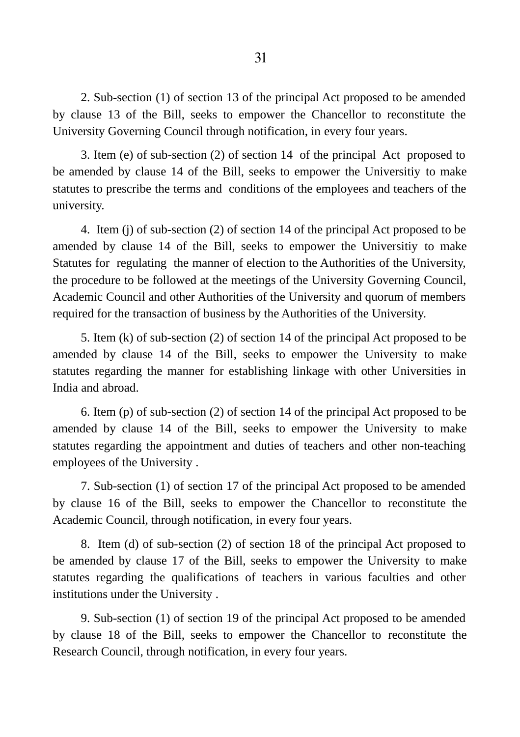2. Sub-section (1) of section 13 of the principal Act proposed to be amended by clause 13 of the Bill, seeks to empower the Chancellor to reconstitute the University Governing Council through notification, in every four years.

3. Item (e) of sub-section (2) of section 14 of the principal Act proposed to be amended by clause 14 of the Bill, seeks to empower the Universitiy to make statutes to prescribe the terms and conditions of the employees and teachers of the university.

4. Item (j) of sub-section (2) of section 14 of the principal Act proposed to be amended by clause 14 of the Bill, seeks to empower the Universitiy to make Statutes for regulating the manner of election to the Authorities of the University, the procedure to be followed at the meetings of the University Governing Council, Academic Council and other Authorities of the University and quorum of members required for the transaction of business by the Authorities of the University.

5. Item (k) of sub-section (2) of section 14 of the principal Act proposed to be amended by clause 14 of the Bill, seeks to empower the University to make statutes regarding the manner for establishing linkage with other Universities in India and abroad.

6. Item (p) of sub-section (2) of section 14 of the principal Act proposed to be amended by clause 14 of the Bill, seeks to empower the University to make statutes regarding the appointment and duties of teachers and other non-teaching employees of the University .

7. Sub-section (1) of section 17 of the principal Act proposed to be amended by clause 16 of the Bill, seeks to empower the Chancellor to reconstitute the Academic Council, through notification, in every four years.

8. Item (d) of sub-section (2) of section 18 of the principal Act proposed to be amended by clause 17 of the Bill, seeks to empower the University to make statutes regarding the qualifications of teachers in various faculties and other institutions under the University .

9. Sub-section (1) of section 19 of the principal Act proposed to be amended by clause 18 of the Bill, seeks to empower the Chancellor to reconstitute the Research Council, through notification, in every four years.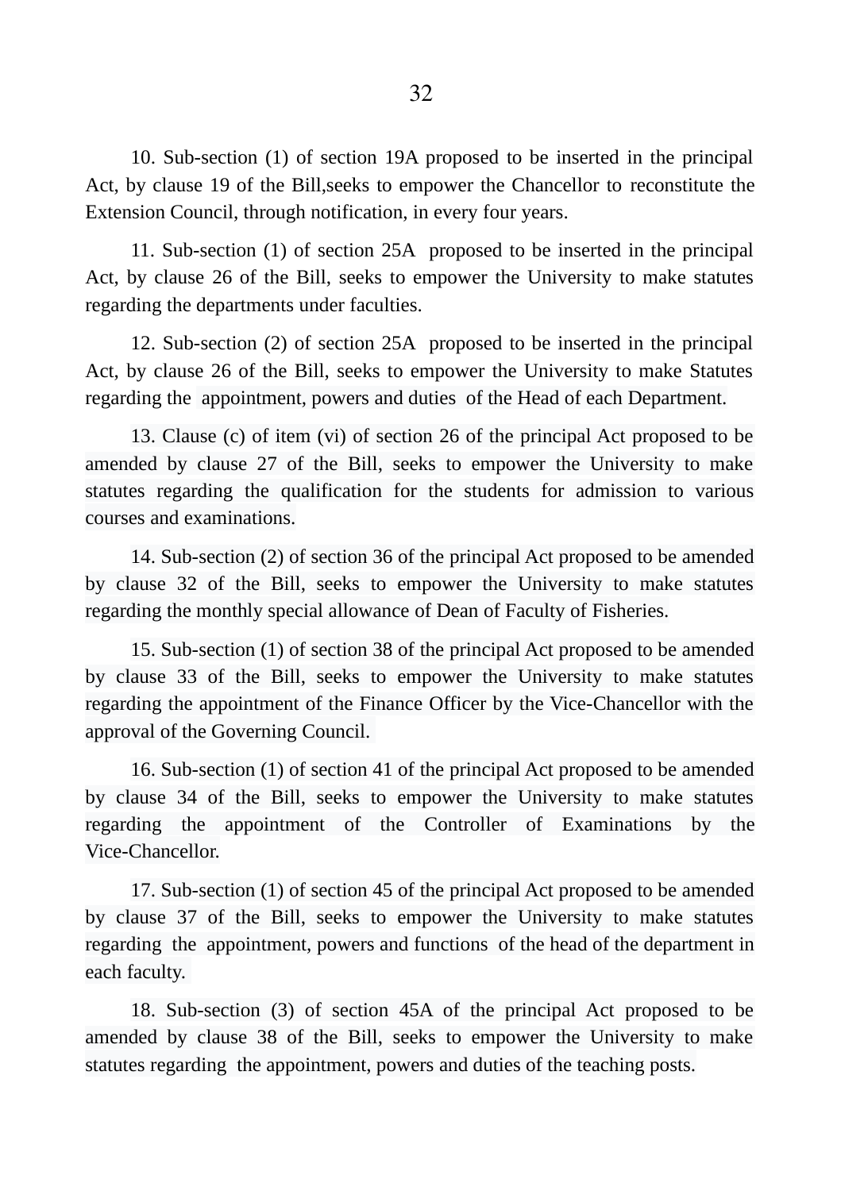10. Sub-section (1) of section 19A proposed to be inserted in the principal Act, by clause 19 of the Bill,seeks to empower the Chancellor to reconstitute the Extension Council, through notification, in every four years.

11. Sub-section (1) of section 25A proposed to be inserted in the principal Act, by clause 26 of the Bill, seeks to empower the University to make statutes regarding the departments under faculties.

12. Sub-section (2) of section 25A proposed to be inserted in the principal Act, by clause 26 of the Bill, seeks to empower the University to make Statutes regarding the appointment, powers and duties of the Head of each Department.

13. Clause (c) of item (vi) of section 26 of the principal Act proposed to be amended by clause 27 of the Bill, seeks to empower the University to make statutes regarding the qualification for the students for admission to various courses and examinations.

14. Sub-section (2) of section 36 of the principal Act proposed to be amended by clause 32 of the Bill, seeks to empower the University to make statutes regarding the monthly special allowance of Dean of Faculty of Fisheries.

15. Sub-section (1) of section 38 of the principal Act proposed to be amended by clause 33 of the Bill, seeks to empower the University to make statutes regarding the appointment of the Finance Officer by the Vice-Chancellor with the approval of the Governing Council.

16. Sub-section (1) of section 41 of the principal Act proposed to be amended by clause 34 of the Bill, seeks to empower the University to make statutes regarding the appointment of the Controller of Examinations by the Vice-Chancellor.

17. Sub-section (1) of section 45 of the principal Act proposed to be amended by clause 37 of the Bill, seeks to empower the University to make statutes regarding the appointment, powers and functions of the head of the department in each faculty.

18. Sub-section (3) of section 45A of the principal Act proposed to be amended by clause 38 of the Bill, seeks to empower the University to make statutes regarding the appointment, powers and duties of the teaching posts.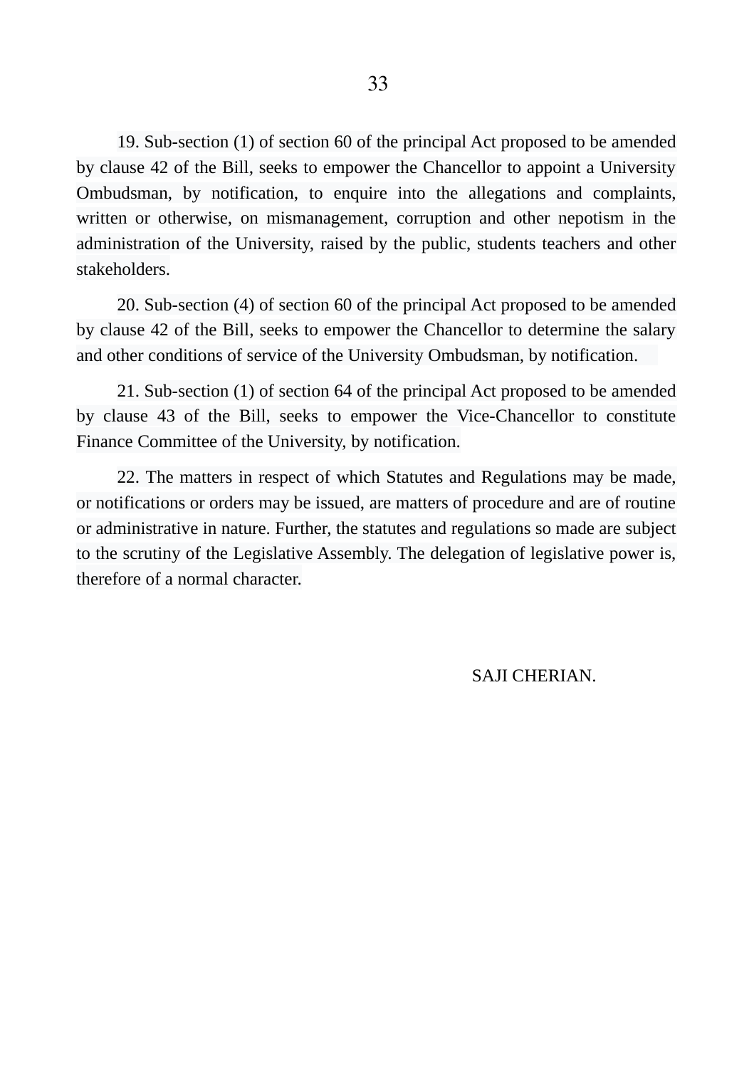19. Sub-section (1) of section 60 of the principal Act proposed to be amended by clause 42 of the Bill, seeks to empower the Chancellor to appoint a University Ombudsman, by notification, to enquire into the allegations and complaints, written or otherwise, on mismanagement, corruption and other nepotism in the administration of the University, raised by the public, students teachers and other stakeholders.

20. Sub-section (4) of section 60 of the principal Act proposed to be amended by clause 42 of the Bill, seeks to empower the Chancellor to determine the salary and other conditions of service of the University Ombudsman, by notification.

21. Sub-section (1) of section 64 of the principal Act proposed to be amended by clause 43 of the Bill, seeks to empower the Vice-Chancellor to constitute Finance Committee of the University, by notification.

22. The matters in respect of which Statutes and Regulations may be made, or notifications or orders may be issued, are matters of procedure and are of routine or administrative in nature. Further, the statutes and regulations so made are subject to the scrutiny of the Legislative Assembly. The delegation of legislative power is, therefore of a normal character.

SAJI CHERIAN.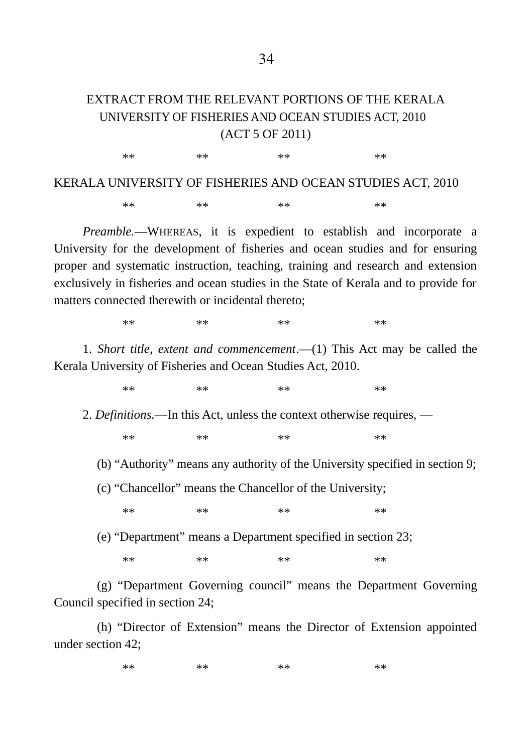EXTRACT FROM THE RELEVANT PORTIONS OF THE KERALA UNIVERSITY OF FISHERIES AND OCEAN STUDIES ACT, 2010 (ACT 5 OF 2011)

** ** ** **

KERALA UNIVERSITY OF FISHERIES AND OCEAN STUDIES ACT, 2010

** ** ** **

*Preamble.*—WHEREAS, it is expedient to establish and incorporate a University for the development of fisheries and ocean studies and for ensuring proper and systematic instruction, teaching, training and research and extension exclusively in fisheries and ocean studies in the State of Kerala and to provide for matters connected therewith or incidental thereto;

** ** ** **

1. *Short title, extent and commencement*.—(1) This Act may be called the Kerala University of Fisheries and Ocean Studies Act, 2010.

** ** ** **

2. *Definitions.*—In this Act, unless the context otherwise requires, —

** ** ** **

(b) "Authority" means any authority of the University specified in section 9;

(c) "Chancellor" means the Chancellor of the University;

** ** ** **

(e) "Department" means a Department specified in section 23;

** ** ** **

(g) "Department Governing council" means the Department Governing Council specified in section 24;

(h) "Director of Extension" means the Director of Extension appointed under section 42;

** ** ** **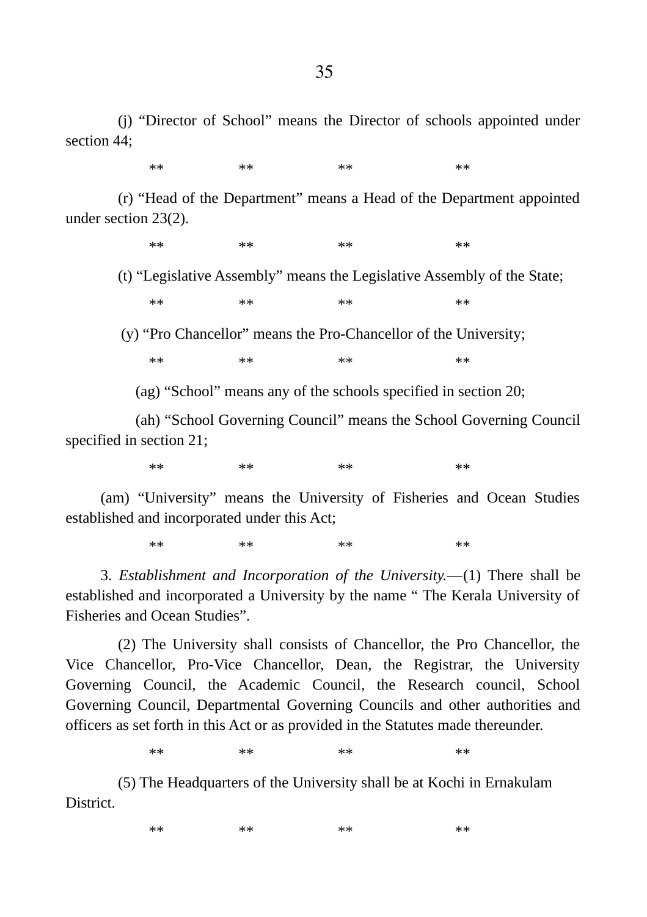(j) “Director of School” means the Director of schools appointed under section 44;

** ** ** **

(r) “Head of the Department” means a Head of the Department appointed under section 23(2).

** ** ** **

(t) “Legislative Assembly” means the Legislative Assembly of the State;

** ** ** **

(y) “Pro Chancellor” means the Pro-Chancellor of the University;

** ** ** **

(ag) “School” means any of the schools specified in section 20;

(ah) “School Governing Council” means the School Governing Council specified in section 21;

** ** ** **

(am) “University” means the University of Fisheries and Ocean Studies established and incorporated under this Act;

** ** ** **

3. *Establishment and Incorporation of the University.*—(1) There shall be established and incorporated a University by the name “ The Kerala University of Fisheries and Ocean Studies”.

(2) The University shall consists of Chancellor, the Pro Chancellor, the Vice Chancellor, Pro-Vice Chancellor, Dean, the Registrar, the University Governing Council, the Academic Council, the Research council, School Governing Council, Departmental Governing Councils and other authorities and officers as set forth in this Act or as provided in the Statutes made thereunder.

** ** ** **

(5) The Headquarters of the University shall be at Kochi in Ernakulam District.

** ** ** **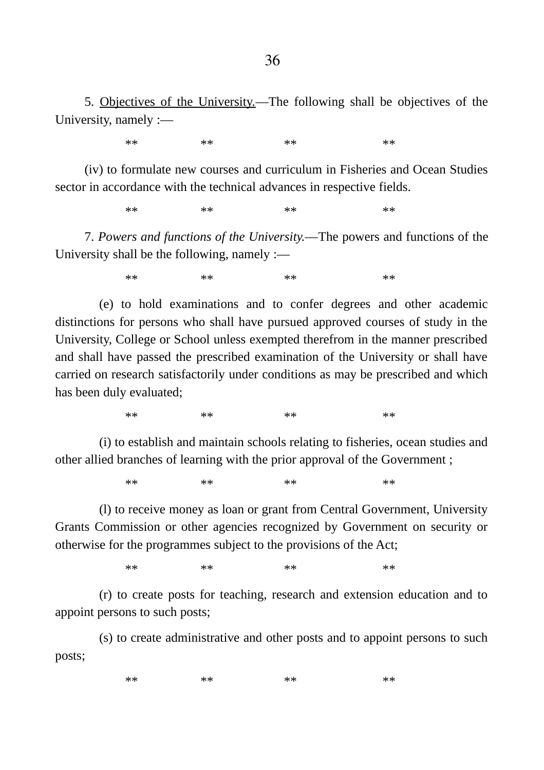5. Objectives of the University.—The following shall be objectives of the University, namely :—

** ** ** **

(iv) to formulate new courses and curriculum in Fisheries and Ocean Studies sector in accordance with the technical advances in respective fields.

** ** ** **

7. *Powers and functions of the University.*—The powers and functions of the University shall be the following, namely :—

** ** ** **

(e) to hold examinations and to confer degrees and other academic distinctions for persons who shall have pursued approved courses of study in the University, College or School unless exempted therefrom in the manner prescribed and shall have passed the prescribed examination of the University or shall have carried on research satisfactorily under conditions as may be prescribed and which has been duly evaluated;

** ** ** **

(i) to establish and maintain schools relating to fisheries, ocean studies and other allied branches of learning with the prior approval of the Government ;

** ** ** **

(l) to receive money as loan or grant from Central Government, University Grants Commission or other agencies recognized by Government on security or otherwise for the programmes subject to the provisions of the Act;

** ** ** **

(r) to create posts for teaching, research and extension education and to appoint persons to such posts;

(s) to create administrative and other posts and to appoint persons to such posts;

** ** ** **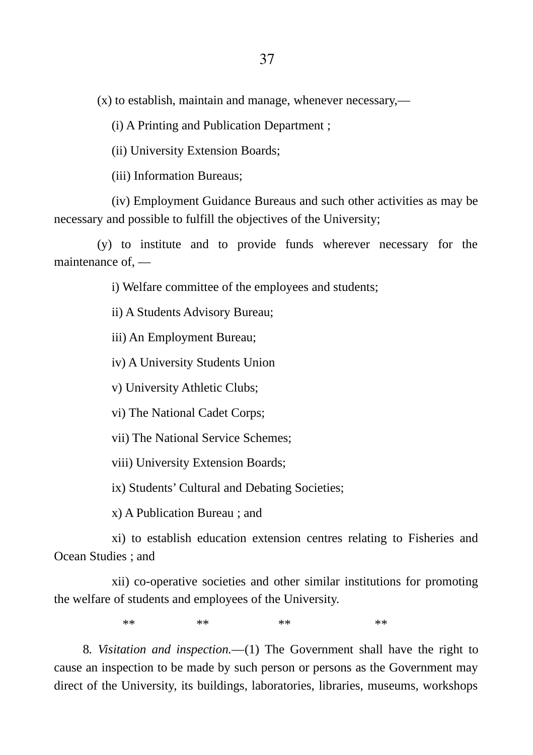(x) to establish, maintain and manage, whenever necessary,—

(i) A Printing and Publication Department ;

(ii) University Extension Boards;

(iii) Information Bureaus;

(iv) Employment Guidance Bureaus and such other activities as may be necessary and possible to fulfill the objectives of the University;

(y) to institute and to provide funds wherever necessary for the maintenance of, —

i) Welfare committee of the employees and students;

ii) A Students Advisory Bureau;

iii) An Employment Bureau;

iv) A University Students Union

v) University Athletic Clubs;

vi) The National Cadet Corps;

vii) The National Service Schemes;

viii) University Extension Boards;

ix) Students' Cultural and Debating Societies;

x) A Publication Bureau ; and

xi) to establish education extension centres relating to Fisheries and Ocean Studies ; and

xii) co-operative societies and other similar institutions for promoting the welfare of students and employees of the University.

** ** ** **

8. *Visitation and inspection.*—(1) The Government shall have the right to cause an inspection to be made by such person or persons as the Government may direct of the University, its buildings, laboratories, libraries, museums, workshops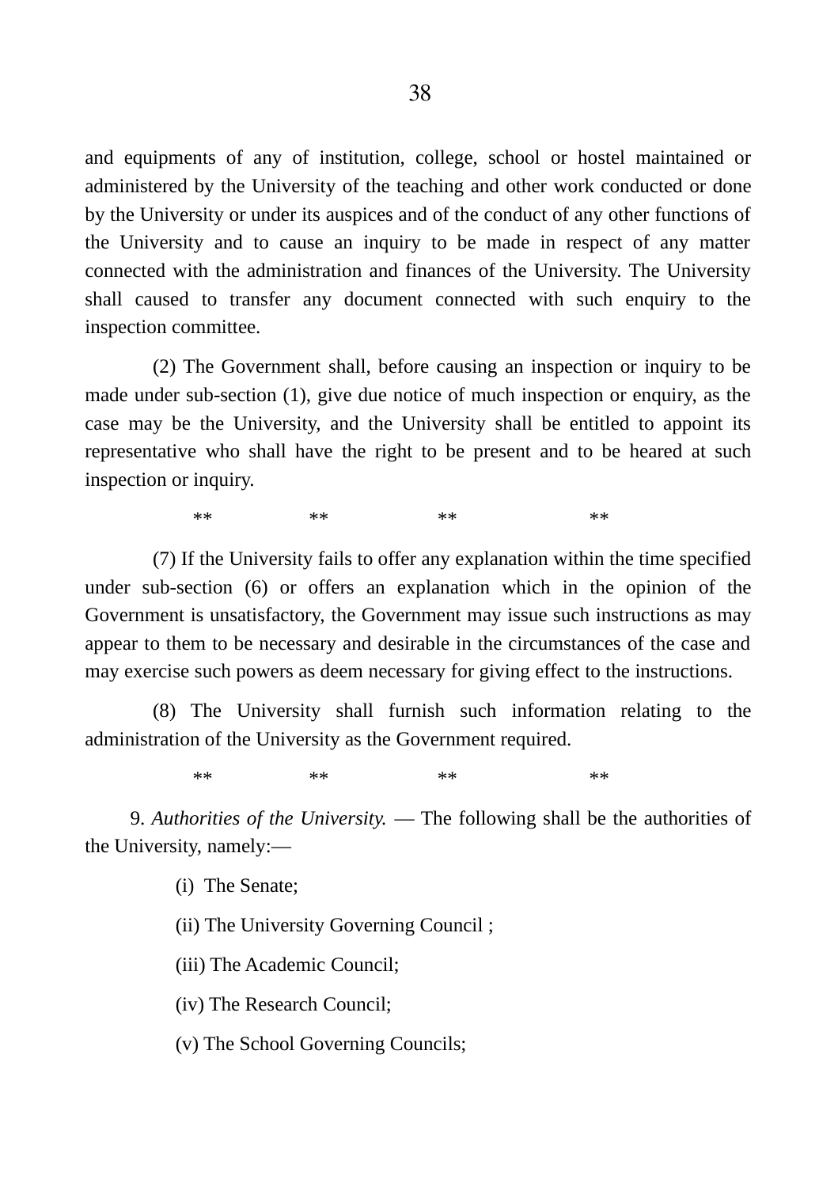and equipments of any of institution, college, school or hostel maintained or administered by the University of the teaching and other work conducted or done by the University or under its auspices and of the conduct of any other functions of the University and to cause an inquiry to be made in respect of any matter connected with the administration and finances of the University. The University shall caused to transfer any document connected with such enquiry to the inspection committee.

(2) The Government shall, before causing an inspection or inquiry to be made under sub-section (1), give due notice of much inspection or enquiry, as the case may be the University, and the University shall be entitled to appoint its representative who shall have the right to be present and to be heared at such inspection or inquiry.

** ** ** **

(7) If the University fails to offer any explanation within the time specified under sub-section (6) or offers an explanation which in the opinion of the Government is unsatisfactory, the Government may issue such instructions as may appear to them to be necessary and desirable in the circumstances of the case and may exercise such powers as deem necessary for giving effect to the instructions.

(8) The University shall furnish such information relating to the administration of the University as the Government required.

** ** ** **

9. *Authorities of the University.* — The following shall be the authorities of the University, namely:—

(i) The Senate;

(ii) The University Governing Council ;

(iii) The Academic Council;

(iv) The Research Council;

(v) The School Governing Councils;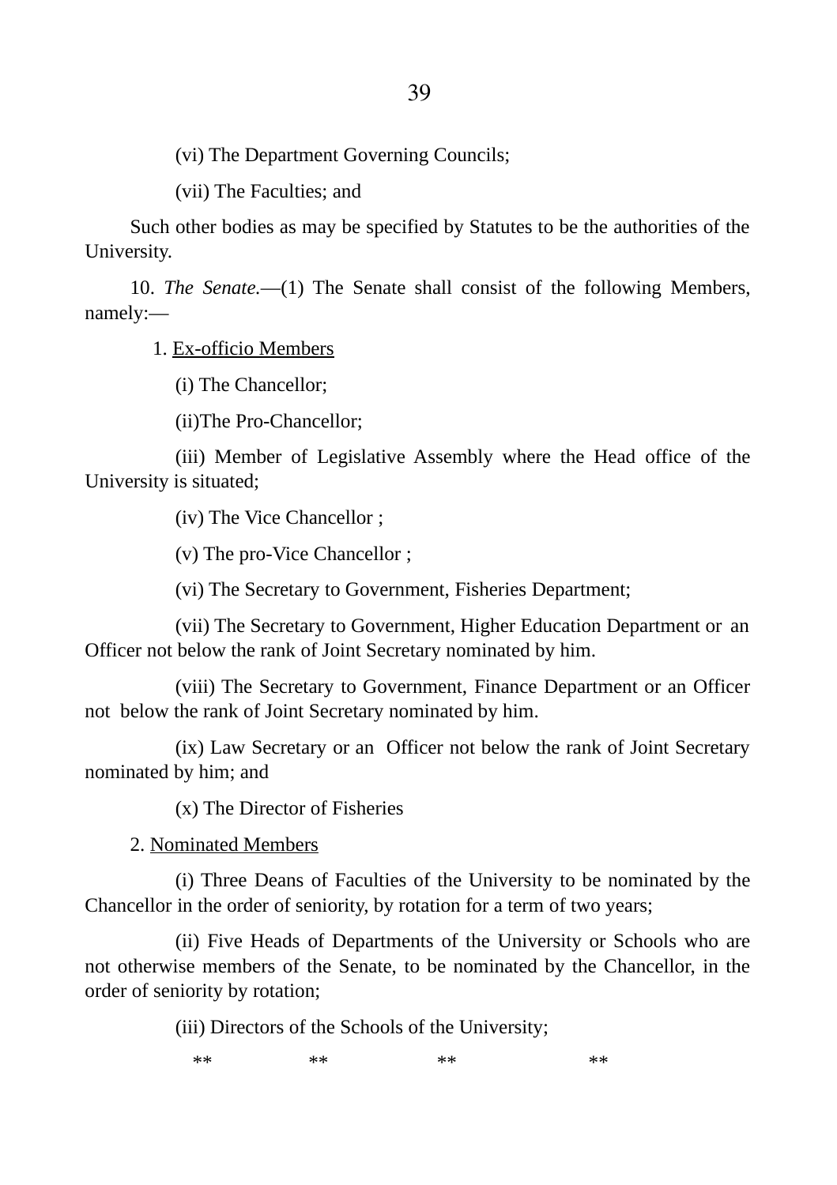(vi) The Department Governing Councils;

(vii) The Faculties; and

Such other bodies as may be specified by Statutes to be the authorities of the University.

10. *The Senate.*—(1) The Senate shall consist of the following Members, namely:—

1. <u>Ex-officio Members</u>

(i) The Chancellor;

(ii)The Pro-Chancellor;

(iii) Member of Legislative Assembly where the Head office of the University is situated;

(iv) The Vice Chancellor ;

(v) The pro-Vice Chancellor ;

(vi) The Secretary to Government, Fisheries Department;

(vii) The Secretary to Government, Higher Education Department or an Officer not below the rank of Joint Secretary nominated by him.

(viii) The Secretary to Government, Finance Department or an Officer not below the rank of Joint Secretary nominated by him.

(ix) Law Secretary or an Officer not below the rank of Joint Secretary nominated by him; and

(x) The Director of Fisheries

2. <u>Nominated Members</u>

(i) Three Deans of Faculties of the University to be nominated by the Chancellor in the order of seniority, by rotation for a term of two years;

(ii) Five Heads of Departments of the University or Schools who are not otherwise members of the Senate, to be nominated by the Chancellor, in the order of seniority by rotation;

(iii) Directors of the Schools of the University;

** ** ** **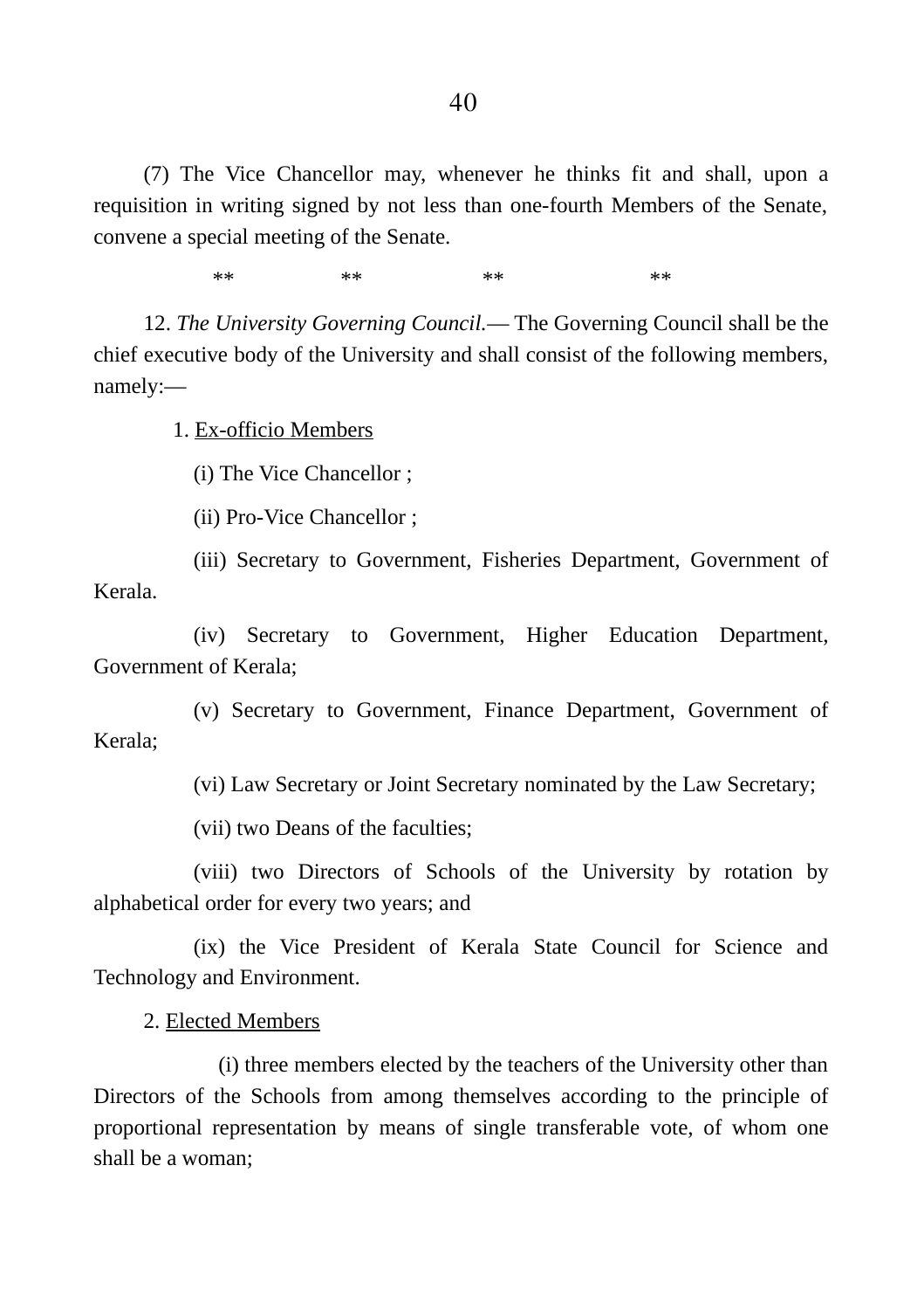(7) The Vice Chancellor may, whenever he thinks fit and shall, upon a requisition in writing signed by not less than one-fourth Members of the Senate, convene a special meeting of the Senate.

** ** ** **

12. *The University Governing Council.*— The Governing Council shall be the chief executive body of the University and shall consist of the following members, namely:—

1. Ex-officio Members

(i) The Vice Chancellor ;

(ii) Pro-Vice Chancellor ;

(iii) Secretary to Government, Fisheries Department, Government of Kerala.

(iv) Secretary to Government, Higher Education Department, Government of Kerala;

(v) Secretary to Government, Finance Department, Government of Kerala;

(vi) Law Secretary or Joint Secretary nominated by the Law Secretary;

(vii) two Deans of the faculties;

(viii) two Directors of Schools of the University by rotation by alphabetical order for every two years; and

(ix) the Vice President of Kerala State Council for Science and Technology and Environment.

2. Elected Members

(i) three members elected by the teachers of the University other than Directors of the Schools from among themselves according to the principle of proportional representation by means of single transferable vote, of whom one shall be a woman;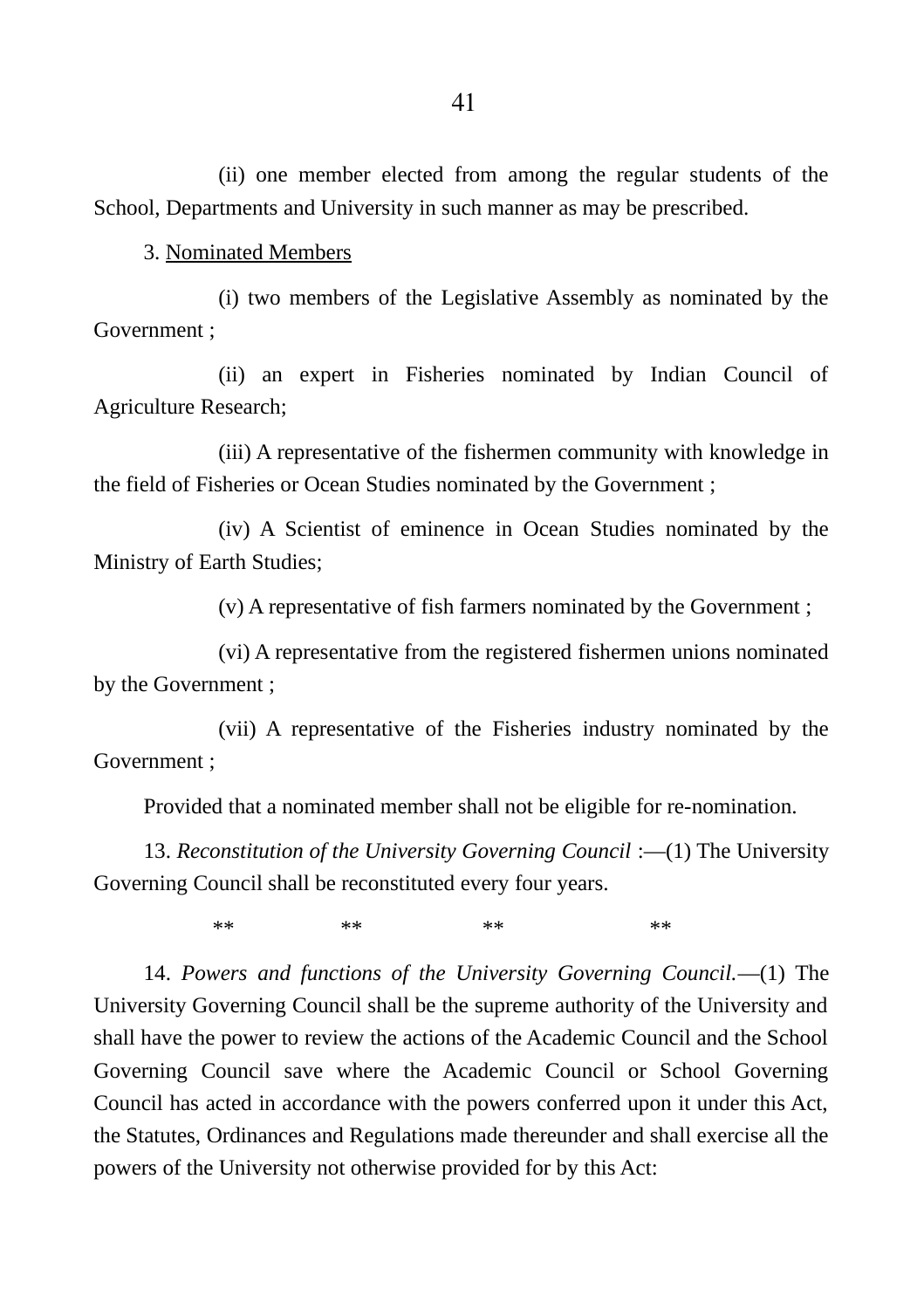(ii) one member elected from among the regular students of the School, Departments and University in such manner as may be prescribed.

3. Nominated Members

(i) two members of the Legislative Assembly as nominated by the Government ;

(ii) an expert in Fisheries nominated by Indian Council of Agriculture Research;

(iii) A representative of the fishermen community with knowledge in the field of Fisheries or Ocean Studies nominated by the Government ;

(iv) A Scientist of eminence in Ocean Studies nominated by the Ministry of Earth Studies;

(v) A representative of fish farmers nominated by the Government ;

(vi) A representative from the registered fishermen unions nominated by the Government ;

(vii) A representative of the Fisheries industry nominated by the Government ;

Provided that a nominated member shall not be eligible for re-nomination.

13. *Reconstitution of the University Governing Council* :—(1) The University Governing Council shall be reconstituted every four years.

** ** ** **

14. *Powers and functions of the University Governing Council.*—(1) The University Governing Council shall be the supreme authority of the University and shall have the power to review the actions of the Academic Council and the School Governing Council save where the Academic Council or School Governing Council has acted in accordance with the powers conferred upon it under this Act, the Statutes, Ordinances and Regulations made thereunder and shall exercise all the powers of the University not otherwise provided for by this Act: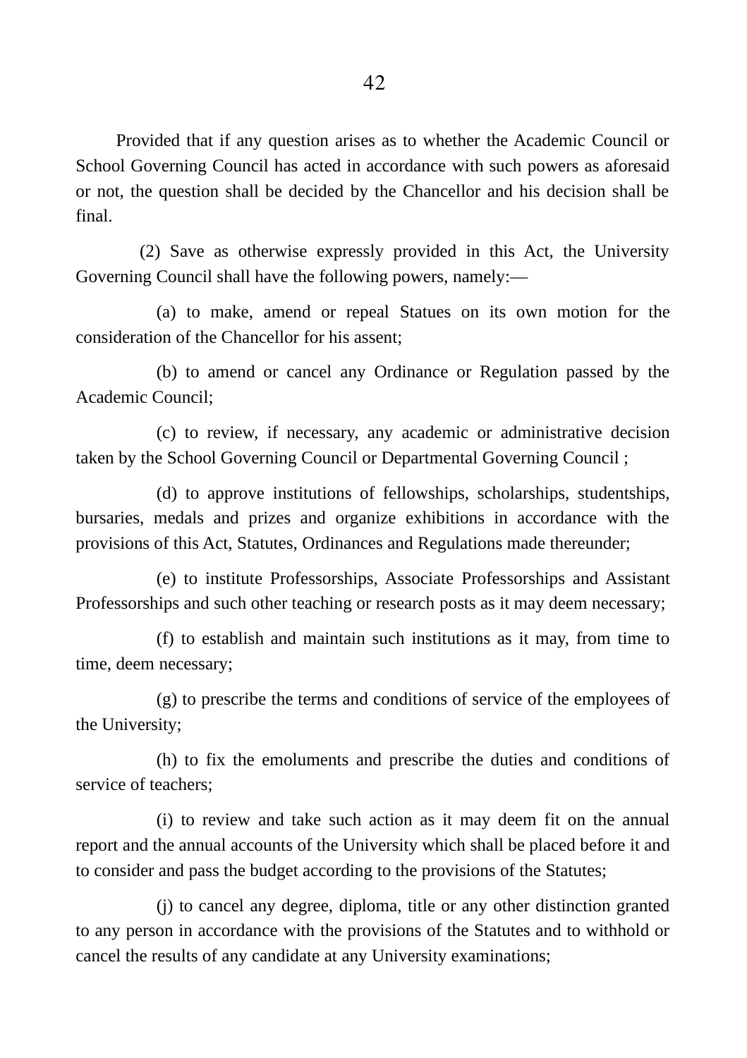Provided that if any question arises as to whether the Academic Council or School Governing Council has acted in accordance with such powers as aforesaid or not, the question shall be decided by the Chancellor and his decision shall be final.

(2) Save as otherwise expressly provided in this Act, the University Governing Council shall have the following powers, namely:—

(a) to make, amend or repeal Statues on its own motion for the consideration of the Chancellor for his assent;

(b) to amend or cancel any Ordinance or Regulation passed by the Academic Council;

(c) to review, if necessary, any academic or administrative decision taken by the School Governing Council or Departmental Governing Council ;

(d) to approve institutions of fellowships, scholarships, studentships, bursaries, medals and prizes and organize exhibitions in accordance with the provisions of this Act, Statutes, Ordinances and Regulations made thereunder;

(e) to institute Professorships, Associate Professorships and Assistant Professorships and such other teaching or research posts as it may deem necessary;

(f) to establish and maintain such institutions as it may, from time to time, deem necessary;

(g) to prescribe the terms and conditions of service of the employees of the University;

(h) to fix the emoluments and prescribe the duties and conditions of service of teachers;

(i) to review and take such action as it may deem fit on the annual report and the annual accounts of the University which shall be placed before it and to consider and pass the budget according to the provisions of the Statutes;

(j) to cancel any degree, diploma, title or any other distinction granted to any person in accordance with the provisions of the Statutes and to withhold or cancel the results of any candidate at any University examinations;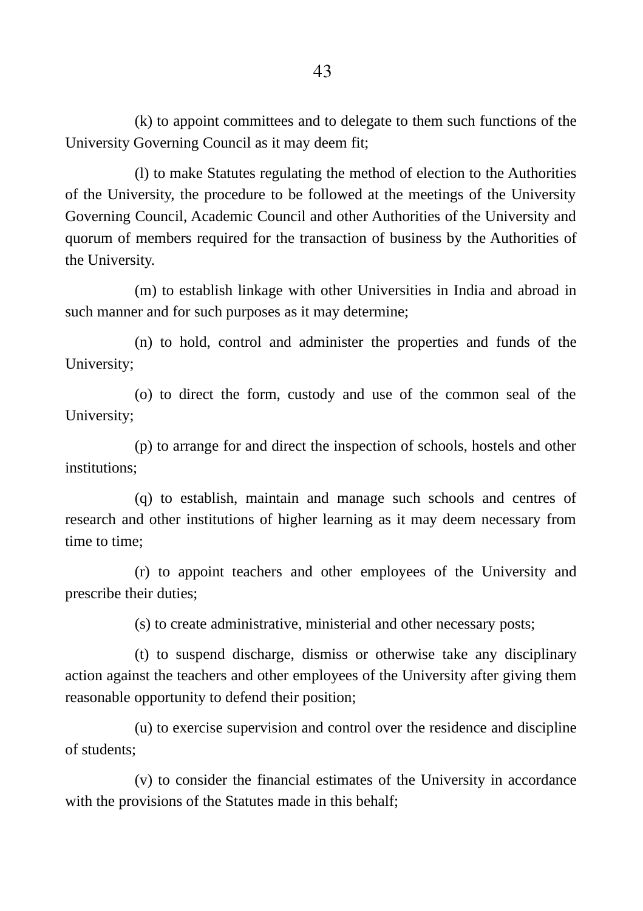(k) to appoint committees and to delegate to them such functions of the University Governing Council as it may deem fit;

(l) to make Statutes regulating the method of election to the Authorities of the University, the procedure to be followed at the meetings of the University Governing Council, Academic Council and other Authorities of the University and quorum of members required for the transaction of business by the Authorities of the University.

(m) to establish linkage with other Universities in India and abroad in such manner and for such purposes as it may determine;

(n) to hold, control and administer the properties and funds of the University;

(o) to direct the form, custody and use of the common seal of the University;

(p) to arrange for and direct the inspection of schools, hostels and other institutions;

(q) to establish, maintain and manage such schools and centres of research and other institutions of higher learning as it may deem necessary from time to time;

(r) to appoint teachers and other employees of the University and prescribe their duties;

(s) to create administrative, ministerial and other necessary posts;

(t) to suspend discharge, dismiss or otherwise take any disciplinary action against the teachers and other employees of the University after giving them reasonable opportunity to defend their position;

(u) to exercise supervision and control over the residence and discipline of students;

(v) to consider the financial estimates of the University in accordance with the provisions of the Statutes made in this behalf;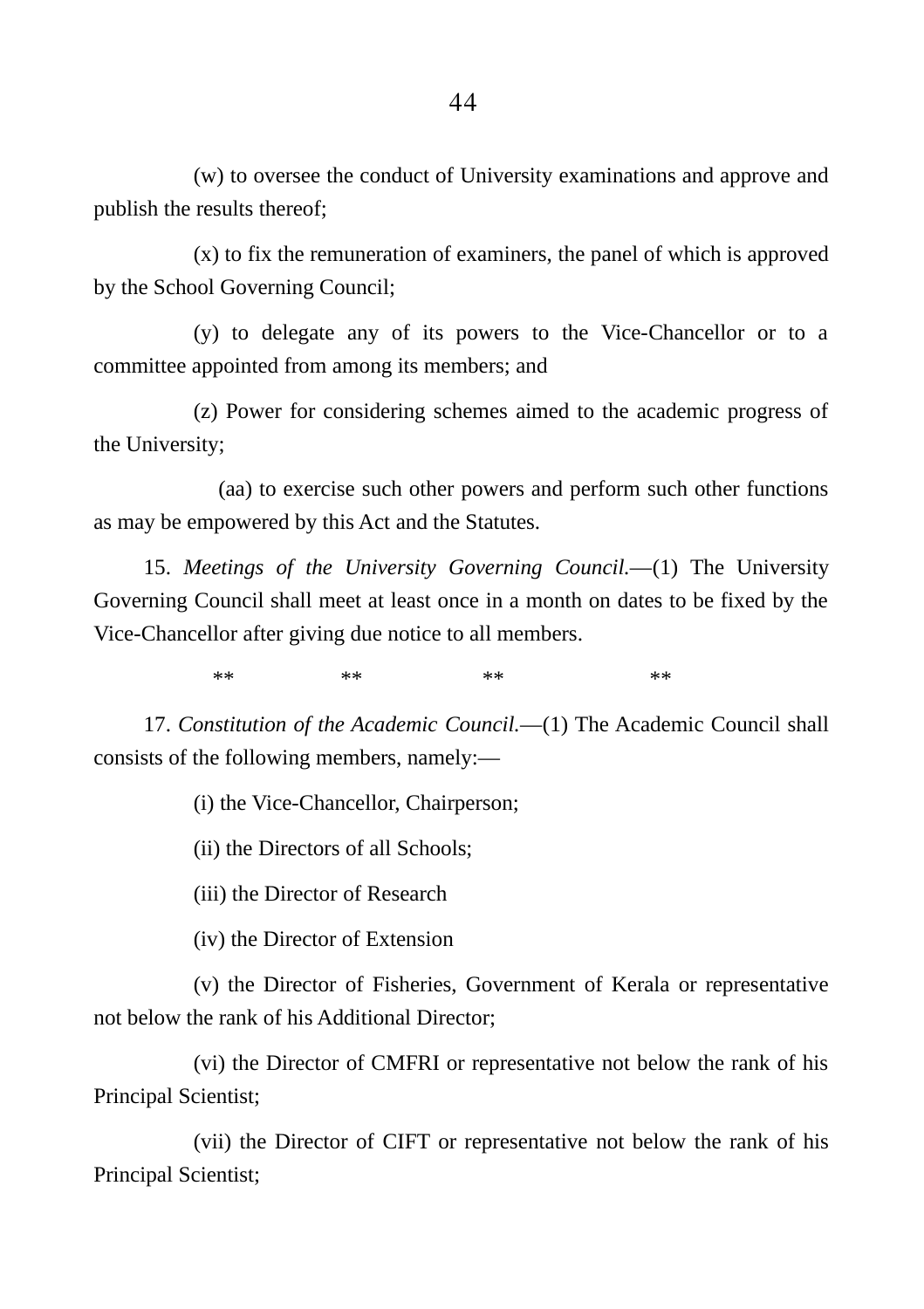(w) to oversee the conduct of University examinations and approve and publish the results thereof;

(x) to fix the remuneration of examiners, the panel of which is approved by the School Governing Council;

(y) to delegate any of its powers to the Vice-Chancellor or to a committee appointed from among its members; and

(z) Power for considering schemes aimed to the academic progress of the University;

(aa) to exercise such other powers and perform such other functions as may be empowered by this Act and the Statutes.

15. *Meetings of the University Governing Council.*—(1) The University Governing Council shall meet at least once in a month on dates to be fixed by the Vice-Chancellor after giving due notice to all members.

\*\* \*\* \*\* \*\*

17. *Constitution of the Academic Council.*—(1) The Academic Council shall consists of the following members, namely:—

(i) the Vice-Chancellor, Chairperson;

(ii) the Directors of all Schools;

(iii) the Director of Research

(iv) the Director of Extension

(v) the Director of Fisheries, Government of Kerala or representative not below the rank of his Additional Director;

(vi) the Director of CMFRI or representative not below the rank of his Principal Scientist;

(vii) the Director of CIFT or representative not below the rank of his Principal Scientist;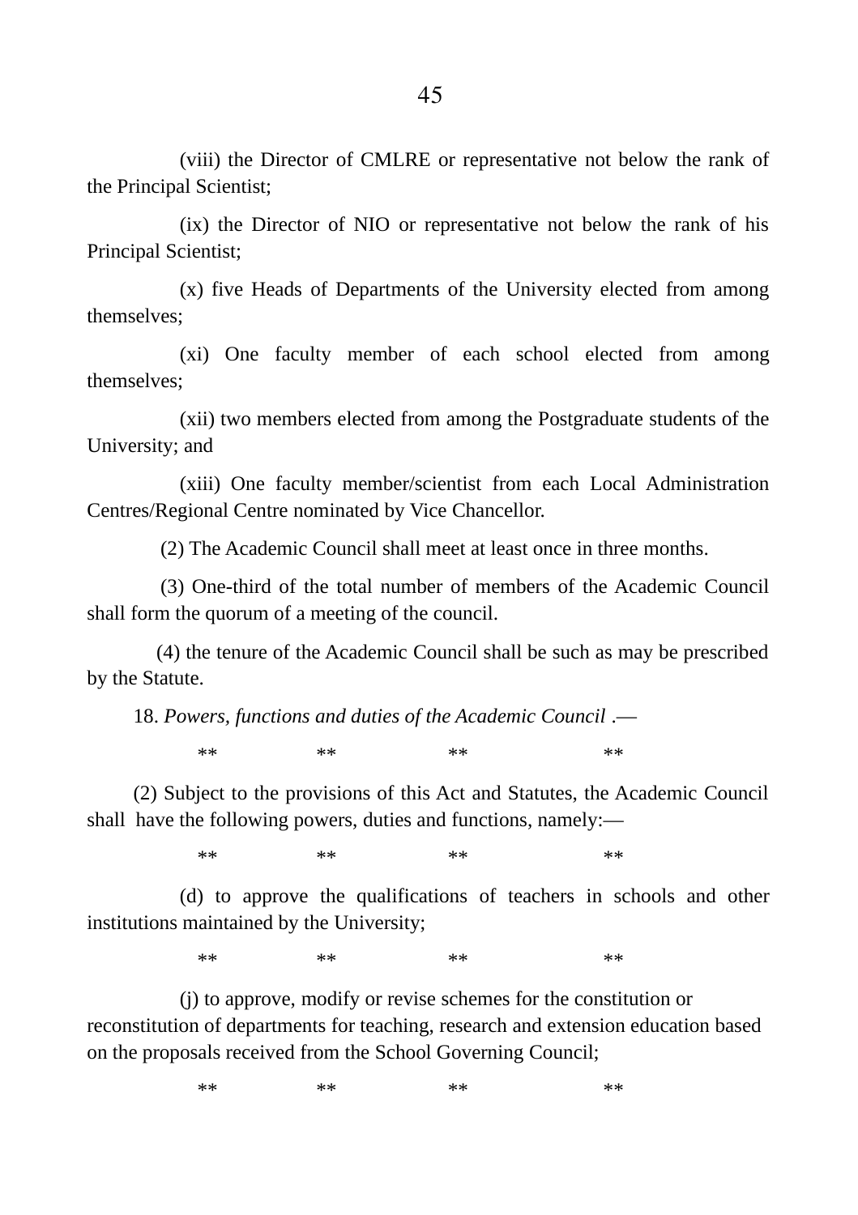(viii) the Director of CMLRE or representative not below the rank of the Principal Scientist;

(ix) the Director of NIO or representative not below the rank of his Principal Scientist;

(x) five Heads of Departments of the University elected from among themselves;

(xi) One faculty member of each school elected from among themselves;

(xii) two members elected from among the Postgraduate students of the University; and

(xiii) One faculty member/scientist from each Local Administration Centres/Regional Centre nominated by Vice Chancellor.

(2) The Academic Council shall meet at least once in three months.

(3) One-third of the total number of members of the Academic Council shall form the quorum of a meeting of the council.

(4) the tenure of the Academic Council shall be such as may be prescribed by the Statute.

18. *Powers, functions and duties of the Academic Council* .—

** ** ** **

(2) Subject to the provisions of this Act and Statutes, the Academic Council shall have the following powers, duties and functions, namely:—

** ** ** **

(d) to approve the qualifications of teachers in schools and other institutions maintained by the University;

** ** ** **

(j) to approve, modify or revise schemes for the constitution or reconstitution of departments for teaching, research and extension education based on the proposals received from the School Governing Council;

** ** ** **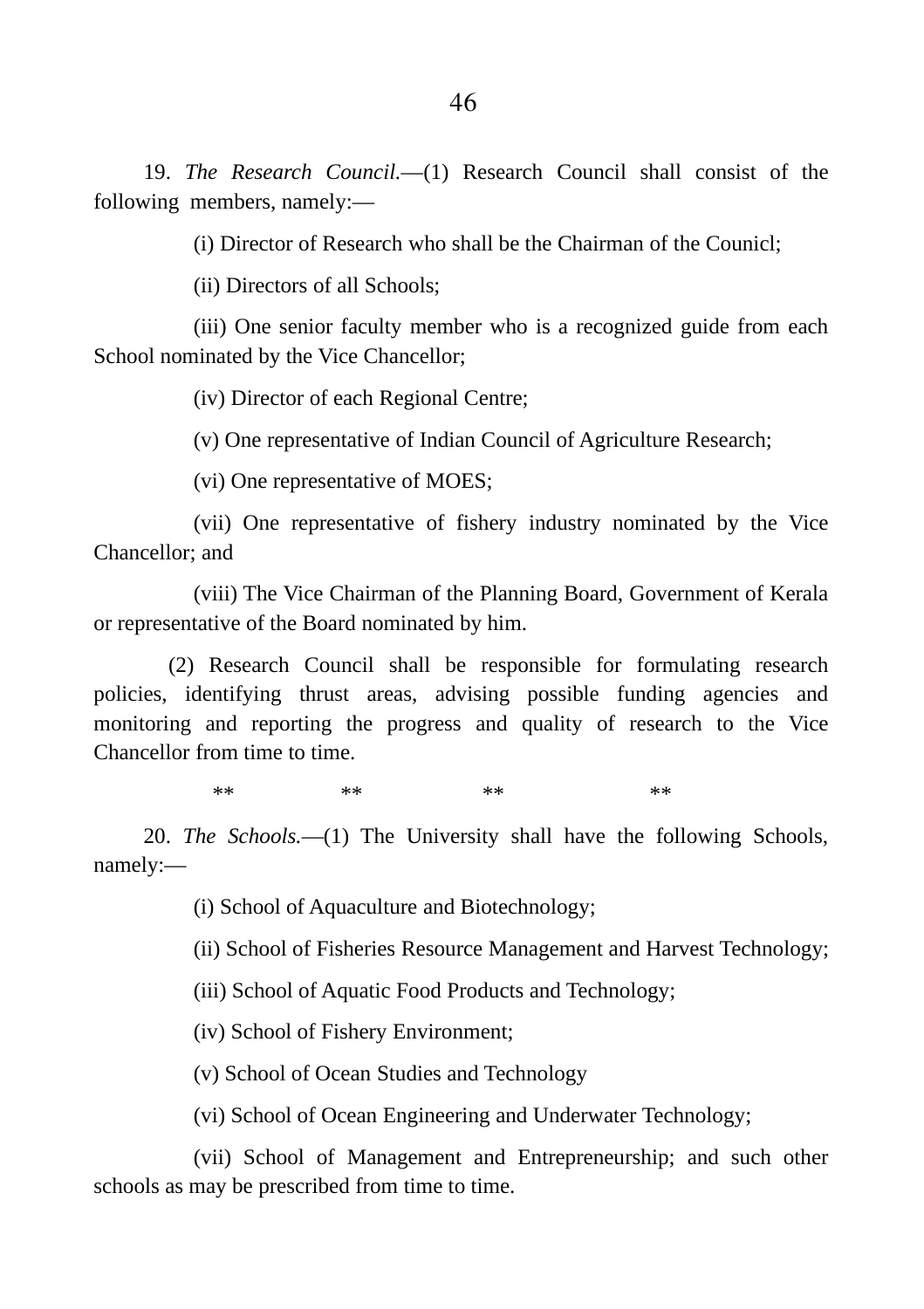19. *The Research Council.*—(1) Research Council shall consist of the following members, namely:—

(i) Director of Research who shall be the Chairman of the Counicl;

(ii) Directors of all Schools;

(iii) One senior faculty member who is a recognized guide from each School nominated by the Vice Chancellor;

(iv) Director of each Regional Centre;

(v) One representative of Indian Council of Agriculture Research;

(vi) One representative of MOES;

(vii) One representative of fishery industry nominated by the Vice Chancellor; and

(viii) The Vice Chairman of the Planning Board, Government of Kerala or representative of the Board nominated by him.

(2) Research Council shall be responsible for formulating research policies, identifying thrust areas, advising possible funding agencies and monitoring and reporting the progress and quality of research to the Vice Chancellor from time to time.

** ** ** **

20. *The Schools.*—(1) The University shall have the following Schools, namely:—

(i) School of Aquaculture and Biotechnology;

(ii) School of Fisheries Resource Management and Harvest Technology;

(iii) School of Aquatic Food Products and Technology;

(iv) School of Fishery Environment;

(v) School of Ocean Studies and Technology

(vi) School of Ocean Engineering and Underwater Technology;

(vii) School of Management and Entrepreneurship; and such other schools as may be prescribed from time to time.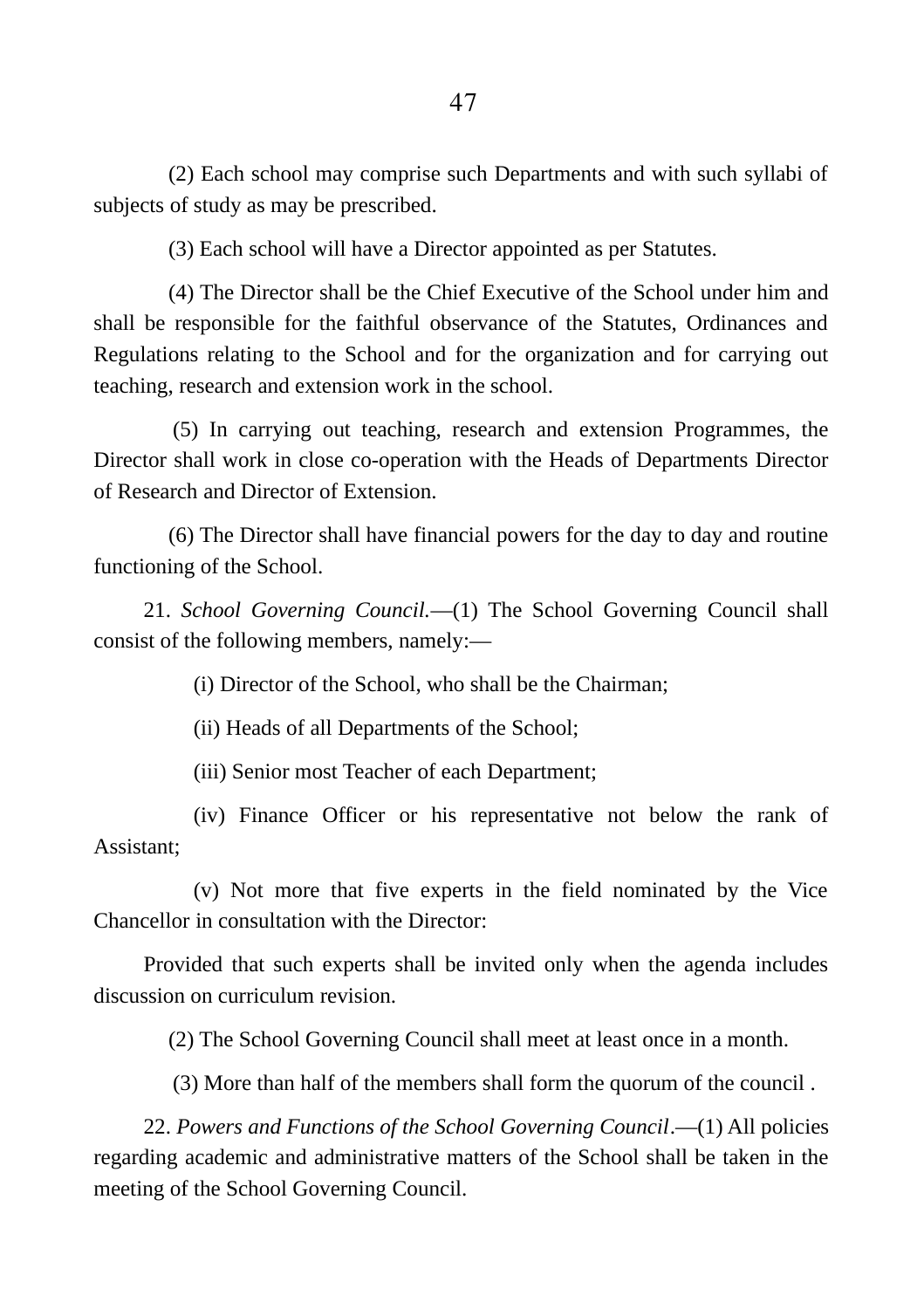(2) Each school may comprise such Departments and with such syllabi of subjects of study as may be prescribed.

(3) Each school will have a Director appointed as per Statutes.

(4) The Director shall be the Chief Executive of the School under him and shall be responsible for the faithful observance of the Statutes, Ordinances and Regulations relating to the School and for the organization and for carrying out teaching, research and extension work in the school.

(5) In carrying out teaching, research and extension Programmes, the Director shall work in close co-operation with the Heads of Departments Director of Research and Director of Extension.

(6) The Director shall have financial powers for the day to day and routine functioning of the School.

21. *School Governing Council.*—(1) The School Governing Council shall consist of the following members, namely:—

(i) Director of the School, who shall be the Chairman;

(ii) Heads of all Departments of the School;

(iii) Senior most Teacher of each Department;

(iv) Finance Officer or his representative not below the rank of Assistant;

(v) Not more that five experts in the field nominated by the Vice Chancellor in consultation with the Director:

Provided that such experts shall be invited only when the agenda includes discussion on curriculum revision.

(2) The School Governing Council shall meet at least once in a month.

(3) More than half of the members shall form the quorum of the council .

22. *Powers and Functions of the School Governing Council*.—(1) All policies regarding academic and administrative matters of the School shall be taken in the meeting of the School Governing Council.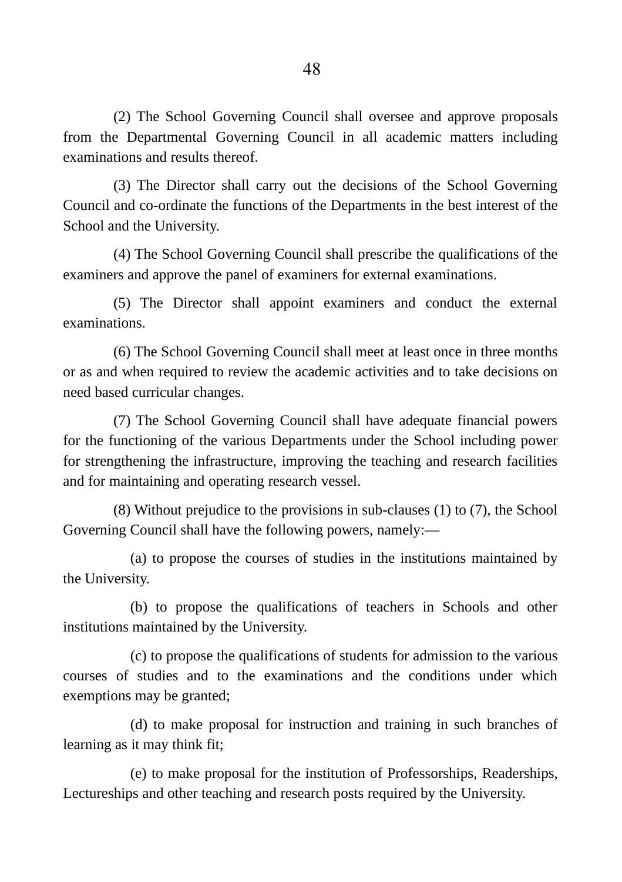(2) The School Governing Council shall oversee and approve proposals from the Departmental Governing Council in all academic matters including examinations and results thereof.

(3) The Director shall carry out the decisions of the School Governing Council and co-ordinate the functions of the Departments in the best interest of the School and the University.

(4) The School Governing Council shall prescribe the qualifications of the examiners and approve the panel of examiners for external examinations.

(5) The Director shall appoint examiners and conduct the external examinations.

(6) The School Governing Council shall meet at least once in three months or as and when required to review the academic activities and to take decisions on need based curricular changes.

(7) The School Governing Council shall have adequate financial powers for the functioning of the various Departments under the School including power for strengthening the infrastructure, improving the teaching and research facilities and for maintaining and operating research vessel.

(8) Without prejudice to the provisions in sub-clauses (1) to (7), the School Governing Council shall have the following powers, namely:—

(a) to propose the courses of studies in the institutions maintained by the University.

(b) to propose the qualifications of teachers in Schools and other institutions maintained by the University.

(c) to propose the qualifications of students for admission to the various courses of studies and to the examinations and the conditions under which exemptions may be granted;

(d) to make proposal for instruction and training in such branches of learning as it may think fit;

(e) to make proposal for the institution of Professorships, Readerships, Lectureships and other teaching and research posts required by the University.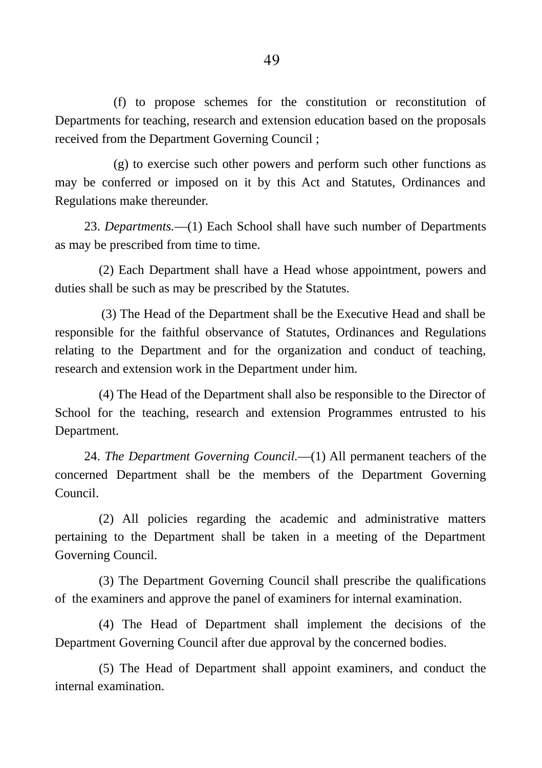(f) to propose schemes for the constitution or reconstitution of Departments for teaching, research and extension education based on the proposals received from the Department Governing Council ;

(g) to exercise such other powers and perform such other functions as may be conferred or imposed on it by this Act and Statutes, Ordinances and Regulations make thereunder.

23. *Departments.*—(1) Each School shall have such number of Departments as may be prescribed from time to time.

(2) Each Department shall have a Head whose appointment, powers and duties shall be such as may be prescribed by the Statutes.

(3) The Head of the Department shall be the Executive Head and shall be responsible for the faithful observance of Statutes, Ordinances and Regulations relating to the Department and for the organization and conduct of teaching, research and extension work in the Department under him.

(4) The Head of the Department shall also be responsible to the Director of School for the teaching, research and extension Programmes entrusted to his Department.

24. *The Department Governing Council.*—(1) All permanent teachers of the concerned Department shall be the members of the Department Governing Council.

(2) All policies regarding the academic and administrative matters pertaining to the Department shall be taken in a meeting of the Department Governing Council.

(3) The Department Governing Council shall prescribe the qualifications of the examiners and approve the panel of examiners for internal examination.

(4) The Head of Department shall implement the decisions of the Department Governing Council after due approval by the concerned bodies.

(5) The Head of Department shall appoint examiners, and conduct the internal examination.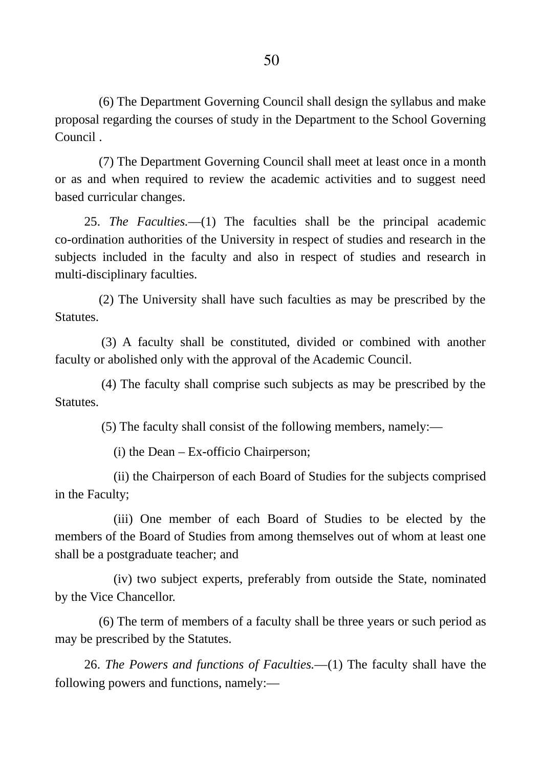(6) The Department Governing Council shall design the syllabus and make proposal regarding the courses of study in the Department to the School Governing Council .

(7) The Department Governing Council shall meet at least once in a month or as and when required to review the academic activities and to suggest need based curricular changes.

25. *The Faculties.*—(1) The faculties shall be the principal academic co-ordination authorities of the University in respect of studies and research in the subjects included in the faculty and also in respect of studies and research in multi-disciplinary faculties.

(2) The University shall have such faculties as may be prescribed by the Statutes.

(3) A faculty shall be constituted, divided or combined with another faculty or abolished only with the approval of the Academic Council.

(4) The faculty shall comprise such subjects as may be prescribed by the Statutes.

(5) The faculty shall consist of the following members, namely:—

(i) the Dean – Ex-officio Chairperson;

(ii) the Chairperson of each Board of Studies for the subjects comprised in the Faculty;

(iii) One member of each Board of Studies to be elected by the members of the Board of Studies from among themselves out of whom at least one shall be a postgraduate teacher; and

(iv) two subject experts, preferably from outside the State, nominated by the Vice Chancellor.

(6) The term of members of a faculty shall be three years or such period as may be prescribed by the Statutes.

26. *The Powers and functions of Faculties.*—(1) The faculty shall have the following powers and functions, namely:—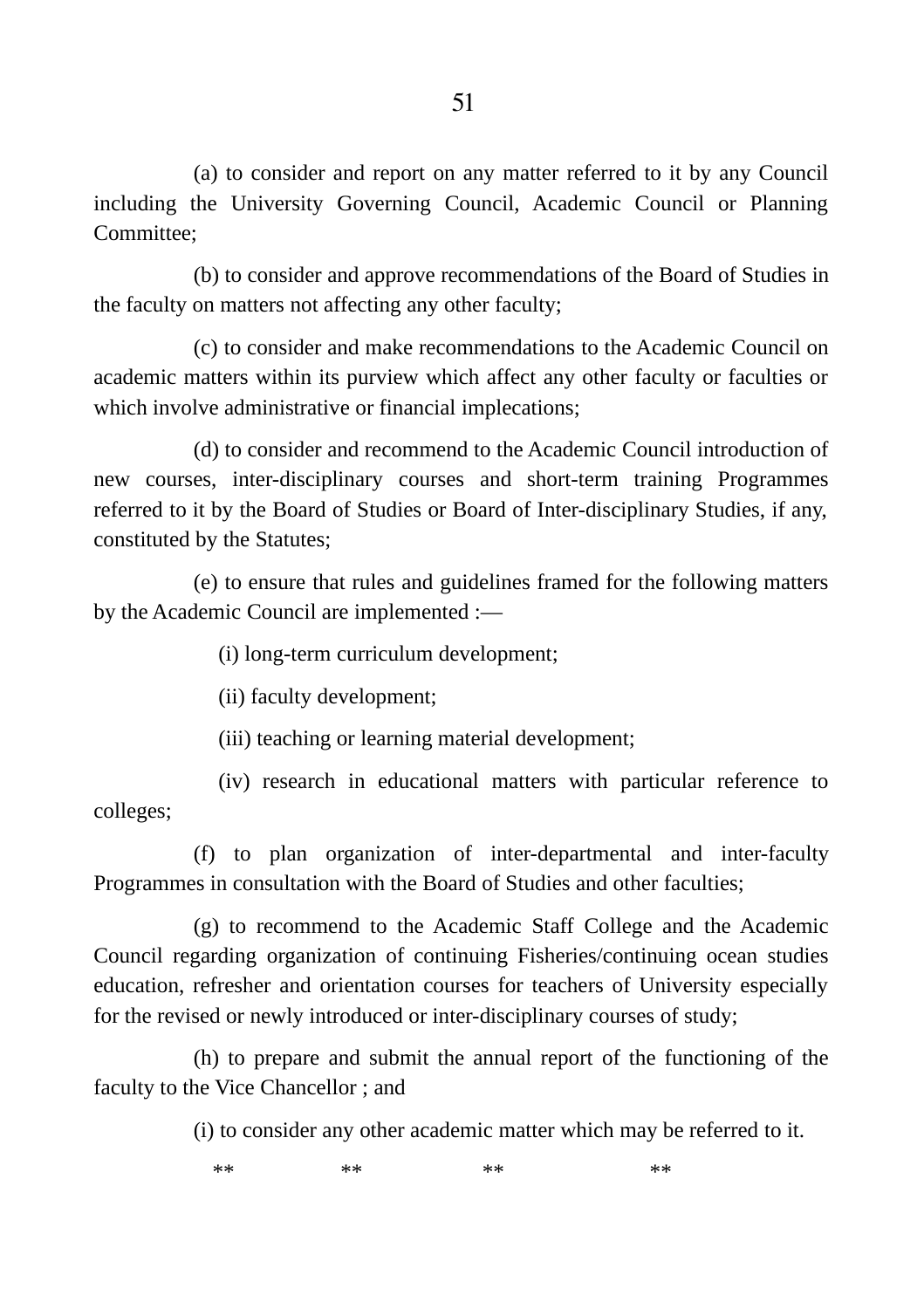(a) to consider and report on any matter referred to it by any Council including the University Governing Council, Academic Council or Planning Committee;

(b) to consider and approve recommendations of the Board of Studies in the faculty on matters not affecting any other faculty;

(c) to consider and make recommendations to the Academic Council on academic matters within its purview which affect any other faculty or faculties or which involve administrative or financial implecations;

(d) to consider and recommend to the Academic Council introduction of new courses, inter-disciplinary courses and short-term training Programmes referred to it by the Board of Studies or Board of Inter-disciplinary Studies, if any, constituted by the Statutes;

(e) to ensure that rules and guidelines framed for the following matters by the Academic Council are implemented :—

(i) long-term curriculum development;

(ii) faculty development;

(iii) teaching or learning material development;

(iv) research in educational matters with particular reference to colleges;

(f) to plan organization of inter-departmental and inter-faculty Programmes in consultation with the Board of Studies and other faculties;

(g) to recommend to the Academic Staff College and the Academic Council regarding organization of continuing Fisheries/continuing ocean studies education, refresher and orientation courses for teachers of University especially for the revised or newly introduced or inter-disciplinary courses of study;

(h) to prepare and submit the annual report of the functioning of the faculty to the Vice Chancellor ; and

(i) to consider any other academic matter which may be referred to it.

** ** ** **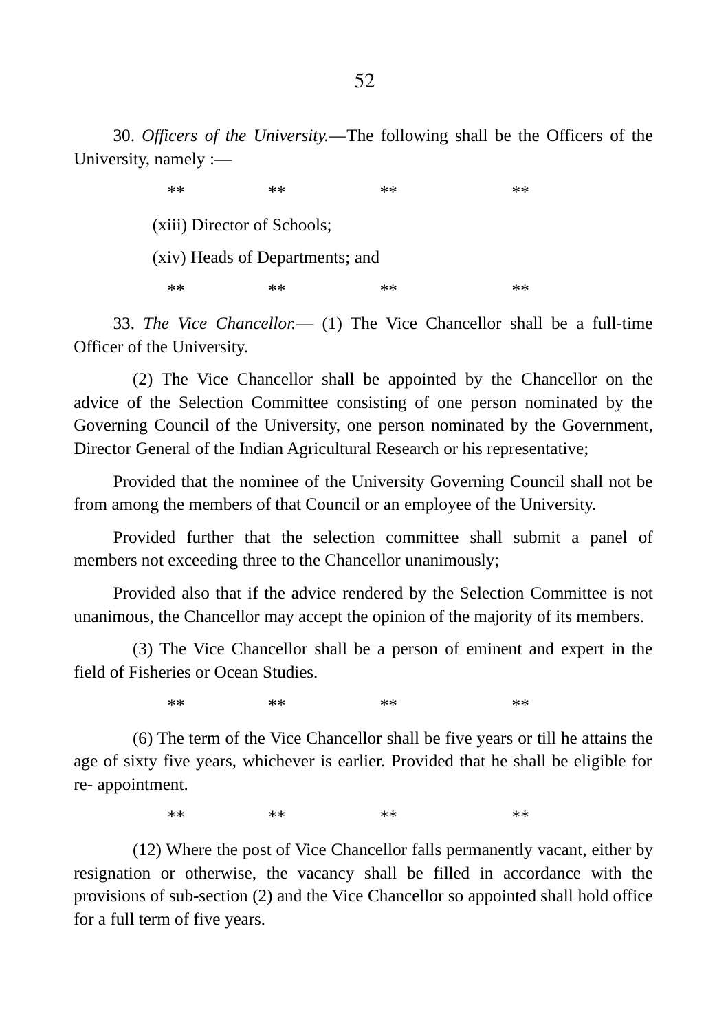30. *Officers of the University.*—The following shall be the Officers of the University, namely :—

** ** ** **

(xiii) Director of Schools;

(xiv) Heads of Departments; and

** ** ** **

33. *The Vice Chancellor.*— (1) The Vice Chancellor shall be a full-time Officer of the University.

(2) The Vice Chancellor shall be appointed by the Chancellor on the advice of the Selection Committee consisting of one person nominated by the Governing Council of the University, one person nominated by the Government, Director General of the Indian Agricultural Research or his representative;

Provided that the nominee of the University Governing Council shall not be from among the members of that Council or an employee of the University.

Provided further that the selection committee shall submit a panel of members not exceeding three to the Chancellor unanimously;

Provided also that if the advice rendered by the Selection Committee is not unanimous, the Chancellor may accept the opinion of the majority of its members.

(3) The Vice Chancellor shall be a person of eminent and expert in the field of Fisheries or Ocean Studies.

** ** ** **

(6) The term of the Vice Chancellor shall be five years or till he attains the age of sixty five years, whichever is earlier. Provided that he shall be eligible for re- appointment.

** ** ** **

(12) Where the post of Vice Chancellor falls permanently vacant, either by resignation or otherwise, the vacancy shall be filled in accordance with the provisions of sub-section (2) and the Vice Chancellor so appointed shall hold office for a full term of five years.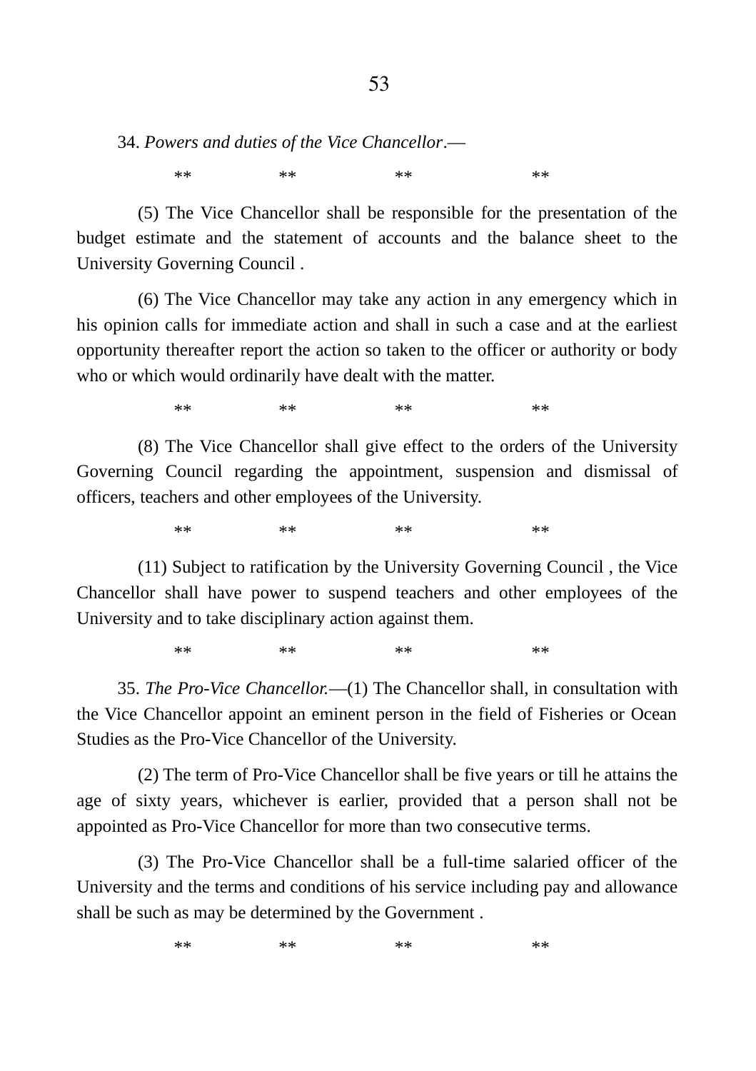34. *Powers and duties of the Vice Chancellor*.—

** ** ** **

(5) The Vice Chancellor shall be responsible for the presentation of the budget estimate and the statement of accounts and the balance sheet to the University Governing Council .

(6) The Vice Chancellor may take any action in any emergency which in his opinion calls for immediate action and shall in such a case and at the earliest opportunity thereafter report the action so taken to the officer or authority or body who or which would ordinarily have dealt with the matter.

** ** ** **

(8) The Vice Chancellor shall give effect to the orders of the University Governing Council regarding the appointment, suspension and dismissal of officers, teachers and other employees of the University.

** ** ** **

(11) Subject to ratification by the University Governing Council , the Vice Chancellor shall have power to suspend teachers and other employees of the University and to take disciplinary action against them.

** ** ** **

35. *The Pro-Vice Chancellor.*—(1) The Chancellor shall, in consultation with the Vice Chancellor appoint an eminent person in the field of Fisheries or Ocean Studies as the Pro-Vice Chancellor of the University.

(2) The term of Pro-Vice Chancellor shall be five years or till he attains the age of sixty years, whichever is earlier, provided that a person shall not be appointed as Pro-Vice Chancellor for more than two consecutive terms.

(3) The Pro-Vice Chancellor shall be a full-time salaried officer of the University and the terms and conditions of his service including pay and allowance shall be such as may be determined by the Government .

** ** ** **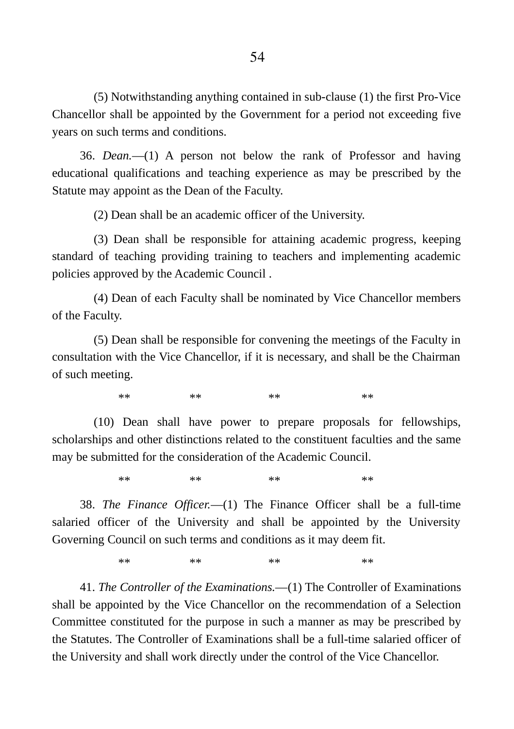(5) Notwithstanding anything contained in sub-clause (1) the first Pro-Vice Chancellor shall be appointed by the Government for a period not exceeding five years on such terms and conditions.

36. *Dean.*—(1) A person not below the rank of Professor and having educational qualifications and teaching experience as may be prescribed by the Statute may appoint as the Dean of the Faculty.

(2) Dean shall be an academic officer of the University.

(3) Dean shall be responsible for attaining academic progress, keeping standard of teaching providing training to teachers and implementing academic policies approved by the Academic Council .

(4) Dean of each Faculty shall be nominated by Vice Chancellor members of the Faculty.

(5) Dean shall be responsible for convening the meetings of the Faculty in consultation with the Vice Chancellor, if it is necessary, and shall be the Chairman of such meeting.

** ** ** **

(10) Dean shall have power to prepare proposals for fellowships, scholarships and other distinctions related to the constituent faculties and the same may be submitted for the consideration of the Academic Council.

** ** ** **

38. *The Finance Officer.*—(1) The Finance Officer shall be a full-time salaried officer of the University and shall be appointed by the University Governing Council on such terms and conditions as it may deem fit.

** ** ** **

41. *The Controller of the Examinations.*—(1) The Controller of Examinations shall be appointed by the Vice Chancellor on the recommendation of a Selection Committee constituted for the purpose in such a manner as may be prescribed by the Statutes. The Controller of Examinations shall be a full-time salaried officer of the University and shall work directly under the control of the Vice Chancellor.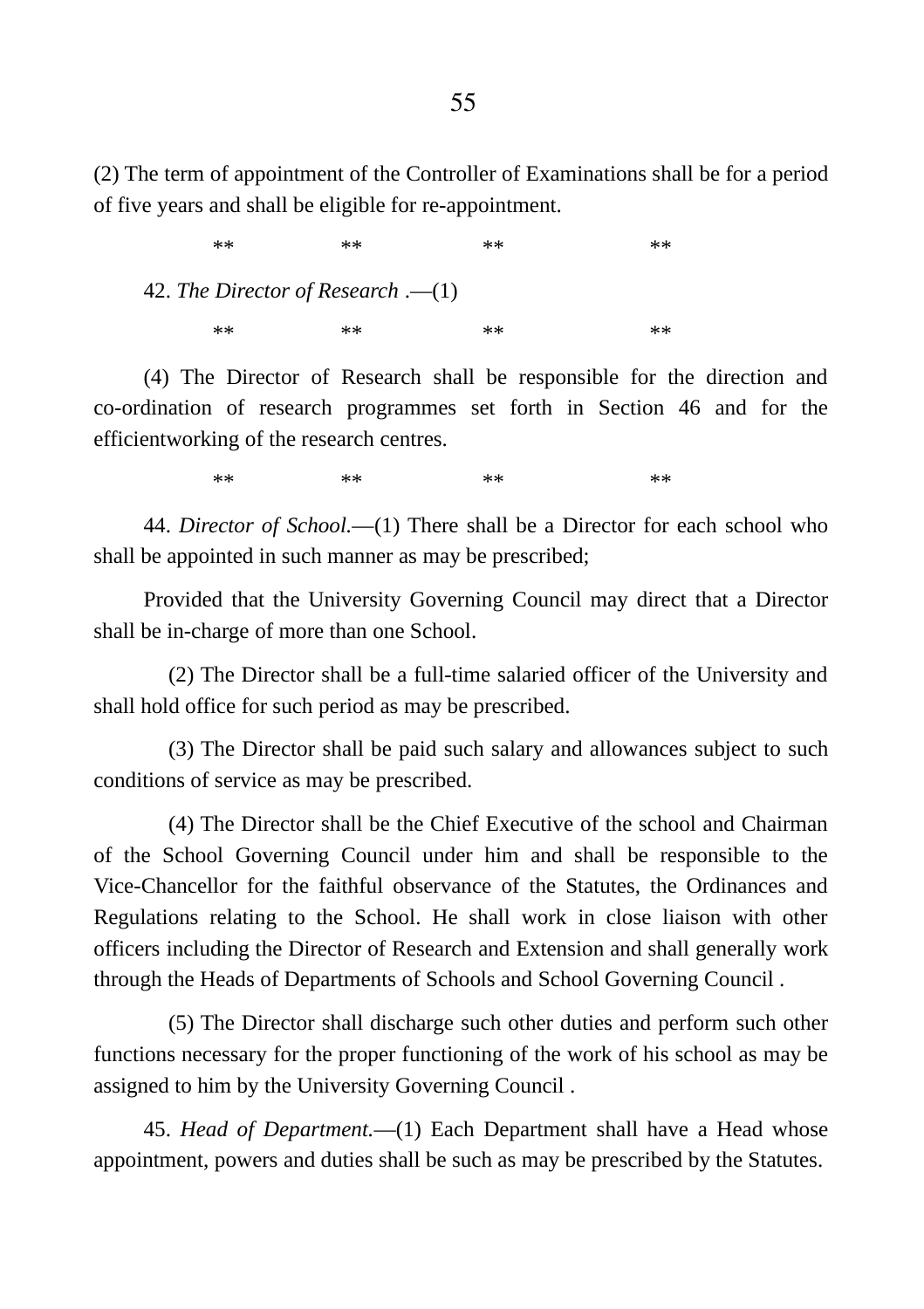(2) The term of appointment of the Controller of Examinations shall be for a period of five years and shall be eligible for re-appointment.

** ** ** **

42. *The Director of Research* .—(1)

** ** ** **

(4) The Director of Research shall be responsible for the direction and co-ordination of research programmes set forth in Section 46 and for the efficientworking of the research centres.

** ** ** **

44. *Director of School.*—(1) There shall be a Director for each school who shall be appointed in such manner as may be prescribed;

Provided that the University Governing Council may direct that a Director shall be in-charge of more than one School.

(2) The Director shall be a full-time salaried officer of the University and shall hold office for such period as may be prescribed.

(3) The Director shall be paid such salary and allowances subject to such conditions of service as may be prescribed.

(4) The Director shall be the Chief Executive of the school and Chairman of the School Governing Council under him and shall be responsible to the Vice-Chancellor for the faithful observance of the Statutes, the Ordinances and Regulations relating to the School. He shall work in close liaison with other officers including the Director of Research and Extension and shall generally work through the Heads of Departments of Schools and School Governing Council .

(5) The Director shall discharge such other duties and perform such other functions necessary for the proper functioning of the work of his school as may be assigned to him by the University Governing Council .

45. *Head of Department.*—(1) Each Department shall have a Head whose appointment, powers and duties shall be such as may be prescribed by the Statutes.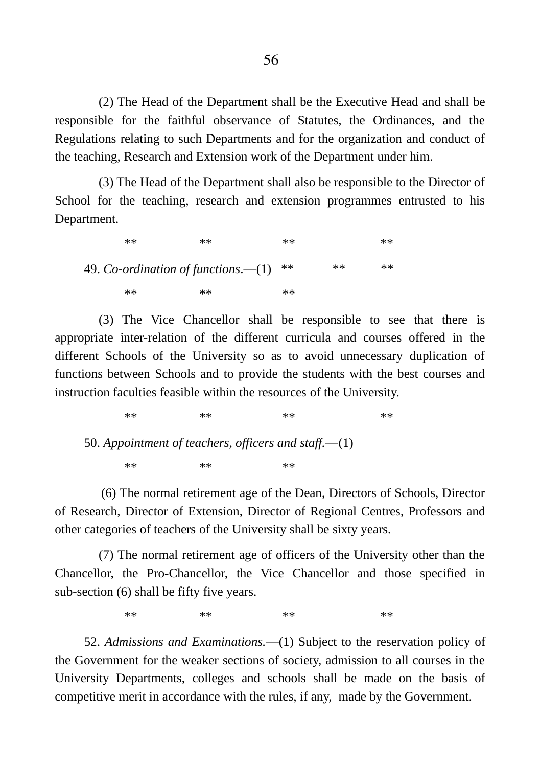(2) The Head of the Department shall be the Executive Head and shall be responsible for the faithful observance of Statutes, the Ordinances, and the Regulations relating to such Departments and for the organization and conduct of the teaching, Research and Extension work of the Department under him.

(3) The Head of the Department shall also be responsible to the Director of School for the teaching, research and extension programmes entrusted to his Department.

** ** ** **

49. *Co-ordination of functions*.—(1) ** ** **

** ** **

(3) The Vice Chancellor shall be responsible to see that there is appropriate inter-relation of the different curricula and courses offered in the different Schools of the University so as to avoid unnecessary duplication of functions between Schools and to provide the students with the best courses and instruction faculties feasible within the resources of the University.

** ** ** **

50. *Appointment of teachers, officers and staff.*—(1)

** ** **

(6) The normal retirement age of the Dean, Directors of Schools, Director of Research, Director of Extension, Director of Regional Centres, Professors and other categories of teachers of the University shall be sixty years.

(7) The normal retirement age of officers of the University other than the Chancellor, the Pro-Chancellor, the Vice Chancellor and those specified in sub-section (6) shall be fifty five years.

** ** ** **

52. *Admissions and Examinations.*—(1) Subject to the reservation policy of the Government for the weaker sections of society, admission to all courses in the University Departments, colleges and schools shall be made on the basis of competitive merit in accordance with the rules, if any, made by the Government.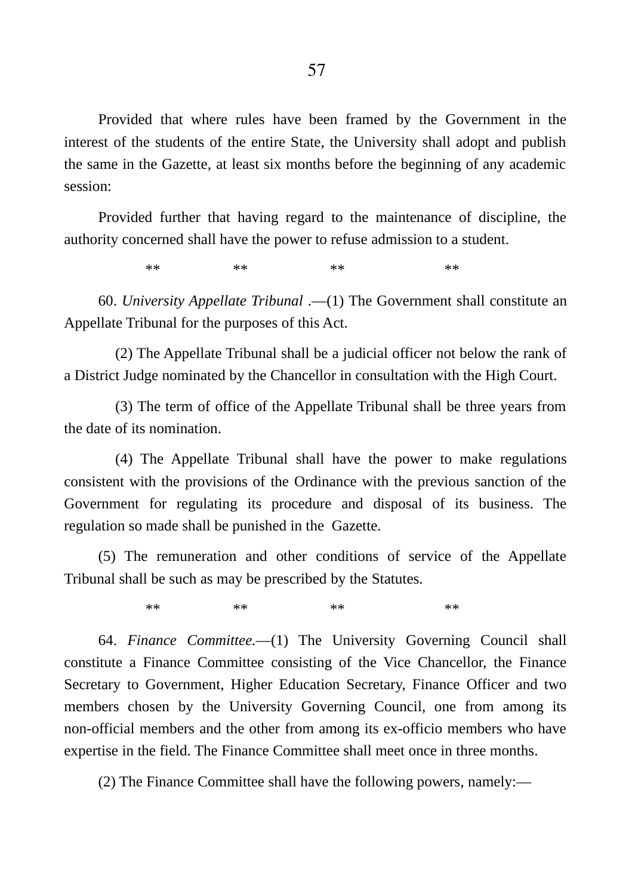Provided that where rules have been framed by the Government in the interest of the students of the entire State, the University shall adopt and publish the same in the Gazette, at least six months before the beginning of any academic session:

Provided further that having regard to the maintenance of discipline, the authority concerned shall have the power to refuse admission to a student.

** ** ** **

60. *University Appellate Tribunal* .—(1) The Government shall constitute an Appellate Tribunal for the purposes of this Act.

(2) The Appellate Tribunal shall be a judicial officer not below the rank of a District Judge nominated by the Chancellor in consultation with the High Court.

(3) The term of office of the Appellate Tribunal shall be three years from the date of its nomination.

(4) The Appellate Tribunal shall have the power to make regulations consistent with the provisions of the Ordinance with the previous sanction of the Government for regulating its procedure and disposal of its business. The regulation so made shall be punished in the Gazette.

(5) The remuneration and other conditions of service of the Appellate Tribunal shall be such as may be prescribed by the Statutes.

** ** ** **

64. *Finance Committee.*—(1) The University Governing Council shall constitute a Finance Committee consisting of the Vice Chancellor, the Finance Secretary to Government, Higher Education Secretary, Finance Officer and two members chosen by the University Governing Council, one from among its non-official members and the other from among its ex-officio members who have expertise in the field. The Finance Committee shall meet once in three months.

(2) The Finance Committee shall have the following powers, namely:—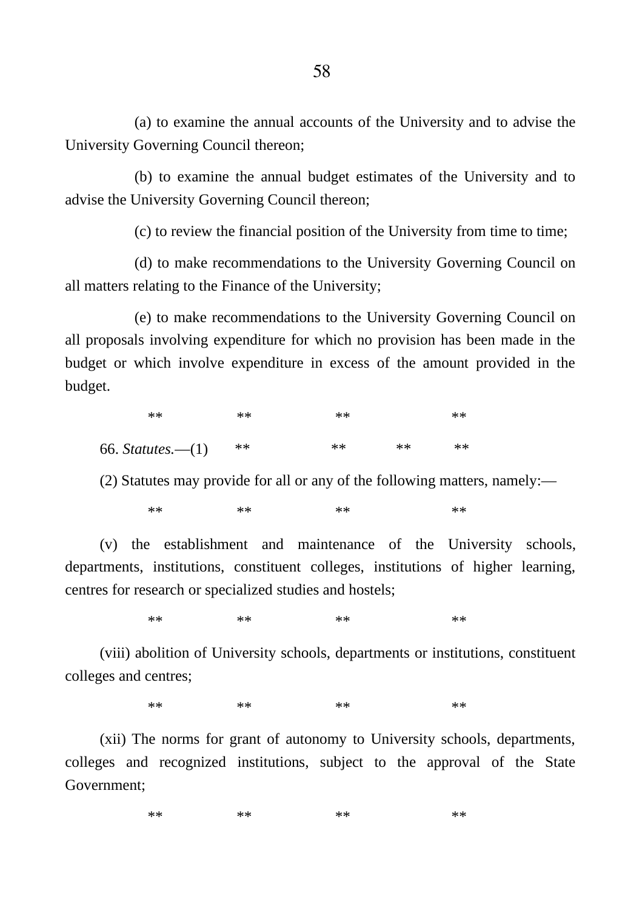(a) to examine the annual accounts of the University and to advise the University Governing Council thereon;

(b) to examine the annual budget estimates of the University and to advise the University Governing Council thereon;

(c) to review the financial position of the University from time to time;

(d) to make recommendations to the University Governing Council on all matters relating to the Finance of the University;

(e) to make recommendations to the University Governing Council on all proposals involving expenditure for which no provision has been made in the budget or which involve expenditure in excess of the amount provided in the budget.

** ** ** **

66. *Statutes.*—(1) ** ** ** **

(2) Statutes may provide for all or any of the following matters, namely:—

** ** ** **

(v) the establishment and maintenance of the University schools, departments, institutions, constituent colleges, institutions of higher learning, centres for research or specialized studies and hostels;

** ** ** **

(viii) abolition of University schools, departments or institutions, constituent colleges and centres;

** ** ** **

(xii) The norms for grant of autonomy to University schools, departments, colleges and recognized institutions, subject to the approval of the State Government;

** ** ** **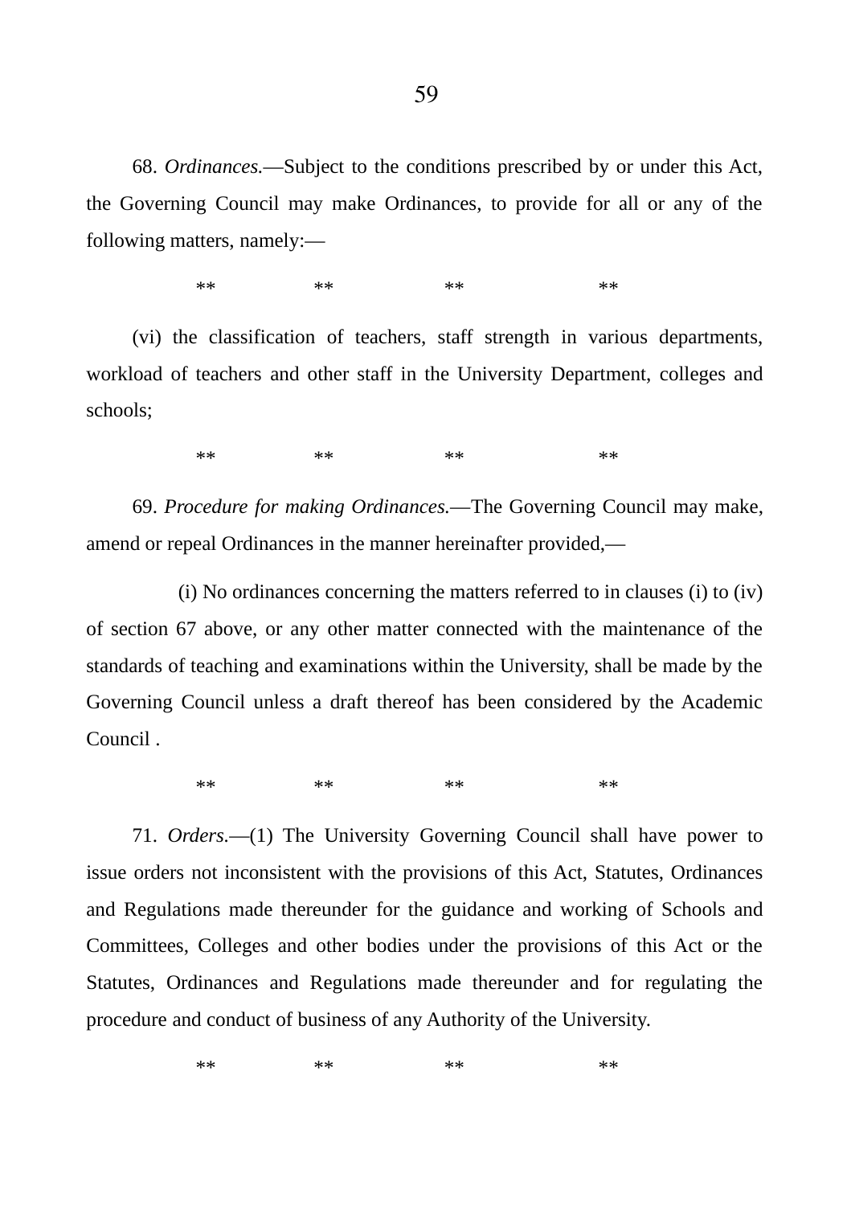68. *Ordinances.*—Subject to the conditions prescribed by or under this Act, the Governing Council may make Ordinances, to provide for all or any of the following matters, namely:—

** ** ** **

(vi) the classification of teachers, staff strength in various departments, workload of teachers and other staff in the University Department, colleges and schools;

** ** ** **

69. *Procedure for making Ordinances.*—The Governing Council may make, amend or repeal Ordinances in the manner hereinafter provided,—

(i) No ordinances concerning the matters referred to in clauses (i) to (iv) of section 67 above, or any other matter connected with the maintenance of the standards of teaching and examinations within the University, shall be made by the Governing Council unless a draft thereof has been considered by the Academic Council .

** ** ** **

71. *Orders.*—(1) The University Governing Council shall have power to issue orders not inconsistent with the provisions of this Act, Statutes, Ordinances and Regulations made thereunder for the guidance and working of Schools and Committees, Colleges and other bodies under the provisions of this Act or the Statutes, Ordinances and Regulations made thereunder and for regulating the procedure and conduct of business of any Authority of the University.

** ** ** **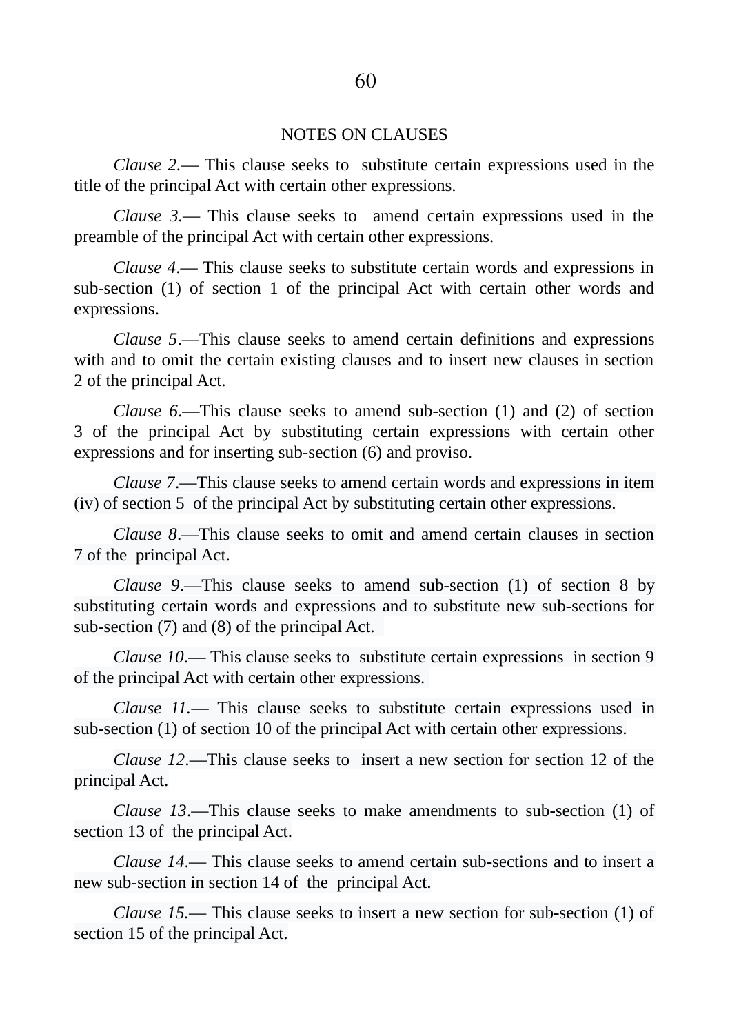## NOTES ON CLAUSES

*Clause 2.*— This clause seeks to substitute certain expressions used in the title of the principal Act with certain other expressions.

*Clause 3.*— This clause seeks to amend certain expressions used in the preamble of the principal Act with certain other expressions.

*Clause 4.*— This clause seeks to substitute certain words and expressions in sub-section (1) of section 1 of the principal Act with certain other words and expressions.

*Clause 5*.—This clause seeks to amend certain definitions and expressions with and to omit the certain existing clauses and to insert new clauses in section 2 of the principal Act.

*Clause 6*.—This clause seeks to amend sub-section (1) and (2) of section 3 of the principal Act by substituting certain expressions with certain other expressions and for inserting sub-section (6) and proviso.

*Clause 7*.—This clause seeks to amend certain words and expressions in item (iv) of section 5 of the principal Act by substituting certain other expressions.

*Clause 8*.—This clause seeks to omit and amend certain clauses in section 7 of the principal Act.

*Clause 9*.—This clause seeks to amend sub-section (1) of section 8 by substituting certain words and expressions and to substitute new sub-sections for sub-section (7) and (8) of the principal Act.

*Clause 10*.— This clause seeks to substitute certain expressions in section 9 of the principal Act with certain other expressions.

*Clause 11*.— This clause seeks to substitute certain expressions used in sub-section (1) of section 10 of the principal Act with certain other expressions.

*Clause 12*.—This clause seeks to insert a new section for section 12 of the principal Act.

*Clause 13*.—This clause seeks to make amendments to sub-section (1) of section 13 of the principal Act.

*Clause 14.*— This clause seeks to amend certain sub-sections and to insert a new sub-section in section 14 of the principal Act.

*Clause 15.*— This clause seeks to insert a new section for sub-section (1) of section 15 of the principal Act.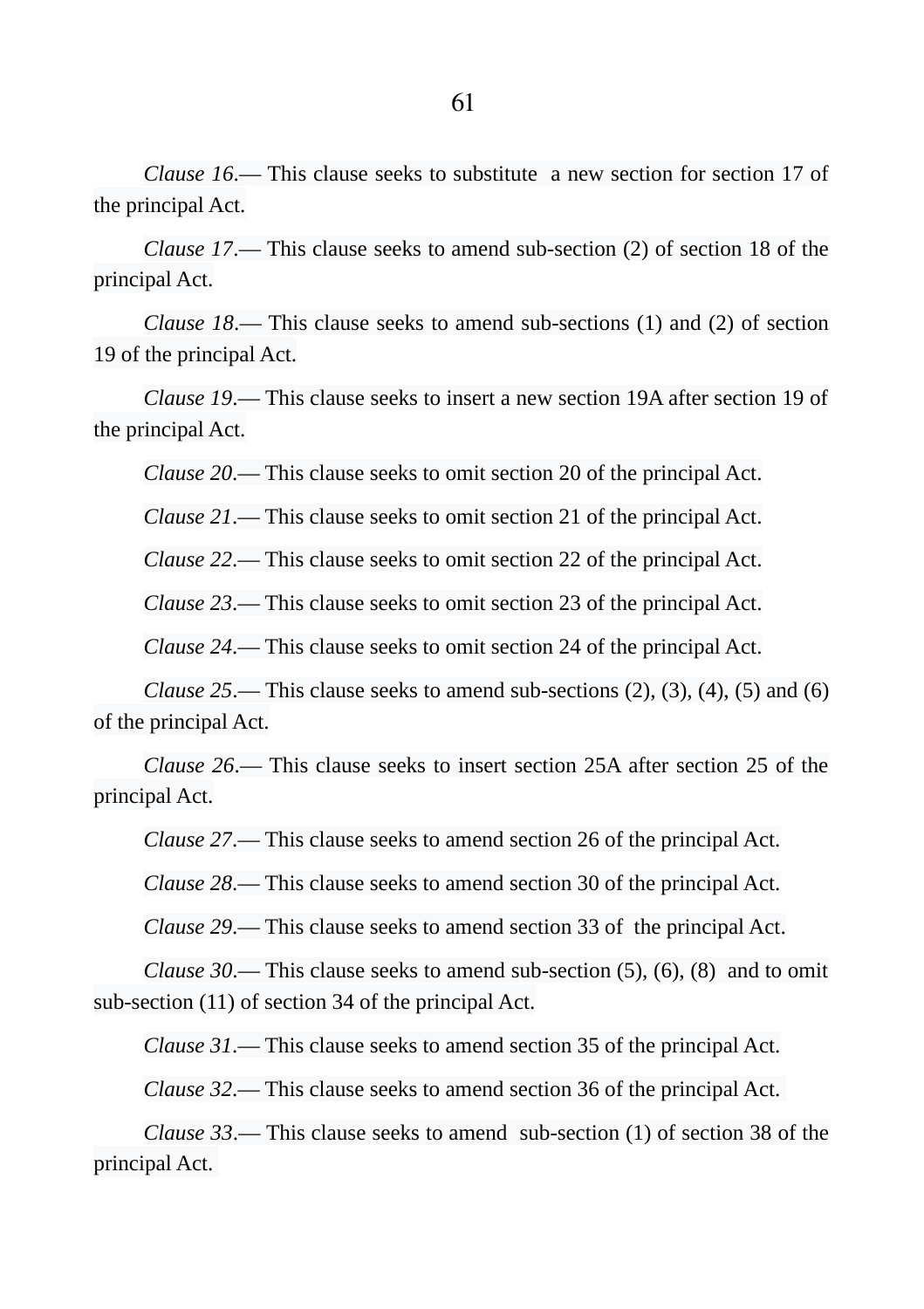*Clause 16*.— This clause seeks to substitute a new section for section 17 of the principal Act.

*Clause 17*.— This clause seeks to amend sub-section (2) of section 18 of the principal Act.

*Clause 18*.— This clause seeks to amend sub-sections (1) and (2) of section 19 of the principal Act.

*Clause 19*.— This clause seeks to insert a new section 19A after section 19 of the principal Act.

*Clause 20*.— This clause seeks to omit section 20 of the principal Act.

*Clause 21*.— This clause seeks to omit section 21 of the principal Act.

*Clause 22*.— This clause seeks to omit section 22 of the principal Act.

*Clause 23*.— This clause seeks to omit section 23 of the principal Act.

*Clause 24*.— This clause seeks to omit section 24 of the principal Act.

*Clause 25*.— This clause seeks to amend sub-sections (2), (3), (4), (5) and (6) of the principal Act.

*Clause 26*.— This clause seeks to insert section 25A after section 25 of the principal Act.

*Clause 27*.— This clause seeks to amend section 26 of the principal Act.

*Clause 28*.— This clause seeks to amend section 30 of the principal Act.

*Clause 29*.— This clause seeks to amend section 33 of the principal Act.

*Clause 30*.— This clause seeks to amend sub-section (5), (6), (8) and to omit sub-section (11) of section 34 of the principal Act.

*Clause 31*.— This clause seeks to amend section 35 of the principal Act.

*Clause 32*.— This clause seeks to amend section 36 of the principal Act.

*Clause 33*.— This clause seeks to amend sub-section (1) of section 38 of the principal Act.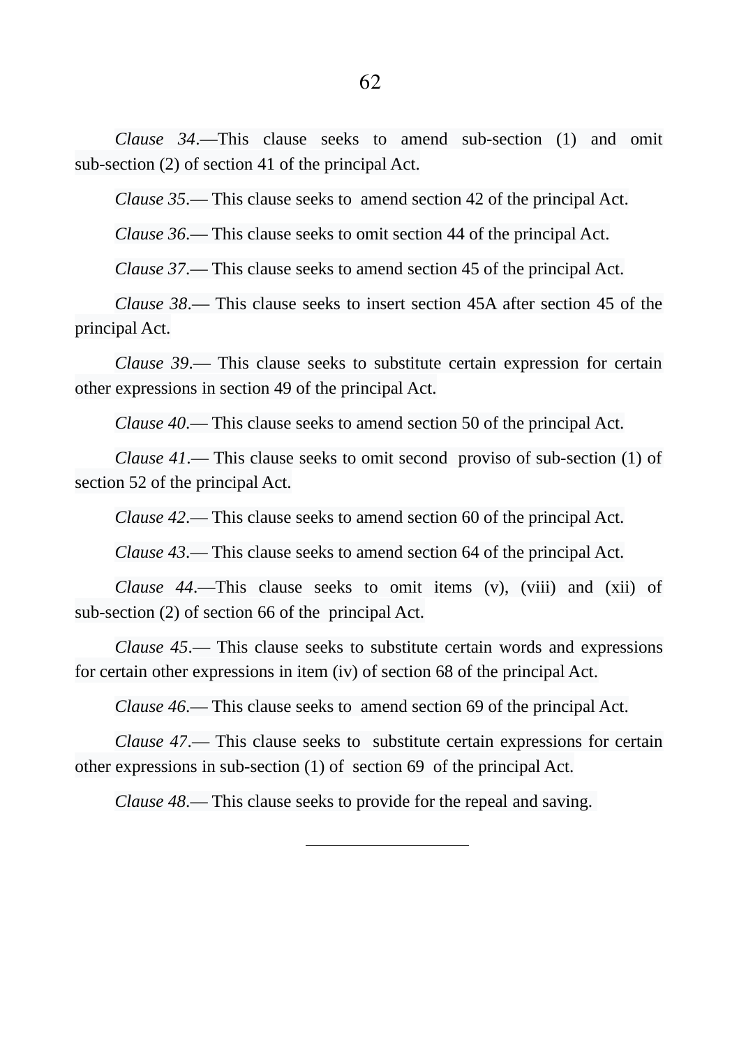*Clause 34*.—This clause seeks to amend sub-section (1) and omit sub-section (2) of section 41 of the principal Act.

*Clause 35*.— This clause seeks to amend section 42 of the principal Act.

*Clause 36*.— This clause seeks to omit section 44 of the principal Act.

*Clause 37*.— This clause seeks to amend section 45 of the principal Act.

*Clause 38*.— This clause seeks to insert section 45A after section 45 of the principal Act.

*Clause 39*.— This clause seeks to substitute certain expression for certain other expressions in section 49 of the principal Act.

*Clause 40*.— This clause seeks to amend section 50 of the principal Act.

*Clause 41*.— This clause seeks to omit second proviso of sub-section (1) of section 52 of the principal Act.

*Clause 42*.— This clause seeks to amend section 60 of the principal Act.

*Clause 43*.— This clause seeks to amend section 64 of the principal Act.

*Clause 44*.—This clause seeks to omit items (v), (viii) and (xii) of sub-section (2) of section 66 of the principal Act.

*Clause 45*.— This clause seeks to substitute certain words and expressions for certain other expressions in item (iv) of section 68 of the principal Act.

*Clause 46*.— This clause seeks to amend section 69 of the principal Act.

*Clause 47*.— This clause seeks to substitute certain expressions for certain other expressions in sub-section (1) of section 69 of the principal Act.

*Clause 48*.— This clause seeks to provide for the repeal and saving.

---